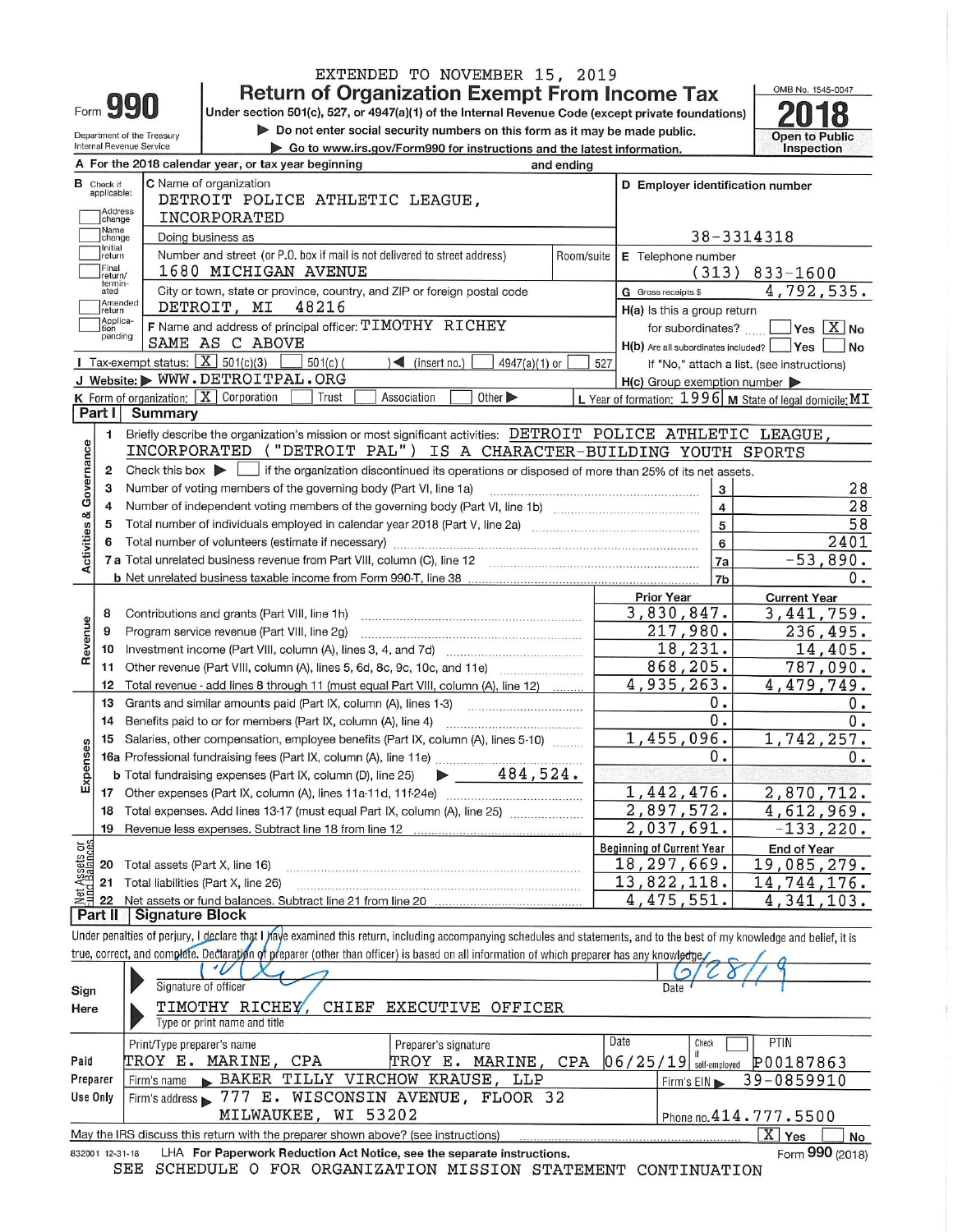EXTENDED TO NOVEMBER 15, 2019

Form **990**

# Return of Organization Exempt From Income Tax

Under section 501(c), 527, or 4947(a)(1) of the Internal Revenue Code (except private foundations)

▶ Do not enter social security numbers on this form as it may be made public.

▶ Go to www.irs.gov/Form990 for instructions and the latest information.

Department of the Treasury
Internal Revenue Service

OMB No. 1545-0047

**2018**

Open to Public Inspection

**A** For the 2018 calendar year, or tax year beginning and ending

**B** Check if applicable: Address change; Name change; Initial return; Final return/terminated; Amended return; Application pending

**C** Name of organization: DETROIT POLICE ATHLETIC LEAGUE, INCORPORATED

Doing business as

Number and street (or P.O. box if mail is not delivered to street address): 1680 MICHIGAN AVENUE — Room/suite

City or town, state or province, country, and ZIP or foreign postal code: DETROIT, MI 48216

**D** Employer identification number: 38-3314318

**E** Telephone number: (313) 833-1600

**G** Gross receipts $ 4,792,535.

**F** Name and address of principal officer: TIMOTHY RICHEY
SAME AS C ABOVE

**H(a)** Is this a group return for subordinates? ☐ Yes ☒ No

**H(b)** Are all subordinates included? ☐ Yes ☐ No
If "No," attach a list. (see instructions)

**H(c)** Group exemption number ▶

**I** Tax-exempt status: ☒ 501(c)(3) ☐ 501(c) ( ) ◀ (insert no.) ☐ 4947(a)(1) or ☐ 527

**J** Website: ▶ WWW.DETROITPAL.ORG

**K** Form of organization: ☒ Corporation ☐ Trust ☐ Association ☐ Other ▶

**L** Year of formation: 1996 **M** State of legal domicile: MI

## Part I Summary

**Activities & Governance**

1 Briefly describe the organization's mission or most significant activities: DETROIT POLICE ATHLETIC LEAGUE, INCORPORATED ("DETROIT PAL") IS A CHARACTER-BUILDING YOUTH SPORTS

2 Check this box ▶ ☐ if the organization discontinued its operations or disposed of more than 25% of its net assets.

| | | | |
|---|---|---|---|
| 3 | Number of voting members of the governing body (Part VI, line 1a) | 3 | 28 |
| 4 | Number of independent voting members of the governing body (Part VI, line 1b) | 4 | 28 |
| 5 | Total number of individuals employed in calendar year 2018 (Part V, line 2a) | 5 | 58 |
| 6 | Total number of volunteers (estimate if necessary) | 6 | 2401 |
| 7a | Total unrelated business revenue from Part VIII, column (C), line 12 | 7a | -53,890. |
| b | Net unrelated business taxable income from Form 990-T, line 38 | 7b | 0. |

| | | Prior Year | Current Year |
|---|---|---|---|
| **Revenue** | | | |
| 8 | Contributions and grants (Part VIII, line 1h) | 3,830,847. | 3,441,759. |
| 9 | Program service revenue (Part VIII, line 2g) | 217,980. | 236,495. |
| 10 | Investment income (Part VIII, column (A), lines 3, 4, and 7d) | 18,231. | 14,405. |
| 11 | Other revenue (Part VIII, column (A), lines 5, 6d, 8c, 9c, 10c, and 11e) | 868,205. | 787,090. |
| 12 | Total revenue - add lines 8 through 11 (must equal Part VIII, column (A), line 12) | 4,935,263. | 4,479,749. |
| **Expenses** | | | |
| 13 | Grants and similar amounts paid (Part IX, column (A), lines 1-3) | 0. | 0. |
| 14 | Benefits paid to or for members (Part IX, column (A), line 4) | 0. | 0. |
| 15 | Salaries, other compensation, employee benefits (Part IX, column (A), lines 5-10) | 1,455,096. | 1,742,257. |
| 16a | Professional fundraising fees (Part IX, column (A), line 11e) | 0. | 0. |
| b | Total fundraising expenses (Part IX, column (D), line 25) ▶ 484,524. | | |
| 17 | Other expenses (Part IX, column (A), lines 11a-11d, 11f-24e) | 1,442,476. | 2,870,712. |
| 18 | Total expenses. Add lines 13-17 (must equal Part IX, column (A), line 25) | 2,897,572. | 4,612,969. |
| 19 | Revenue less expenses. Subtract line 18 from line 12 | 2,037,691. | -133,220. |

| **Net Assets or Fund Balances** | | Beginning of Current Year | End of Year |
|---|---|---|---|
| 20 | Total assets (Part X, line 16) | 18,297,669. | 19,085,279. |
| 21 | Total liabilities (Part X, line 26) | 13,822,118. | 14,744,176. |
| 22 | Net assets or fund balances. Subtract line 21 from line 20 | 4,475,551. | 4,341,103. |

## Part II Signature Block

Under penalties of perjury, I declare that I have examined this return, including accompanying schedules and statements, and to the best of my knowledge and belief, it is true, correct, and complete. Declaration of preparer (other than officer) is based on all information of which preparer has any knowledge.

**Sign Here**

Signature of officer — Date: 6/28/19

TIMOTHY RICHEY, CHIEF EXECUTIVE OFFICER
Type or print name and title

**Paid Preparer Use Only**

| Print/Type preparer's name | Preparer's signature | Date | Check ☐ if self-employed | PTIN |
|---|---|---|---|---|
| TROY E. MARINE, CPA | TROY E. MARINE, CPA | 06/25/19 | | P00187863 |

Firm's name ▶ BAKER TILLY VIRCHOW KRAUSE, LLP — Firm's EIN ▶ 39-0859910

Firm's address ▶ 777 E. WISCONSIN AVENUE, FLOOR 32, MILWAUKEE, WI 53202 — Phone no. 414.777.5500

May the IRS discuss this return with the preparer shown above? (see instructions) ☒ Yes ☐ No

832001 12-31-18 LHA **For Paperwork Reduction Act Notice, see the separate instructions.** Form **990** (2018)

SEE SCHEDULE O FOR ORGANIZATION MISSION STATEMENT CONTINUATION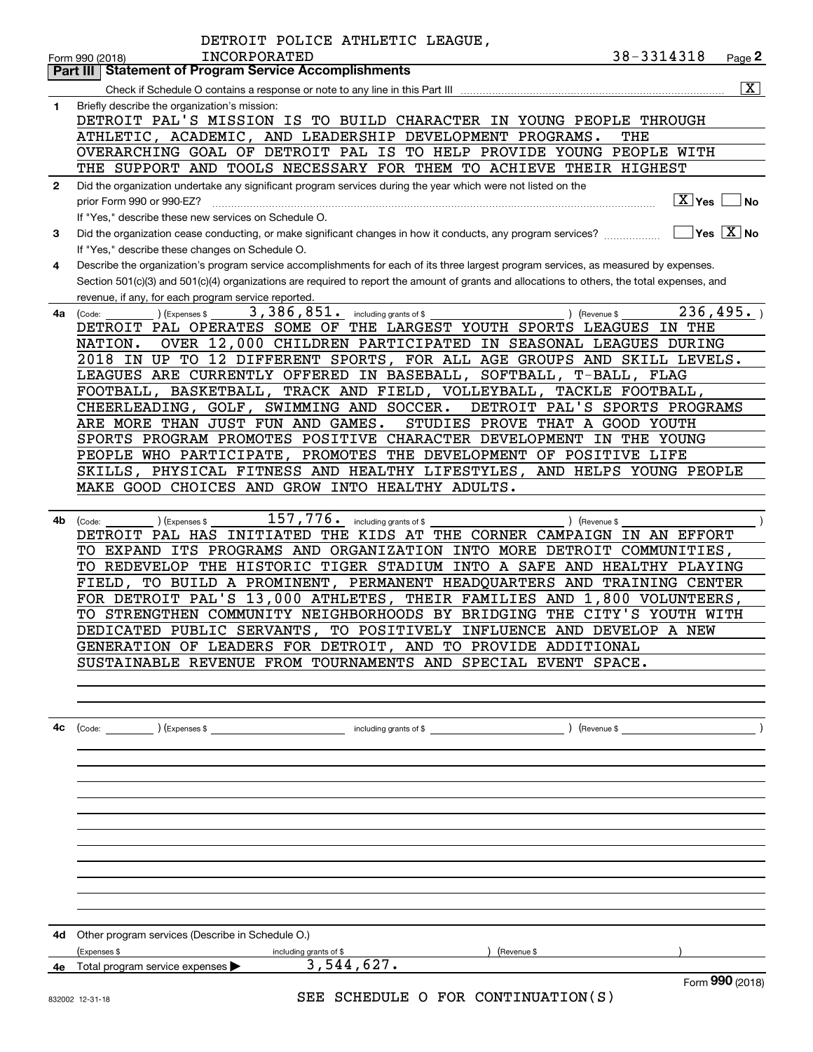DETROIT POLICE ATHLETIC LEAGUE, INCORPORATED

38-3314318

Form 990 (2018) Page **2**

## Part III | Statement of Program Service Accomplishments

Check if Schedule O contains a response or note to any line in this Part III .......... [X]

**1** Briefly describe the organization's mission:

DETROIT PAL'S MISSION IS TO BUILD CHARACTER IN YOUNG PEOPLE THROUGH ATHLETIC, ACADEMIC, AND LEADERSHIP DEVELOPMENT PROGRAMS. THE OVERARCHING GOAL OF DETROIT PAL IS TO HELP PROVIDE YOUNG PEOPLE WITH THE SUPPORT AND TOOLS NECESSARY FOR THEM TO ACHIEVE THEIR HIGHEST

**2** Did the organization undertake any significant program services during the year which were not listed on the prior Form 990 or 990-EZ? .......... [X] Yes [ ] No

If "Yes," describe these new services on Schedule O.

**3** Did the organization cease conducting, or make significant changes in how it conducts, any program services? .......... [ ] Yes [X] No

If "Yes," describe these changes on Schedule O.

**4** Describe the organization's program service accomplishments for each of its three largest program services, as measured by expenses. Section 501(c)(3) and 501(c)(4) organizations are required to report the amount of grants and allocations to others, the total expenses, and revenue, if any, for each program service reported.

**4a** (Code: ) (Expenses $ 3,386,851. including grants of $ ) (Revenue $ 236,495. )

DETROIT PAL OPERATES SOME OF THE LARGEST YOUTH SPORTS LEAGUES IN THE NATION. OVER 12,000 CHILDREN PARTICIPATED IN SEASONAL LEAGUES DURING 2018 IN UP TO 12 DIFFERENT SPORTS, FOR ALL AGE GROUPS AND SKILL LEVELS. LEAGUES ARE CURRENTLY OFFERED IN BASEBALL, SOFTBALL, T-BALL, FLAG FOOTBALL, BASKETBALL, TRACK AND FIELD, VOLLEYBALL, TACKLE FOOTBALL, CHEERLEADING, GOLF, SWIMMING AND SOCCER. DETROIT PAL'S SPORTS PROGRAMS ARE MORE THAN JUST FUN AND GAMES. STUDIES PROVE THAT A GOOD YOUTH SPORTS PROGRAM PROMOTES POSITIVE CHARACTER DEVELOPMENT IN THE YOUNG PEOPLE WHO PARTICIPATE, PROMOTES THE DEVELOPMENT OF POSITIVE LIFE SKILLS, PHYSICAL FITNESS AND HEALTHY LIFESTYLES, AND HELPS YOUNG PEOPLE MAKE GOOD CHOICES AND GROW INTO HEALTHY ADULTS.

**4b** (Code: ) (Expenses $ 157,776. including grants of $ ) (Revenue $ )

DETROIT PAL HAS INITIATED THE KIDS AT THE CORNER CAMPAIGN IN AN EFFORT TO EXPAND ITS PROGRAMS AND ORGANIZATION INTO MORE DETROIT COMMUNITIES, TO REDEVELOP THE HISTORIC TIGER STADIUM INTO A SAFE AND HEALTHY PLAYING FIELD, TO BUILD A PROMINENT, PERMANENT HEADQUARTERS AND TRAINING CENTER FOR DETROIT PAL'S 13,000 ATHLETES, THEIR FAMILIES AND 1,800 VOLUNTEERS, TO STRENGTHEN COMMUNITY NEIGHBORHOODS BY BRIDGING THE CITY'S YOUTH WITH DEDICATED PUBLIC SERVANTS, TO POSITIVELY INFLUENCE AND DEVELOP A NEW GENERATION OF LEADERS FOR DETROIT, AND TO PROVIDE ADDITIONAL SUSTAINABLE REVENUE FROM TOURNAMENTS AND SPECIAL EVENT SPACE.

**4c** (Code: ) (Expenses $ including grants of $ ) (Revenue $ )

**4d** Other program services (Describe in Schedule O.)

(Expenses $ including grants of $ ) (Revenue $ )

**4e** Total program service expenses ▶ 3,544,627.

Form **990** (2018)

SEE SCHEDULE O FOR CONTINUATION(S)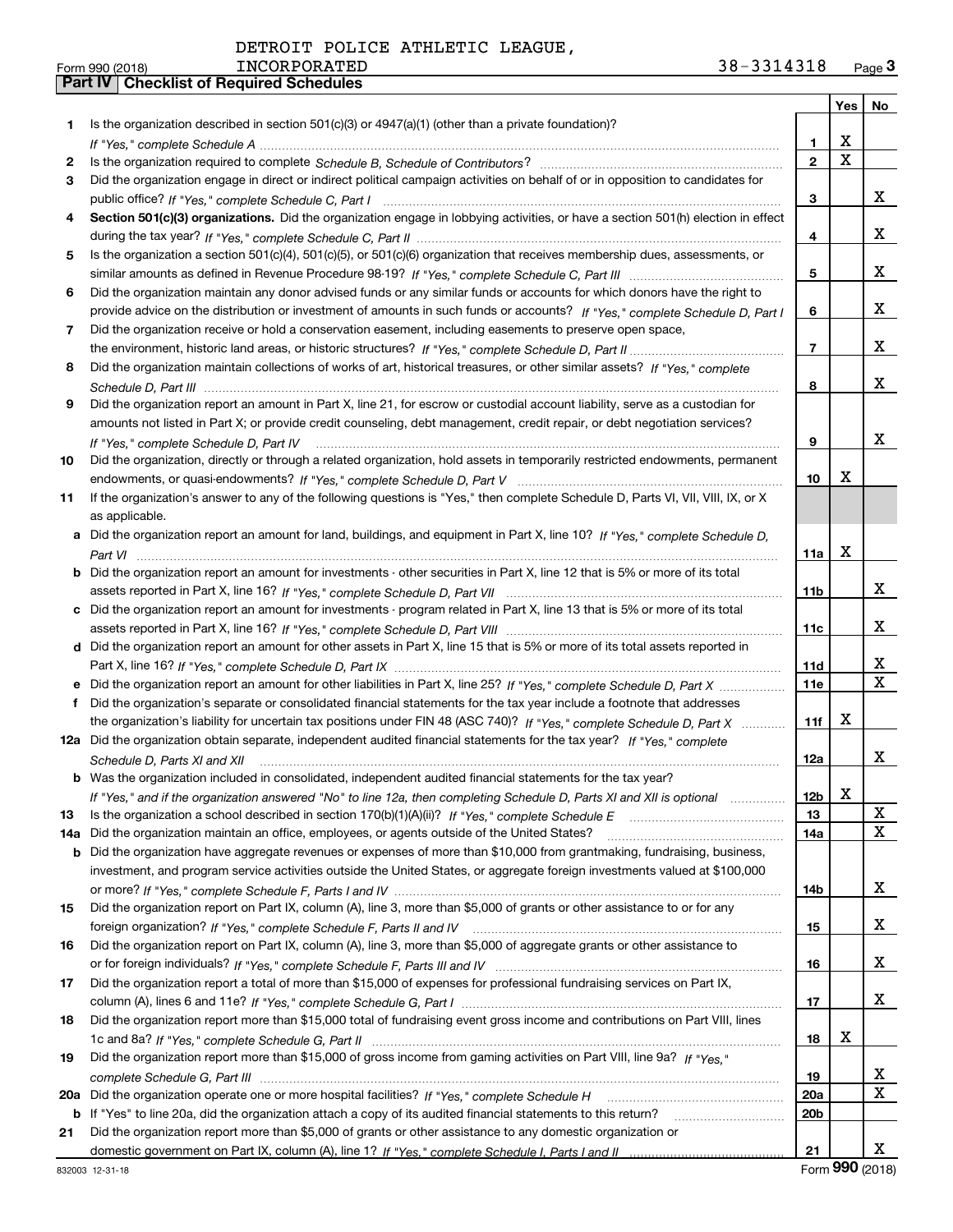DETROIT POLICE ATHLETIC LEAGUE, INCORPORATED 38-3314318

Form 990 (2018) Page 3

## Part IV Checklist of Required Schedules

| | | | Yes | No |
|---|---|---|---|---|
| 1 | Is the organization described in section 501(c)(3) or 4947(a)(1) (other than a private foundation)? *If "Yes," complete Schedule A* | 1 | X | |
| 2 | Is the organization required to complete *Schedule B, Schedule of Contributors*? | 2 | X | |
| 3 | Did the organization engage in direct or indirect political campaign activities on behalf of or in opposition to candidates for public office? *If "Yes," complete Schedule C, Part I* | 3 | | X |
| 4 | **Section 501(c)(3) organizations.** Did the organization engage in lobbying activities, or have a section 501(h) election in effect during the tax year? *If "Yes," complete Schedule C, Part II* | 4 | | X |
| 5 | Is the organization a section 501(c)(4), 501(c)(5), or 501(c)(6) organization that receives membership dues, assessments, or similar amounts as defined in Revenue Procedure 98-19? *If "Yes," complete Schedule C, Part III* | 5 | | X |
| 6 | Did the organization maintain any donor advised funds or any similar funds or accounts for which donors have the right to provide advice on the distribution or investment of amounts in such funds or accounts? *If "Yes," complete Schedule D, Part I* | 6 | | X |
| 7 | Did the organization receive or hold a conservation easement, including easements to preserve open space, the environment, historic land areas, or historic structures? *If "Yes," complete Schedule D, Part II* | 7 | | X |
| 8 | Did the organization maintain collections of works of art, historical treasures, or other similar assets? *If "Yes," complete Schedule D, Part III* | 8 | | X |
| 9 | Did the organization report an amount in Part X, line 21, for escrow or custodial account liability, serve as a custodian for amounts not listed in Part X; or provide credit counseling, debt management, credit repair, or debt negotiation services? *If "Yes," complete Schedule D, Part IV* | 9 | | X |
| 10 | Did the organization, directly or through a related organization, hold assets in temporarily restricted endowments, permanent endowments, or quasi-endowments? *If "Yes," complete Schedule D, Part V* | 10 | X | |
| 11 | If the organization's answer to any of the following questions is "Yes," then complete Schedule D, Parts VI, VII, VIII, IX, or X as applicable. | | | |
| a | Did the organization report an amount for land, buildings, and equipment in Part X, line 10? *If "Yes," complete Schedule D, Part VI* | 11a | X | |
| b | Did the organization report an amount for investments - other securities in Part X, line 12 that is 5% or more of its total assets reported in Part X, line 16? *If "Yes," complete Schedule D, Part VII* | 11b | | X |
| c | Did the organization report an amount for investments - program related in Part X, line 13 that is 5% or more of its total assets reported in Part X, line 16? *If "Yes," complete Schedule D, Part VIII* | 11c | | X |
| d | Did the organization report an amount for other assets in Part X, line 15 that is 5% or more of its total assets reported in Part X, line 16? *If "Yes," complete Schedule D, Part IX* | 11d | | X |
| e | Did the organization report an amount for other liabilities in Part X, line 25? *If "Yes," complete Schedule D, Part X* | 11e | | X |
| f | Did the organization's separate or consolidated financial statements for the tax year include a footnote that addresses the organization's liability for uncertain tax positions under FIN 48 (ASC 740)? *If "Yes," complete Schedule D, Part X* | 11f | X | |
| 12a | Did the organization obtain separate, independent audited financial statements for the tax year? *If "Yes," complete Schedule D, Parts XI and XII* | 12a | | X |
| b | Was the organization included in consolidated, independent audited financial statements for the tax year? *If "Yes," and if the organization answered "No" to line 12a, then completing Schedule D, Parts XI and XII is optional* | 12b | X | |
| 13 | Is the organization a school described in section 170(b)(1)(A)(ii)? *If "Yes," complete Schedule E* | 13 | | X |
| 14a | Did the organization maintain an office, employees, or agents outside of the United States? | 14a | | X |
| b | Did the organization have aggregate revenues or expenses of more than $10,000 from grantmaking, fundraising, business, investment, and program service activities outside the United States, or aggregate foreign investments valued at $100,000 or more? *If "Yes," complete Schedule F, Parts I and IV* | 14b | | X |
| 15 | Did the organization report on Part IX, column (A), line 3, more than $5,000 of grants or other assistance to or for any foreign organization? *If "Yes," complete Schedule F, Parts II and IV* | 15 | | X |
| 16 | Did the organization report on Part IX, column (A), line 3, more than $5,000 of aggregate grants or other assistance to or for foreign individuals? *If "Yes," complete Schedule F, Parts III and IV* | 16 | | X |
| 17 | Did the organization report a total of more than $15,000 of expenses for professional fundraising services on Part IX, column (A), lines 6 and 11e? *If "Yes," complete Schedule G, Part I* | 17 | | X |
| 18 | Did the organization report more than $15,000 total of fundraising event gross income and contributions on Part VIII, lines 1c and 8a? *If "Yes," complete Schedule G, Part II* | 18 | X | |
| 19 | Did the organization report more than $15,000 of gross income from gaming activities on Part VIII, line 9a? *If "Yes," complete Schedule G, Part III* | 19 | | X |
| 20a | Did the organization operate one or more hospital facilities? *If "Yes," complete Schedule H* | 20a | | X |
| b | If "Yes" to line 20a, did the organization attach a copy of its audited financial statements to this return? | 20b | | |
| 21 | Did the organization report more than $5,000 of grants or other assistance to any domestic organization or domestic government on Part IX, column (A), line 1? *If "Yes," complete Schedule I, Parts I and II* | 21 | | X |

832003 12-31-18 Form 990 (2018)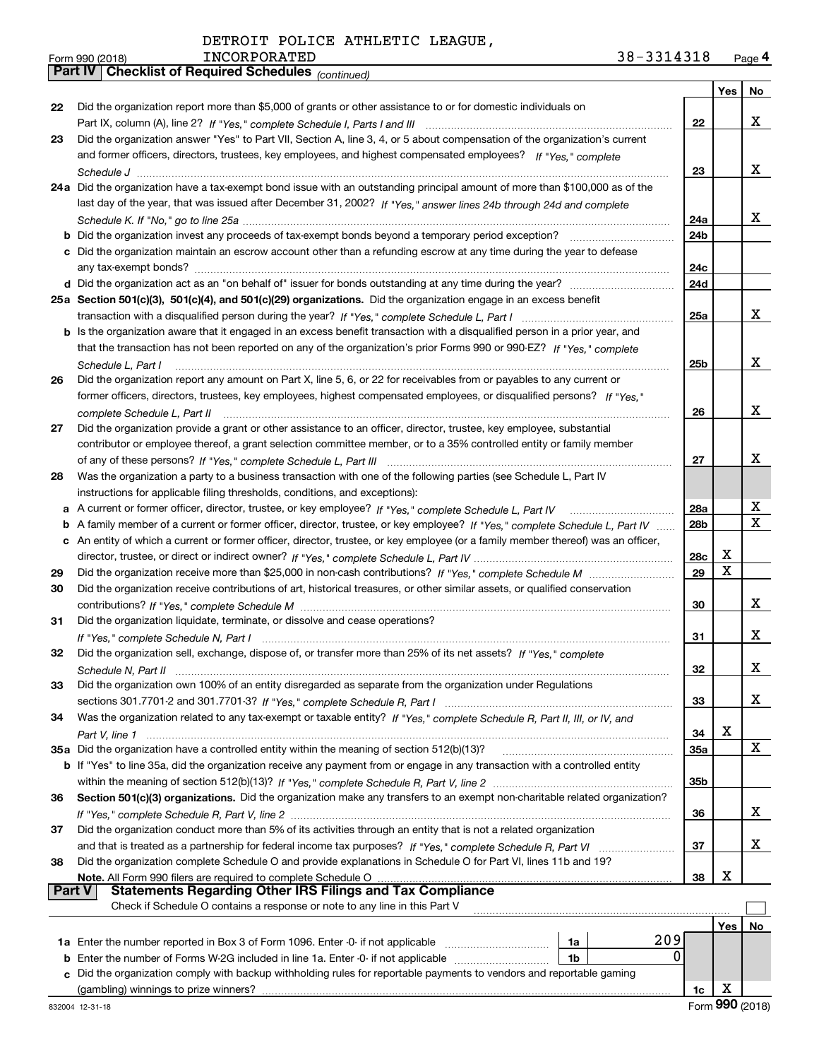DETROIT POLICE ATHLETIC LEAGUE, INCORPORATED

Form 990 (2018) 38-3314318 Page **4**

**Part IV | Checklist of Required Schedules** *(continued)*

| | | | Yes | No |
|---|---|---|---|---|
| **22** | Did the organization report more than $5,000 of grants or other assistance to or for domestic individuals on Part IX, column (A), line 2? *If "Yes," complete Schedule I, Parts I and III* | **22** | | X |
| **23** | Did the organization answer "Yes" to Part VII, Section A, line 3, 4, or 5 about compensation of the organization's current and former officers, directors, trustees, key employees, and highest compensated employees? *If "Yes," complete Schedule J* | **23** | | X |
| **24a** | Did the organization have a tax-exempt bond issue with an outstanding principal amount of more than $100,000 as of the last day of the year, that was issued after December 31, 2002? *If "Yes," answer lines 24b through 24d and complete Schedule K. If "No," go to line 25a* | **24a** | | X |
| **b** | Did the organization invest any proceeds of tax-exempt bonds beyond a temporary period exception? | **24b** | | |
| **c** | Did the organization maintain an escrow account other than a refunding escrow at any time during the year to defease any tax-exempt bonds? | **24c** | | |
| **d** | Did the organization act as an "on behalf of" issuer for bonds outstanding at any time during the year? | **24d** | | |
| **25a** | **Section 501(c)(3), 501(c)(4), and 501(c)(29) organizations.** Did the organization engage in an excess benefit transaction with a disqualified person during the year? *If "Yes," complete Schedule L, Part I* | **25a** | | X |
| **b** | Is the organization aware that it engaged in an excess benefit transaction with a disqualified person in a prior year, and that the transaction has not been reported on any of the organization's prior Forms 990 or 990-EZ? *If "Yes," complete Schedule L, Part I* | **25b** | | X |
| **26** | Did the organization report any amount on Part X, line 5, 6, or 22 for receivables from or payables to any current or former officers, directors, trustees, key employees, highest compensated employees, or disqualified persons? *If "Yes," complete Schedule L, Part II* | **26** | | X |
| **27** | Did the organization provide a grant or other assistance to an officer, director, trustee, key employee, substantial contributor or employee thereof, a grant selection committee member, or to a 35% controlled entity or family member of any of these persons? *If "Yes," complete Schedule L, Part III* | **27** | | X |
| **28** | Was the organization a party to a business transaction with one of the following parties (see Schedule L, Part IV instructions for applicable filing thresholds, conditions, and exceptions): | | | |
| **a** | A current or former officer, director, trustee, or key employee? *If "Yes," complete Schedule L, Part IV* | **28a** | | X |
| **b** | A family member of a current or former officer, director, trustee, or key employee? *If "Yes," complete Schedule L, Part IV* | **28b** | | X |
| **c** | An entity of which a current or former officer, director, trustee, or key employee (or a family member thereof) was an officer, director, trustee, or direct or indirect owner? *If "Yes," complete Schedule L, Part IV* | **28c** | X | |
| **29** | Did the organization receive more than $25,000 in non-cash contributions? *If "Yes," complete Schedule M* | **29** | X | |
| **30** | Did the organization receive contributions of art, historical treasures, or other similar assets, or qualified conservation contributions? *If "Yes," complete Schedule M* | **30** | | X |
| **31** | Did the organization liquidate, terminate, or dissolve and cease operations? *If "Yes," complete Schedule N, Part I* | **31** | | X |
| **32** | Did the organization sell, exchange, dispose of, or transfer more than 25% of its net assets? *If "Yes," complete Schedule N, Part II* | **32** | | X |
| **33** | Did the organization own 100% of an entity disregarded as separate from the organization under Regulations sections 301.7701-2 and 301.7701-3? *If "Yes," complete Schedule R, Part I* | **33** | | X |
| **34** | Was the organization related to any tax-exempt or taxable entity? *If "Yes," complete Schedule R, Part II, III, or IV, and Part V, line 1* | **34** | X | |
| **35a** | Did the organization have a controlled entity within the meaning of section 512(b)(13)? | **35a** | | X |
| **b** | If "Yes" to line 35a, did the organization receive any payment from or engage in any transaction with a controlled entity within the meaning of section 512(b)(13)? *If "Yes," complete Schedule R, Part V, line 2* | **35b** | | |
| **36** | **Section 501(c)(3) organizations.** Did the organization make any transfers to an exempt non-charitable related organization? *If "Yes," complete Schedule R, Part V, line 2* | **36** | | X |
| **37** | Did the organization conduct more than 5% of its activities through an entity that is not a related organization and that is treated as a partnership for federal income tax purposes? *If "Yes," complete Schedule R, Part VI* | **37** | | X |
| **38** | Did the organization complete Schedule O and provide explanations in Schedule O for Part VI, lines 11b and 19? **Note.** All Form 990 filers are required to complete Schedule O | **38** | X | |

**Part V | Statements Regarding Other IRS Filings and Tax Compliance**

Check if Schedule O contains a response or note to any line in this Part V ☐

| | | | | | Yes | No |
|---|---|---|---|---|---|---|
| **1a** | Enter the number reported in Box 3 of Form 1096. Enter -0- if not applicable | 1a | 209 | | | |
| **b** | Enter the number of Forms W-2G included in line 1a. Enter -0- if not applicable | 1b | 0 | | | |
| **c** | Did the organization comply with backup withholding rules for reportable payments to vendors and reportable gaming (gambling) winnings to prize winners? | | | **1c** | X | |

832004 12-31-18 Form **990** (2018)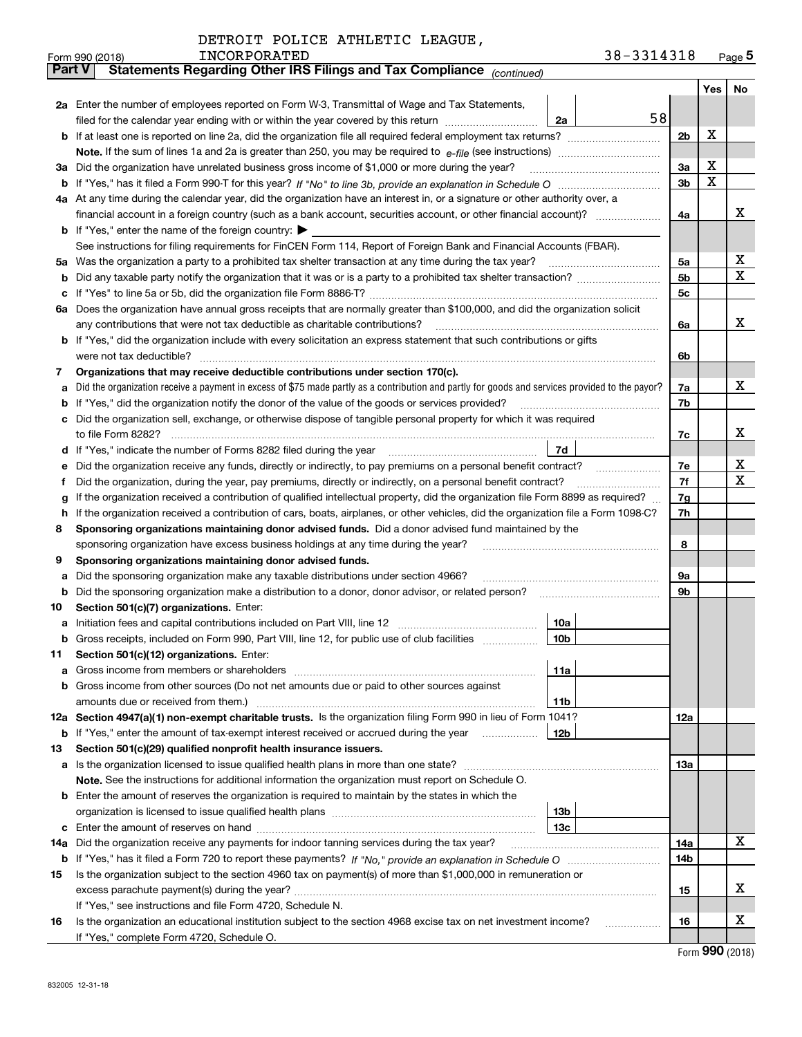DETROIT POLICE ATHLETIC LEAGUE, INCORPORATED

Form 990 (2018) 38-3314318 Page 5

**Part V Statements Regarding Other IRS Filings and Tax Compliance** *(continued)*

| | | | | | Yes | No |
|---|---|---|---|---|---|---|
| **2a** | Enter the number of employees reported on Form W-3, Transmittal of Wage and Tax Statements, filed for the calendar year ending with or within the year covered by this return | 2a | 58 | | | |
| **b** | If at least one is reported on line 2a, did the organization file all required federal employment tax returns? | | | 2b | X | |
| | **Note.** If the sum of lines 1a and 2a is greater than 250, you may be required to *e-file* (see instructions) | | | | | |
| **3a** | Did the organization have unrelated business gross income of $1,000 or more during the year? | | | 3a | X | |
| **b** | If "Yes," has it filed a Form 990-T for this year? *If "No" to line 3b, provide an explanation in Schedule O* | | | 3b | X | |
| **4a** | At any time during the calendar year, did the organization have an interest in, or a signature or other authority over, a financial account in a foreign country (such as a bank account, securities account, or other financial account)? | | | 4a | | X |
| **b** | If "Yes," enter the name of the foreign country: ▶ | | | | | |
| | See instructions for filing requirements for FinCEN Form 114, Report of Foreign Bank and Financial Accounts (FBAR). | | | | | |
| **5a** | Was the organization a party to a prohibited tax shelter transaction at any time during the tax year? | | | 5a | | X |
| **b** | Did any taxable party notify the organization that it was or is a party to a prohibited tax shelter transaction? | | | 5b | | X |
| **c** | If "Yes" to line 5a or 5b, did the organization file Form 8886-T? | | | 5c | | |
| **6a** | Does the organization have annual gross receipts that are normally greater than $100,000, and did the organization solicit any contributions that were not tax deductible as charitable contributions? | | | 6a | | X |
| **b** | If "Yes," did the organization include with every solicitation an express statement that such contributions or gifts were not tax deductible? | | | 6b | | |
| **7** | **Organizations that may receive deductible contributions under section 170(c).** | | | | | |
| **a** | Did the organization receive a payment in excess of $75 made partly as a contribution and partly for goods and services provided to the payor? | | | 7a | | X |
| **b** | If "Yes," did the organization notify the donor of the value of the goods or services provided? | | | 7b | | |
| **c** | Did the organization sell, exchange, or otherwise dispose of tangible personal property for which it was required to file Form 8282? | | | 7c | | X |
| **d** | If "Yes," indicate the number of Forms 8282 filed during the year | 7d | | | | |
| **e** | Did the organization receive any funds, directly or indirectly, to pay premiums on a personal benefit contract? | | | 7e | | X |
| **f** | Did the organization, during the year, pay premiums, directly or indirectly, on a personal benefit contract? | | | 7f | | X |
| **g** | If the organization received a contribution of qualified intellectual property, did the organization file Form 8899 as required? | | | 7g | | |
| **h** | If the organization received a contribution of cars, boats, airplanes, or other vehicles, did the organization file a Form 1098-C? | | | 7h | | |
| **8** | **Sponsoring organizations maintaining donor advised funds.** Did a donor advised fund maintained by the sponsoring organization have excess business holdings at any time during the year? | | | 8 | | |
| **9** | **Sponsoring organizations maintaining donor advised funds.** | | | | | |
| **a** | Did the sponsoring organization make any taxable distributions under section 4966? | | | 9a | | |
| **b** | Did the sponsoring organization make a distribution to a donor, donor advisor, or related person? | | | 9b | | |
| **10** | **Section 501(c)(7) organizations.** Enter: | | | | | |
| **a** | Initiation fees and capital contributions included on Part VIII, line 12 | 10a | | | | |
| **b** | Gross receipts, included on Form 990, Part VIII, line 12, for public use of club facilities | 10b | | | | |
| **11** | **Section 501(c)(12) organizations.** Enter: | | | | | |
| **a** | Gross income from members or shareholders | 11a | | | | |
| **b** | Gross income from other sources (Do not net amounts due or paid to other sources against amounts due or received from them.) | 11b | | | | |
| **12a** | **Section 4947(a)(1) non-exempt charitable trusts.** Is the organization filing Form 990 in lieu of Form 1041? | | | 12a | | |
| **b** | If "Yes," enter the amount of tax-exempt interest received or accrued during the year | 12b | | | | |
| **13** | **Section 501(c)(29) qualified nonprofit health insurance issuers.** | | | | | |
| **a** | Is the organization licensed to issue qualified health plans in more than one state? | | | 13a | | |
| | **Note.** See the instructions for additional information the organization must report on Schedule O. | | | | | |
| **b** | Enter the amount of reserves the organization is required to maintain by the states in which the organization is licensed to issue qualified health plans | 13b | | | | |
| **c** | Enter the amount of reserves on hand | 13c | | | | |
| **14a** | Did the organization receive any payments for indoor tanning services during the tax year? | | | 14a | | X |
| **b** | If "Yes," has it filed a Form 720 to report these payments? *If "No," provide an explanation in Schedule O* | | | 14b | | |
| **15** | Is the organization subject to the section 4960 tax on payment(s) of more than $1,000,000 in remuneration or excess parachute payment(s) during the year? | | | 15 | | X |
| | If "Yes," see instructions and file Form 4720, Schedule N. | | | | | |
| **16** | Is the organization an educational institution subject to the section 4968 excise tax on net investment income? | | | 16 | | X |
| | If "Yes," complete Form 4720, Schedule O. | | | | | |

Form **990** (2018)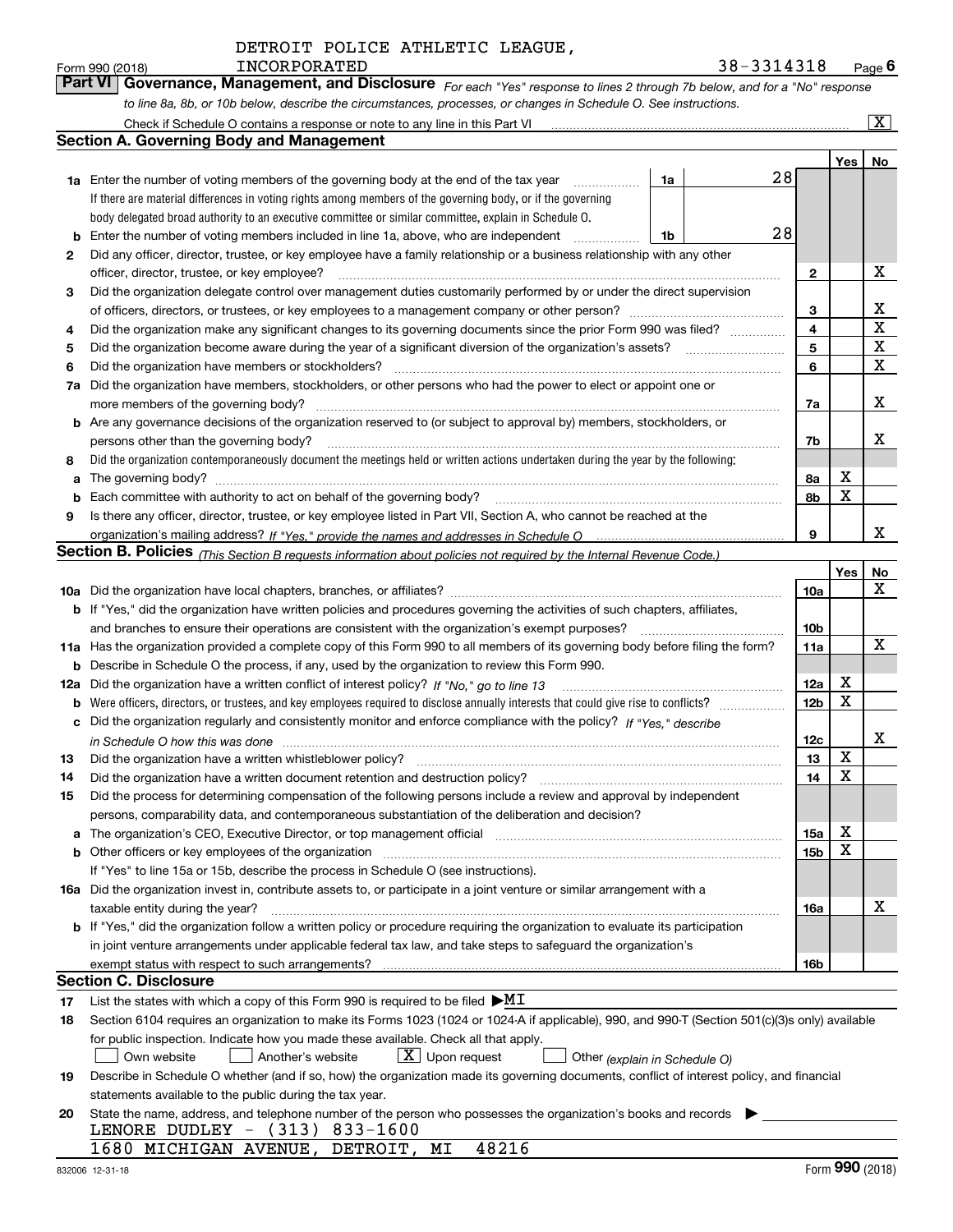DETROIT POLICE ATHLETIC LEAGUE, INCORPORATED

Form 990 (2018) 38-3314318

## Part VI Governance, Management, and Disclosure

*For each "Yes" response to lines 2 through 7b below, and for a "No" response to line 8a, 8b, or 10b below, describe the circumstances, processes, or changes in Schedule O. See instructions.*

Check if Schedule O contains a response or note to any line in this Part VI ... [X]

### Section A. Governing Body and Management

| | | | | Yes | No |
|---|---|---|---|---|---|
| **1a** | Enter the number of voting members of the governing body at the end of the tax year (1a) | 28 | | | |
| | If there are material differences in voting rights among members of the governing body, or if the governing body delegated broad authority to an executive committee or similar committee, explain in Schedule O. | | | | |
| **b** | Enter the number of voting members included in line 1a, above, who are independent (1b) | 28 | | | |
| **2** | Did any officer, director, trustee, or key employee have a family relationship or a business relationship with any other officer, director, trustee, or key employee? | | 2 | | X |
| **3** | Did the organization delegate control over management duties customarily performed by or under the direct supervision of officers, directors, or trustees, or key employees to a management company or other person? | | 3 | | X |
| **4** | Did the organization make any significant changes to its governing documents since the prior Form 990 was filed? | | 4 | | X |
| **5** | Did the organization become aware during the year of a significant diversion of the organization's assets? | | 5 | | X |
| **6** | Did the organization have members or stockholders? | | 6 | | X |
| **7a** | Did the organization have members, stockholders, or other persons who had the power to elect or appoint one or more members of the governing body? | | 7a | | X |
| **b** | Are any governance decisions of the organization reserved to (or subject to approval by) members, stockholders, or persons other than the governing body? | | 7b | | X |
| **8** | Did the organization contemporaneously document the meetings held or written actions undertaken during the year by the following: | | | | |
| **a** | The governing body? | | 8a | X | |
| **b** | Each committee with authority to act on behalf of the governing body? | | 8b | X | |
| **9** | Is there any officer, director, trustee, or key employee listed in Part VII, Section A, who cannot be reached at the organization's mailing address? *If "Yes," provide the names and addresses in Schedule O* | | 9 | | X |

### Section B. Policies *(This Section B requests information about policies not required by the Internal Revenue Code.)*

| | | | Yes | No |
|---|---|---|---|---|
| **10a** | Did the organization have local chapters, branches, or affiliates? | 10a | | X |
| **b** | If "Yes," did the organization have written policies and procedures governing the activities of such chapters, affiliates, and branches to ensure their operations are consistent with the organization's exempt purposes? | 10b | | |
| **11a** | Has the organization provided a complete copy of this Form 990 to all members of its governing body before filing the form? | 11a | | X |
| **b** | Describe in Schedule O the process, if any, used by the organization to review this Form 990. | | | |
| **12a** | Did the organization have a written conflict of interest policy? *If "No," go to line 13* | 12a | X | |
| **b** | Were officers, directors, or trustees, and key employees required to disclose annually interests that could give rise to conflicts? | 12b | X | |
| **c** | Did the organization regularly and consistently monitor and enforce compliance with the policy? *If "Yes," describe in Schedule O how this was done* | 12c | | X |
| **13** | Did the organization have a written whistleblower policy? | 13 | X | |
| **14** | Did the organization have a written document retention and destruction policy? | 14 | X | |
| **15** | Did the process for determining compensation of the following persons include a review and approval by independent persons, comparability data, and contemporaneous substantiation of the deliberation and decision? | | | |
| **a** | The organization's CEO, Executive Director, or top management official | 15a | X | |
| **b** | Other officers or key employees of the organization | 15b | X | |
| | If "Yes" to line 15a or 15b, describe the process in Schedule O (see instructions). | | | |
| **16a** | Did the organization invest in, contribute assets to, or participate in a joint venture or similar arrangement with a taxable entity during the year? | 16a | | X |
| **b** | If "Yes," did the organization follow a written policy or procedure requiring the organization to evaluate its participation in joint venture arrangements under applicable federal tax law, and take steps to safeguard the organization's exempt status with respect to such arrangements? | 16b | | |

### Section C. Disclosure

**17** List the states with which a copy of this Form 990 is required to be filed ▶MI

**18** Section 6104 requires an organization to make its Forms 1023 (1024 or 1024-A if applicable), 990, and 990-T (Section 501(c)(3)s only) available for public inspection. Indicate how you made these available. Check all that apply.

[ ] Own website [ ] Another's website [X] Upon request [ ] Other *(explain in Schedule O)*

**19** Describe in Schedule O whether (and if so, how) the organization made its governing documents, conflict of interest policy, and financial statements available to the public during the tax year.

**20** State the name, address, and telephone number of the person who possesses the organization's books and records ▶

LENORE DUDLEY - (313) 833-1600
1680 MICHIGAN AVENUE, DETROIT, MI 48216

832006 12-31-18 Form **990** (2018)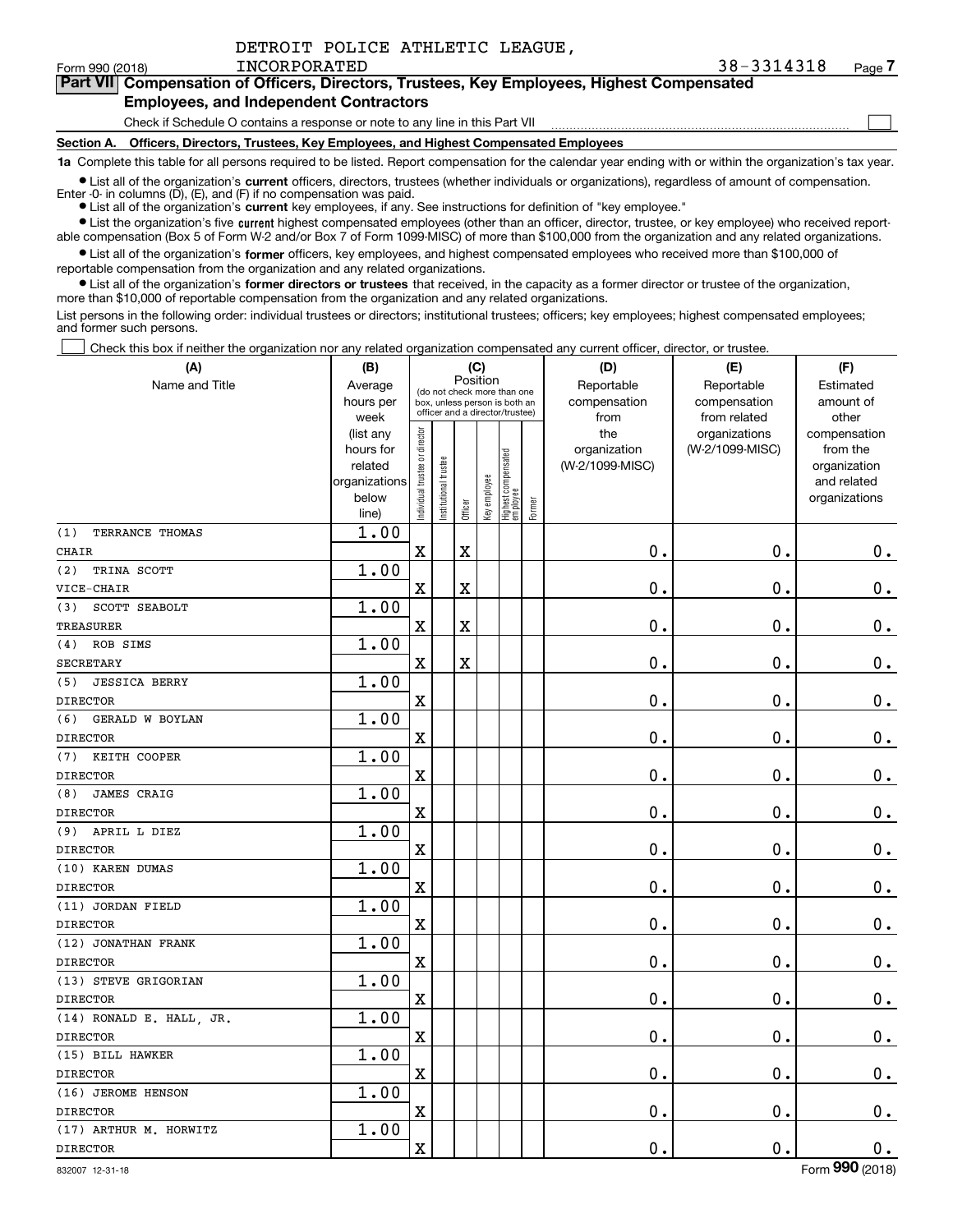DETROIT POLICE ATHLETIC LEAGUE, INCORPORATED 38-3314318

## Part VII Compensation of Officers, Directors, Trustees, Key Employees, Highest Compensated Employees, and Independent Contractors

Check if Schedule O contains a response or note to any line in this Part VII ☐

### Section A. Officers, Directors, Trustees, Key Employees, and Highest Compensated Employees

**1a** Complete this table for all persons required to be listed. Report compensation for the calendar year ending with or within the organization's tax year.

- List all of the organization's **current** officers, directors, trustees (whether individuals or organizations), regardless of amount of compensation. Enter -0- in columns (D), (E), and (F) if no compensation was paid.
- List all of the organization's **current** key employees, if any. See instructions for definition of "key employee."
- List the organization's five **current** highest compensated employees (other than an officer, director, trustee, or key employee) who received reportable compensation (Box 5 of Form W-2 and/or Box 7 of Form 1099-MISC) of more than $100,000 from the organization and any related organizations.
- List all of the organization's **former** officers, key employees, and highest compensated employees who received more than $100,000 of reportable compensation from the organization and any related organizations.
- List all of the organization's **former directors or trustees** that received, in the capacity as a former director or trustee of the organization, more than $10,000 of reportable compensation from the organization and any related organizations.

List persons in the following order: individual trustees or directors; institutional trustees; officers; key employees; highest compensated employees; and former such persons.

☐ Check this box if neither the organization nor any related organization compensated any current officer, director, or trustee.

| (A) Name and Title | (B) Average hours per week (list any hours for related organizations below line) | (C) Position: Individual trustee or director | Institutional trustee | Officer | Key employee | Highest compensated employee | Former | (D) Reportable compensation from the organization (W-2/1099-MISC) | (E) Reportable compensation from related organizations (W-2/1099-MISC) | (F) Estimated amount of other compensation from the organization and related organizations |
|---|---|---|---|---|---|---|---|---|---|---|
| (1) TERRANCE THOMAS<br>CHAIR | 1.00 | X | | X | | | | 0. | 0. | 0. |
| (2) TRINA SCOTT<br>VICE-CHAIR | 1.00 | X | | X | | | | 0. | 0. | 0. |
| (3) SCOTT SEABOLT<br>TREASURER | 1.00 | X | | X | | | | 0. | 0. | 0. |
| (4) ROB SIMS<br>SECRETARY | 1.00 | X | | X | | | | 0. | 0. | 0. |
| (5) JESSICA BERRY<br>DIRECTOR | 1.00 | X | | | | | | 0. | 0. | 0. |
| (6) GERALD W BOYLAN<br>DIRECTOR | 1.00 | X | | | | | | 0. | 0. | 0. |
| (7) KEITH COOPER<br>DIRECTOR | 1.00 | X | | | | | | 0. | 0. | 0. |
| (8) JAMES CRAIG<br>DIRECTOR | 1.00 | X | | | | | | 0. | 0. | 0. |
| (9) APRIL L DIEZ<br>DIRECTOR | 1.00 | X | | | | | | 0. | 0. | 0. |
| (10) KAREN DUMAS<br>DIRECTOR | 1.00 | X | | | | | | 0. | 0. | 0. |
| (11) JORDAN FIELD<br>DIRECTOR | 1.00 | X | | | | | | 0. | 0. | 0. |
| (12) JONATHAN FRANK<br>DIRECTOR | 1.00 | X | | | | | | 0. | 0. | 0. |
| (13) STEVE GRIGORIAN<br>DIRECTOR | 1.00 | X | | | | | | 0. | 0. | 0. |
| (14) RONALD E. HALL, JR.<br>DIRECTOR | 1.00 | X | | | | | | 0. | 0. | 0. |
| (15) BILL HAWKER<br>DIRECTOR | 1.00 | X | | | | | | 0. | 0. | 0. |
| (16) JEROME HENSON<br>DIRECTOR | 1.00 | X | | | | | | 0. | 0. | 0. |
| (17) ARTHUR M. HORWITZ<br>DIRECTOR | 1.00 | X | | | | | | 0. | 0. | 0. |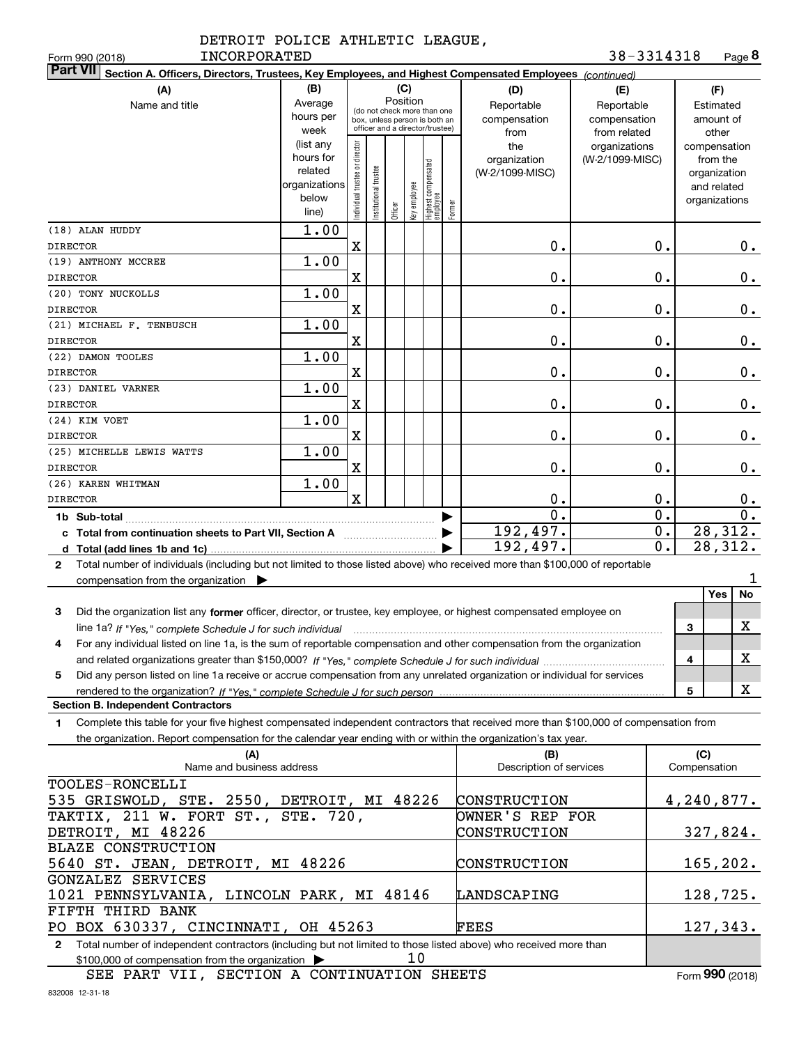DETROIT POLICE ATHLETIC LEAGUE, INCORPORATED

38-3314318

Form 990 (2018)

## Part VII Section A. Officers, Directors, Trustees, Key Employees, and Highest Compensated Employees *(continued)*

| (A) Name and title | (B) Average hours per week (list any hours for related organizations below line) | (C) Position: Individual trustee or director | Institutional trustee | Officer | Key employee | Highest compensated employee | Former | (D) Reportable compensation from the organization (W-2/1099-MISC) | (E) Reportable compensation from related organizations (W-2/1099-MISC) | (F) Estimated amount of other compensation from the organization and related organizations |
|---|---|---|---|---|---|---|---|---|---|---|
| (18) ALAN HUDDY<br>DIRECTOR | 1.00 | X | | | | | | 0. | 0. | 0. |
| (19) ANTHONY MCCREE<br>DIRECTOR | 1.00 | X | | | | | | 0. | 0. | 0. |
| (20) TONY NUCKOLLS<br>DIRECTOR | 1.00 | X | | | | | | 0. | 0. | 0. |
| (21) MICHAEL F. TENBUSCH<br>DIRECTOR | 1.00 | X | | | | | | 0. | 0. | 0. |
| (22) DAMON TOOLES<br>DIRECTOR | 1.00 | X | | | | | | 0. | 0. | 0. |
| (23) DANIEL VARNER<br>DIRECTOR | 1.00 | X | | | | | | 0. | 0. | 0. |
| (24) KIM VOET<br>DIRECTOR | 1.00 | X | | | | | | 0. | 0. | 0. |
| (25) MICHELLE LEWIS WATTS<br>DIRECTOR | 1.00 | X | | | | | | 0. | 0. | 0. |
| (26) KAREN WHITMAN<br>DIRECTOR | 1.00 | X | | | | | | 0. | 0. | 0. |
| **1b Sub-total** | | | | | | | | 0. | 0. | 0. |
| **c Total from continuation sheets to Part VII, Section A** | | | | | | | | 192,497. | 0. | 28,312. |
| **d Total (add lines 1b and 1c)** | | | | | | | | 192,497. | 0. | 28,312. |

**2** Total number of individuals (including but not limited to those listed above) who received more than $100,000 of reportable compensation from the organization ▶ 1

| | | Yes | No |
|---|---|---|---|
| **3** Did the organization list any **former** officer, director, or trustee, key employee, or highest compensated employee on line 1a? *If "Yes," complete Schedule J for such individual* | 3 | | X |
| **4** For any individual listed on line 1a, is the sum of reportable compensation and other compensation from the organization and related organizations greater than $150,000? *If "Yes," complete Schedule J for such individual* | 4 | | X |
| **5** Did any person listed on line 1a receive or accrue compensation from any unrelated organization or individual for services rendered to the organization? *If "Yes," complete Schedule J for such person* | 5 | | X |

### Section B. Independent Contractors

**1** Complete this table for your five highest compensated independent contractors that received more than $100,000 of compensation from the organization. Report compensation for the calendar year ending with or within the organization's tax year.

| (A) Name and business address | (B) Description of services | (C) Compensation |
|---|---|---|
| TOOLES-RONCELLI<br>535 GRISWOLD, STE. 2550, DETROIT, MI 48226 | CONSTRUCTION | 4,240,877. |
| TAKTIX, 211 W. FORT ST., STE. 720,<br>DETROIT, MI 48226 | OWNER'S REP FOR CONSTRUCTION | 327,824. |
| BLAZE CONSTRUCTION<br>5640 ST. JEAN, DETROIT, MI 48226 | CONSTRUCTION | 165,202. |
| GONZALEZ SERVICES<br>1021 PENNSYLVANIA, LINCOLN PARK, MI 48146 | LANDSCAPING | 128,725. |
| FIFTH THIRD BANK<br>PO BOX 630337, CINCINNATI, OH 45263 | FEES | 127,343. |

**2** Total number of independent contractors (including but not limited to those listed above) who received more than $100,000 of compensation from the organization ▶ 10

SEE PART VII, SECTION A CONTINUATION SHEETS

Form **990** (2018)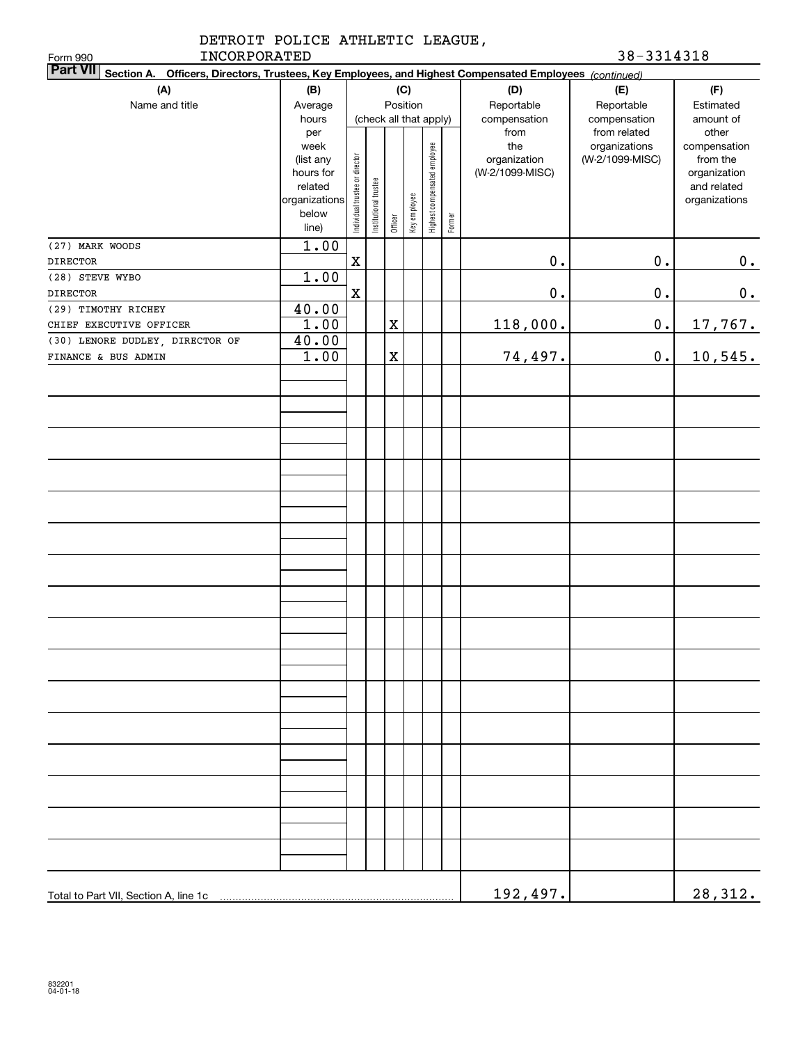DETROIT POLICE ATHLETIC LEAGUE, INCORPORATED

Form 990

38-3314318

**Part VII** Section A. Officers, Directors, Trustees, Key Employees, and Highest Compensated Employees *(continued)*

| (A) Name and title | (B) Average hours per week (list any hours for related organizations below line) | (C) Position (check all that apply): Individual trustee or director | Institutional trustee | Officer | Key employee | Highest compensated employee | Former | (D) Reportable compensation from the organization (W-2/1099-MISC) | (E) Reportable compensation from related organizations (W-2/1099-MISC) | (F) Estimated amount of other compensation from the organization and related organizations |
|---|---|---|---|---|---|---|---|---|---|---|
| (27) MARK WOODS<br>DIRECTOR | 1.00 | X | | | | | | 0. | 0. | 0. |
| (28) STEVE WYBO<br>DIRECTOR | 1.00 | X | | | | | | 0. | 0. | 0. |
| (29) TIMOTHY RICHEY<br>CHIEF EXECUTIVE OFFICER | 40.00<br>1.00 | | | X | | | | 118,000. | 0. | 17,767. |
| (30) LENORE DUDLEY, DIRECTOR OF<br>FINANCE & BUS ADMIN | 40.00<br>1.00 | | | X | | | | 74,497. | 0. | 10,545. |
| Total to Part VII, Section A, line 1c | | | | | | | | 192,497. | | 28,312. |

832201
04-01-18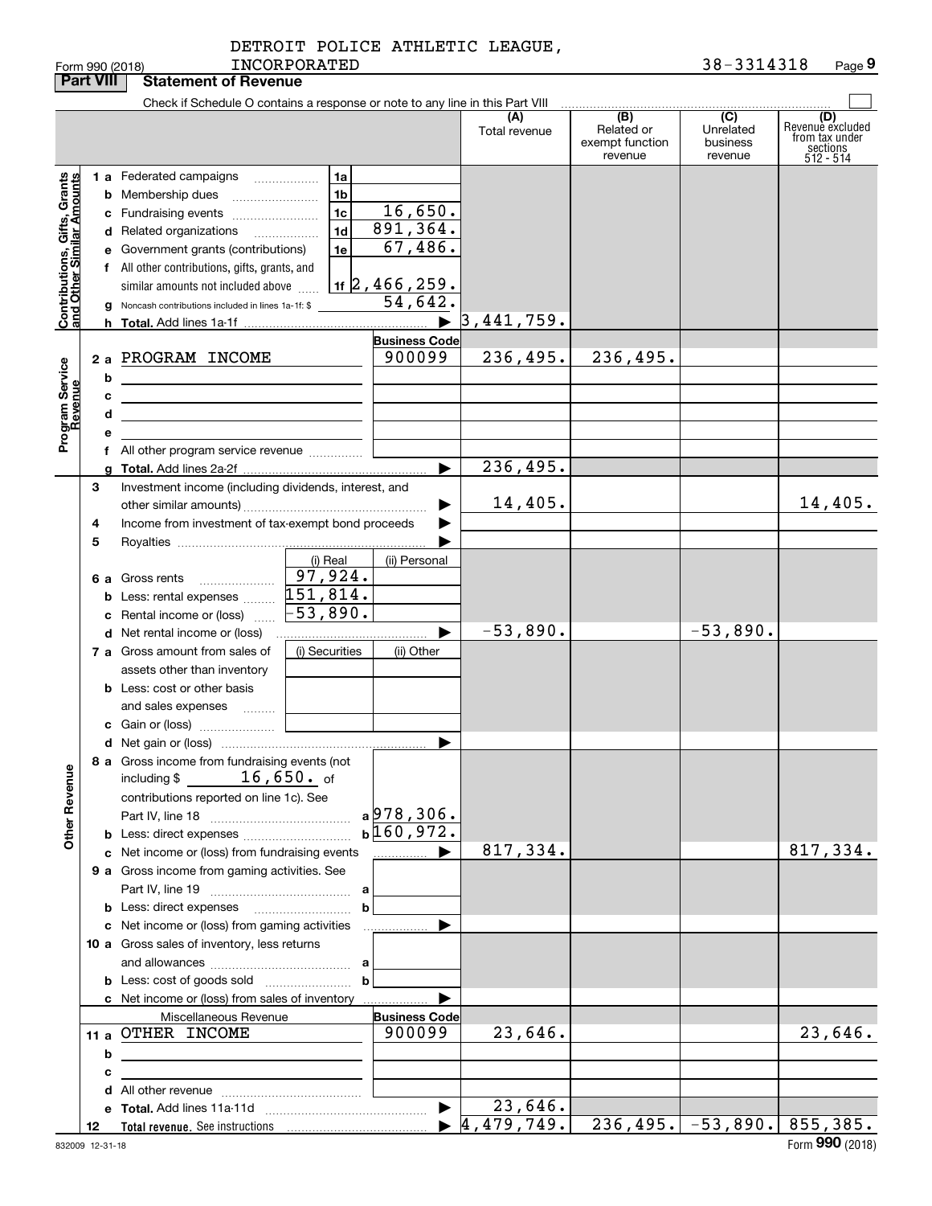DETROIT POLICE ATHLETIC LEAGUE, INCORPORATED — 38-3314318

Form 990 (2018)

## Part VIII Statement of Revenue

Check if Schedule O contains a response or note to any line in this Part VIII

| | | | | (A) Total revenue | (B) Related or exempt function revenue | (C) Unrelated business revenue | (D) Revenue excluded from tax under sections 512 - 514 |
|---|---|---|---|---|---|---|---|
| **Contributions, Gifts, Grants and Other Similar Amounts** | 1a | Federated campaigns | 1a | | | | |
| | b | Membership dues | 1b | | | | |
| | c | Fundraising events | 1c 16,650. | | | | |
| | d | Related organizations | 1d 891,364. | | | | |
| | e | Government grants (contributions) | 1e 67,486. | | | | |
| | f | All other contributions, gifts, grants, and similar amounts not included above | 1f 2,466,259. | | | | |
| | g | Noncash contributions included in lines 1a-1f: $ | 54,642. | | | | |
| | h | **Total.** Add lines 1a-1f | ▶ | 3,441,759. | | | |
| **Program Service Revenue** | | | Business Code | | | | |
| | 2a | PROGRAM INCOME | 900099 | 236,495. | 236,495. | | |
| | b | | | | | | |
| | c | | | | | | |
| | d | | | | | | |
| | e | | | | | | |
| | f | All other program service revenue | | | | | |
| | g | **Total.** Add lines 2a-2f | ▶ | 236,495. | | | |
| **Other Revenue** | 3 | Investment income (including dividends, interest, and other similar amounts) | ▶ | 14,405. | | | 14,405. |
| | 4 | Income from investment of tax-exempt bond proceeds | ▶ | | | | |
| | 5 | Royalties | ▶ | | | | |
| | | | (i) Real / (ii) Personal | | | | |
| | 6a | Gross rents | (i) 97,924. | | | | |
| | b | Less: rental expenses | (i) 151,814. | | | | |
| | c | Rental income or (loss) | (i) -53,890. | | | | |
| | d | Net rental income or (loss) | ▶ | -53,890. | | -53,890. | |
| | 7a | Gross amount from sales of assets other than inventory | (i) Securities / (ii) Other | | | | |
| | b | Less: cost or other basis and sales expenses | | | | | |
| | c | Gain or (loss) | | | | | |
| | d | Net gain or (loss) | ▶ | | | | |
| | 8a | Gross income from fundraising events (not including $ 16,650. of contributions reported on line 1c). See Part IV, line 18 | a 978,306. | | | | |
| | b | Less: direct expenses | b 160,972. | | | | |
| | c | Net income or (loss) from fundraising events | ▶ | 817,334. | | | 817,334. |
| | 9a | Gross income from gaming activities. See Part IV, line 19 | a | | | | |
| | b | Less: direct expenses | b | | | | |
| | c | Net income or (loss) from gaming activities | ▶ | | | | |
| | 10a | Gross sales of inventory, less returns and allowances | a | | | | |
| | b | Less: cost of goods sold | b | | | | |
| | c | Net income or (loss) from sales of inventory | ▶ | | | | |
| | | Miscellaneous Revenue | Business Code | | | | |
| | 11a | OTHER INCOME | 900099 | 23,646. | | | 23,646. |
| | b | | | | | | |
| | c | | | | | | |
| | d | All other revenue | | | | | |
| | e | **Total.** Add lines 11a-11d | ▶ | 23,646. | | | |
| | 12 | **Total revenue.** See instructions | ▶ | 4,479,749. | 236,495. | -53,890. | 855,385. |

832009 12-31-18

Form **990** (2018)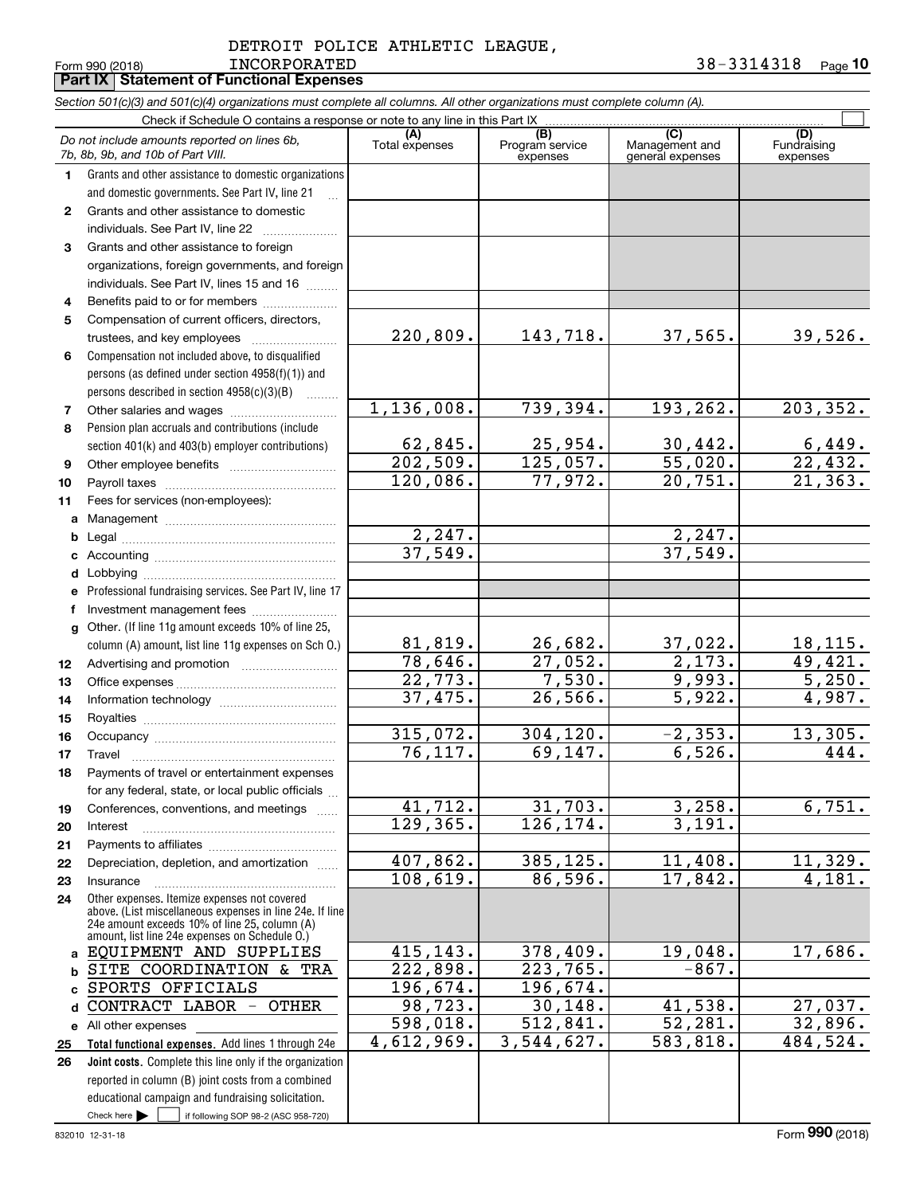DETROIT POLICE ATHLETIC LEAGUE, INCORPORATED

Form 990 (2018) 38-3314318 Page 10

**Part IX Statement of Functional Expenses**

*Section 501(c)(3) and 501(c)(4) organizations must complete all columns. All other organizations must complete column (A).*

Check if Schedule O contains a response or note to any line in this Part IX

| *Do not include amounts reported on lines 6b, 7b, 8b, 9b, and 10b of Part VIII.* | (A) Total expenses | (B) Program service expenses | (C) Management and general expenses | (D) Fundraising expenses |
|---|---|---|---|---|
| **1** Grants and other assistance to domestic organizations and domestic governments. See Part IV, line 21 | | | | |
| **2** Grants and other assistance to domestic individuals. See Part IV, line 22 | | | | |
| **3** Grants and other assistance to foreign organizations, foreign governments, and foreign individuals. See Part IV, lines 15 and 16 | | | | |
| **4** Benefits paid to or for members | | | | |
| **5** Compensation of current officers, directors, trustees, and key employees | 220,809. | 143,718. | 37,565. | 39,526. |
| **6** Compensation not included above, to disqualified persons (as defined under section 4958(f)(1)) and persons described in section 4958(c)(3)(B) | | | | |
| **7** Other salaries and wages | 1,136,008. | 739,394. | 193,262. | 203,352. |
| **8** Pension plan accruals and contributions (include section 401(k) and 403(b) employer contributions) | 62,845. | 25,954. | 30,442. | 6,449. |
| **9** Other employee benefits | 202,509. | 125,057. | 55,020. | 22,432. |
| **10** Payroll taxes | 120,086. | 77,972. | 20,751. | 21,363. |
| **11** Fees for services (non-employees): | | | | |
| **a** Management | | | | |
| **b** Legal | 2,247. | | 2,247. | |
| **c** Accounting | 37,549. | | 37,549. | |
| **d** Lobbying | | | | |
| **e** Professional fundraising services. See Part IV, line 17 | | | | |
| **f** Investment management fees | | | | |
| **g** Other. (If line 11g amount exceeds 10% of line 25, column (A) amount, list line 11g expenses on Sch O.) | 81,819. | 26,682. | 37,022. | 18,115. |
| **12** Advertising and promotion | 78,646. | 27,052. | 2,173. | 49,421. |
| **13** Office expenses | 22,773. | 7,530. | 9,993. | 5,250. |
| **14** Information technology | 37,475. | 26,566. | 5,922. | 4,987. |
| **15** Royalties | | | | |
| **16** Occupancy | 315,072. | 304,120. | -2,353. | 13,305. |
| **17** Travel | 76,117. | 69,147. | 6,526. | 444. |
| **18** Payments of travel or entertainment expenses for any federal, state, or local public officials | | | | |
| **19** Conferences, conventions, and meetings | 41,712. | 31,703. | 3,258. | 6,751. |
| **20** Interest | 129,365. | 126,174. | 3,191. | |
| **21** Payments to affiliates | | | | |
| **22** Depreciation, depletion, and amortization | 407,862. | 385,125. | 11,408. | 11,329. |
| **23** Insurance | 108,619. | 86,596. | 17,842. | 4,181. |
| **24** Other expenses. Itemize expenses not covered above. (List miscellaneous expenses in line 24e. If line 24e amount exceeds 10% of line 25, column (A) amount, list line 24e expenses on Schedule O.) | | | | |
| **a** EQUIPMENT AND SUPPLIES | 415,143. | 378,409. | 19,048. | 17,686. |
| **b** SITE COORDINATION & TRA | 222,898. | 223,765. | -867. | |
| **c** SPORTS OFFICIALS | 196,674. | 196,674. | | |
| **d** CONTRACT LABOR - OTHER | 98,723. | 30,148. | 41,538. | 27,037. |
| **e** All other expenses | 598,018. | 512,841. | 52,281. | 32,896. |
| **25 Total functional expenses.** Add lines 1 through 24e | 4,612,969. | 3,544,627. | 583,818. | 484,524. |
| **26 Joint costs.** Complete this line only if the organization reported in column (B) joint costs from a combined educational campaign and fundraising solicitation. Check here ☐ if following SOP 98-2 (ASC 958-720) | | | | |

832010 12-31-18 Form **990** (2018)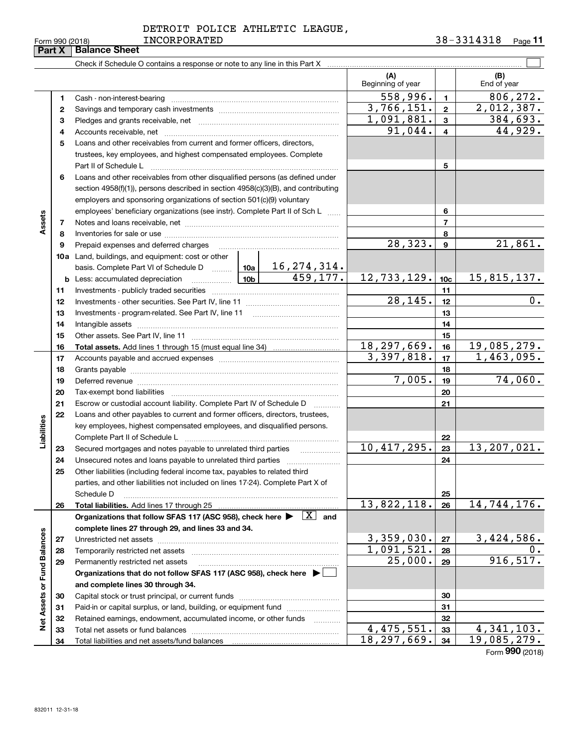DETROIT POLICE ATHLETIC LEAGUE, INCORPORATED

Form 990 (2018) 38-3314318 Page 11

## Part X Balance Sheet

Check if Schedule O contains a response or note to any line in this Part X

| | | | | (A) Beginning of year | | (B) End of year |
|---|---|---|---|---|---|---|
| **Assets** | 1 | Cash - non-interest-bearing | | 558,996. | 1 | 806,272. |
| | 2 | Savings and temporary cash investments | | 3,766,151. | 2 | 2,012,387. |
| | 3 | Pledges and grants receivable, net | | 1,091,881. | 3 | 384,693. |
| | 4 | Accounts receivable, net | | 91,044. | 4 | 44,929. |
| | 5 | Loans and other receivables from current and former officers, directors, trustees, key employees, and highest compensated employees. Complete Part II of Schedule L | | | 5 | |
| | 6 | Loans and other receivables from other disqualified persons (as defined under section 4958(f)(1)), persons described in section 4958(c)(3)(B), and contributing employers and sponsoring organizations of section 501(c)(9) voluntary employees' beneficiary organizations (see instr). Complete Part II of Sch L | | | 6 | |
| | 7 | Notes and loans receivable, net | | | 7 | |
| | 8 | Inventories for sale or use | | | 8 | |
| | 9 | Prepaid expenses and deferred charges | | 28,323. | 9 | 21,861. |
| | 10a | Land, buildings, and equipment: cost or other basis. Complete Part VI of Schedule D | 10a 16,274,314. | | | |
| | b | Less: accumulated depreciation | 10b 459,177. | 12,733,129. | 10c | 15,815,137. |
| | 11 | Investments - publicly traded securities | | | 11 | |
| | 12 | Investments - other securities. See Part IV, line 11 | | 28,145. | 12 | 0. |
| | 13 | Investments - program-related. See Part IV, line 11 | | | 13 | |
| | 14 | Intangible assets | | | 14 | |
| | 15 | Other assets. See Part IV, line 11 | | | 15 | |
| | 16 | **Total assets.** Add lines 1 through 15 (must equal line 34) | | 18,297,669. | 16 | 19,085,279. |
| **Liabilities** | 17 | Accounts payable and accrued expenses | | 3,397,818. | 17 | 1,463,095. |
| | 18 | Grants payable | | | 18 | |
| | 19 | Deferred revenue | | 7,005. | 19 | 74,060. |
| | 20 | Tax-exempt bond liabilities | | | 20 | |
| | 21 | Escrow or custodial account liability. Complete Part IV of Schedule D | | | 21 | |
| | 22 | Loans and other payables to current and former officers, directors, trustees, key employees, highest compensated employees, and disqualified persons. Complete Part II of Schedule L | | | 22 | |
| | 23 | Secured mortgages and notes payable to unrelated third parties | | 10,417,295. | 23 | 13,207,021. |
| | 24 | Unsecured notes and loans payable to unrelated third parties | | | 24 | |
| | 25 | Other liabilities (including federal income tax, payables to related third parties, and other liabilities not included on lines 17-24). Complete Part X of Schedule D | | | 25 | |
| | 26 | **Total liabilities.** Add lines 17 through 25 | | 13,822,118. | 26 | 14,744,176. |
| **Net Assets or Fund Balances** | | **Organizations that follow SFAS 117 (ASC 958), check here ▶ [X] and complete lines 27 through 29, and lines 33 and 34.** | | | | |
| | 27 | Unrestricted net assets | | 3,359,030. | 27 | 3,424,586. |
| | 28 | Temporarily restricted net assets | | 1,091,521. | 28 | 0. |
| | 29 | Permanently restricted net assets | | 25,000. | 29 | 916,517. |
| | | **Organizations that do not follow SFAS 117 (ASC 958), check here ▶ [ ] and complete lines 30 through 34.** | | | | |
| | 30 | Capital stock or trust principal, or current funds | | | 30 | |
| | 31 | Paid-in or capital surplus, or land, building, or equipment fund | | | 31 | |
| | 32 | Retained earnings, endowment, accumulated income, or other funds | | | 32 | |
| | 33 | Total net assets or fund balances | | 4,475,551. | 33 | 4,341,103. |
| | 34 | Total liabilities and net assets/fund balances | | 18,297,669. | 34 | 19,085,279. |

Form **990** (2018)

832011 12-31-18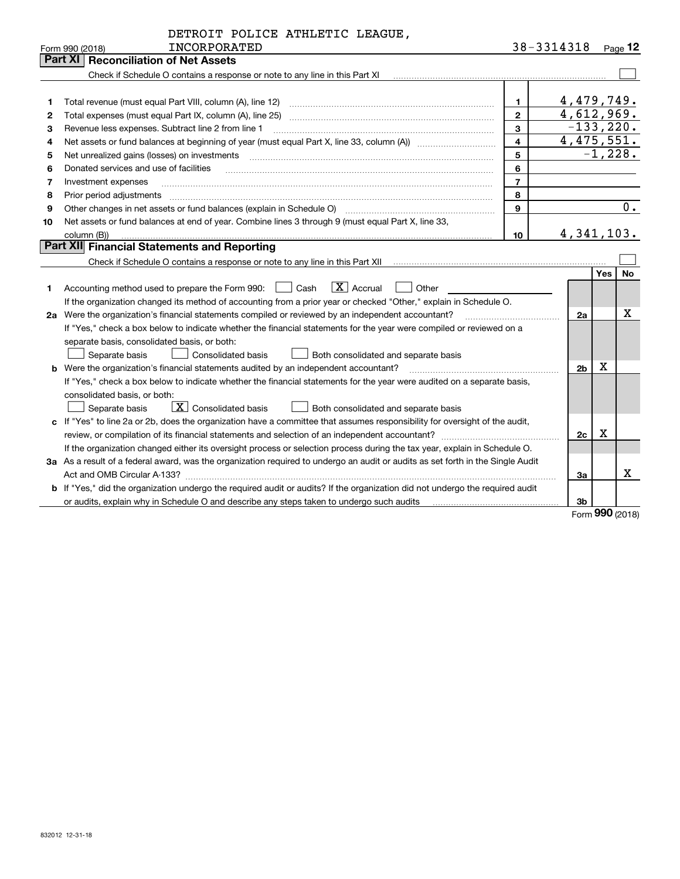DETROIT POLICE ATHLETIC LEAGUE, INCORPORATED

Form 990 (2018) 38-3314318 Page **12**

## Part XI Reconciliation of Net Assets

Check if Schedule O contains a response or note to any line in this Part XI ☐

| | | | |
|---|---|---|---|
| 1 | Total revenue (must equal Part VIII, column (A), line 12) | 1 | 4,479,749. |
| 2 | Total expenses (must equal Part IX, column (A), line 25) | 2 | 4,612,969. |
| 3 | Revenue less expenses. Subtract line 2 from line 1 | 3 | -133,220. |
| 4 | Net assets or fund balances at beginning of year (must equal Part X, line 33, column (A)) | 4 | 4,475,551. |
| 5 | Net unrealized gains (losses) on investments | 5 | -1,228. |
| 6 | Donated services and use of facilities | 6 | |
| 7 | Investment expenses | 7 | |
| 8 | Prior period adjustments | 8 | |
| 9 | Other changes in net assets or fund balances (explain in Schedule O) | 9 | 0. |
| 10 | Net assets or fund balances at end of year. Combine lines 3 through 9 (must equal Part X, line 33, column (B)) | 10 | 4,341,103. |

## Part XII Financial Statements and Reporting

Check if Schedule O contains a response or note to any line in this Part XII ☐

| | | | Yes | No |
|---|---|---|---|---|
| 1 | Accounting method used to prepare the Form 990: ☐ Cash ☒ Accrual ☐ Other<br>If the organization changed its method of accounting from a prior year or checked "Other," explain in Schedule O. | | | |
| 2a | Were the organization's financial statements compiled or reviewed by an independent accountant?<br>If "Yes," check a box below to indicate whether the financial statements for the year were compiled or reviewed on a separate basis, consolidated basis, or both:<br>☐ Separate basis ☐ Consolidated basis ☐ Both consolidated and separate basis | 2a | | X |
| b | Were the organization's financial statements audited by an independent accountant?<br>If "Yes," check a box below to indicate whether the financial statements for the year were audited on a separate basis, consolidated basis, or both:<br>☐ Separate basis ☒ Consolidated basis ☐ Both consolidated and separate basis | 2b | X | |
| c | If "Yes" to line 2a or 2b, does the organization have a committee that assumes responsibility for oversight of the audit, review, or compilation of its financial statements and selection of an independent accountant?<br>If the organization changed either its oversight process or selection process during the tax year, explain in Schedule O. | 2c | X | |
| 3a | As a result of a federal award, was the organization required to undergo an audit or audits as set forth in the Single Audit Act and OMB Circular A-133? | 3a | | X |
| b | If "Yes," did the organization undergo the required audit or audits? If the organization did not undergo the required audit or audits, explain why in Schedule O and describe any steps taken to undergo such audits | 3b | | |

Form **990** (2018)

832012 12-31-18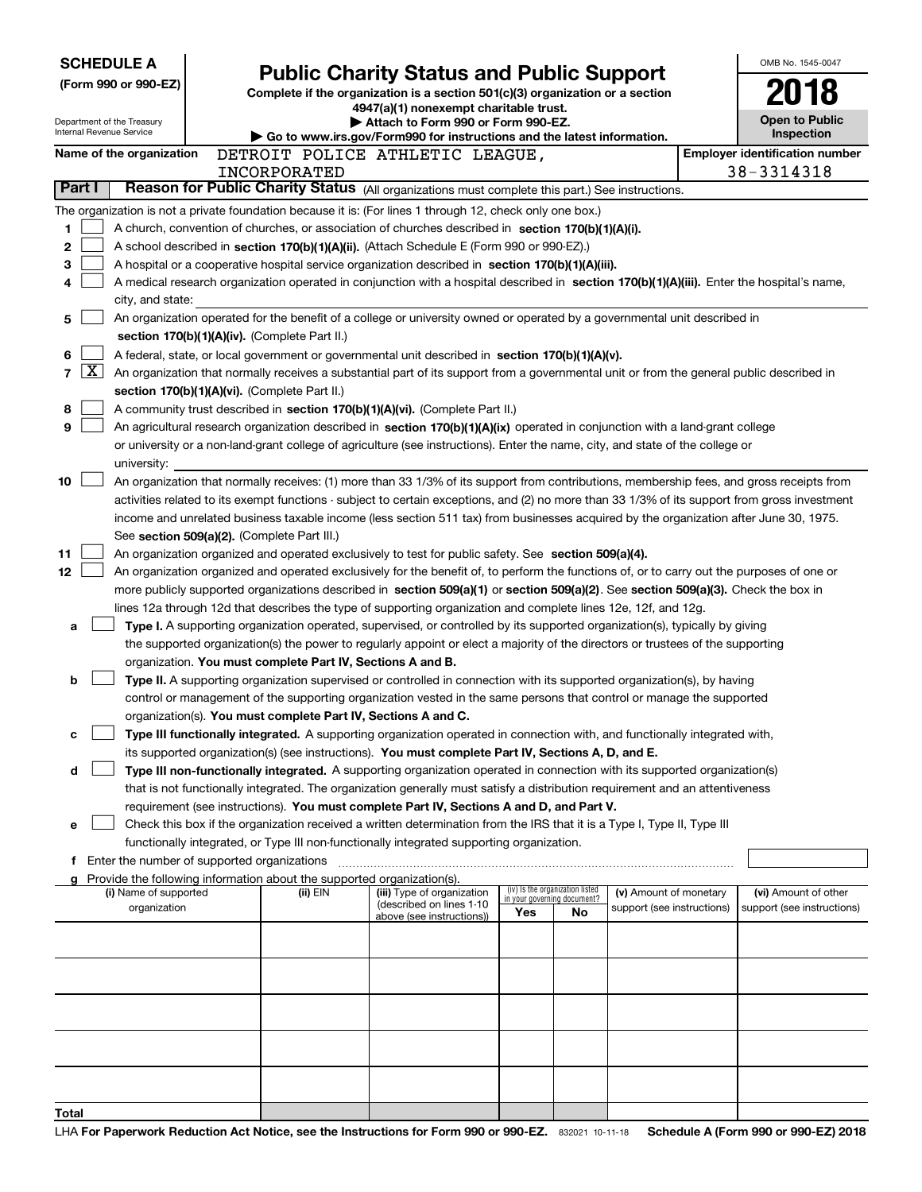**SCHEDULE A**
**(Form 990 or 990-EZ)**

Department of the Treasury
Internal Revenue Service

# Public Charity Status and Public Support

**Complete if the organization is a section 501(c)(3) organization or a section 4947(a)(1) nonexempt charitable trust.**
**▶ Attach to Form 990 or Form 990-EZ.**
**▶ Go to www.irs.gov/Form990 for instructions and the latest information.**

OMB No. 1545-0047

**2018**

**Open to Public Inspection**

**Name of the organization** DETROIT POLICE ATHLETIC LEAGUE, INCORPORATED

**Employer identification number** 38-3314318

**Part I** **Reason for Public Charity Status** (All organizations must complete this part.) See instructions.

The organization is not a private foundation because it is: (For lines 1 through 12, check only one box.)

1 ☐ A church, convention of churches, or association of churches described in **section 170(b)(1)(A)(i).**

2 ☐ A school described in **section 170(b)(1)(A)(ii).** (Attach Schedule E (Form 990 or 990-EZ).)

3 ☐ A hospital or a cooperative hospital service organization described in **section 170(b)(1)(A)(iii).**

4 ☐ A medical research organization operated in conjunction with a hospital described in **section 170(b)(1)(A)(iii).** Enter the hospital's name, city, and state:

5 ☐ An organization operated for the benefit of a college or university owned or operated by a governmental unit described in **section 170(b)(1)(A)(iv).** (Complete Part II.)

6 ☐ A federal, state, or local government or governmental unit described in **section 170(b)(1)(A)(v).**

7 ☒ An organization that normally receives a substantial part of its support from a governmental unit or from the general public described in **section 170(b)(1)(A)(vi).** (Complete Part II.)

8 ☐ A community trust described in **section 170(b)(1)(A)(vi).** (Complete Part II.)

9 ☐ An agricultural research organization described in **section 170(b)(1)(A)(ix)** operated in conjunction with a land-grant college or university or a non-land-grant college of agriculture (see instructions). Enter the name, city, and state of the college or university:

10 ☐ An organization that normally receives: (1) more than 33 1/3% of its support from contributions, membership fees, and gross receipts from activities related to its exempt functions - subject to certain exceptions, and (2) no more than 33 1/3% of its support from gross investment income and unrelated business taxable income (less section 511 tax) from businesses acquired by the organization after June 30, 1975. See **section 509(a)(2).** (Complete Part III.)

11 ☐ An organization organized and operated exclusively to test for public safety. See **section 509(a)(4).**

12 ☐ An organization organized and operated exclusively for the benefit of, to perform the functions of, or to carry out the purposes of one or more publicly supported organizations described in **section 509(a)(1)** or **section 509(a)(2)**. See **section 509(a)(3).** Check the box in lines 12a through 12d that describes the type of supporting organization and complete lines 12e, 12f, and 12g.

a ☐ **Type I.** A supporting organization operated, supervised, or controlled by its supported organization(s), typically by giving the supported organization(s) the power to regularly appoint or elect a majority of the directors or trustees of the supporting organization. **You must complete Part IV, Sections A and B.**

b ☐ **Type II.** A supporting organization supervised or controlled in connection with its supported organization(s), by having control or management of the supporting organization vested in the same persons that control or manage the supported organization(s). **You must complete Part IV, Sections A and C.**

c ☐ **Type III functionally integrated.** A supporting organization operated in connection with, and functionally integrated with, its supported organization(s) (see instructions). **You must complete Part IV, Sections A, D, and E.**

d ☐ **Type III non-functionally integrated.** A supporting organization operated in connection with its supported organization(s) that is not functionally integrated. The organization generally must satisfy a distribution requirement and an attentiveness requirement (see instructions). **You must complete Part IV, Sections A and D, and Part V.**

e ☐ Check this box if the organization received a written determination from the IRS that it is a Type I, Type II, Type III functionally integrated, or Type III non-functionally integrated supporting organization.

f Enter the number of supported organizations

g Provide the following information about the supported organization(s).

| (i) Name of supported organization | (ii) EIN | (iii) Type of organization (described on lines 1-10 above (see instructions)) | (iv) Is the organization listed in your governing document? Yes | No | (v) Amount of monetary support (see instructions) | (vi) Amount of other support (see instructions) |
|---|---|---|---|---|---|---|
| | | | | | | |
| | | | | | | |
| | | | | | | |
| | | | | | | |
| | | | | | | |
| **Total** | | | | | | |

LHA **For Paperwork Reduction Act Notice, see the Instructions for Form 990 or 990-EZ.** 832021 10-11-18 **Schedule A (Form 990 or 990-EZ) 2018**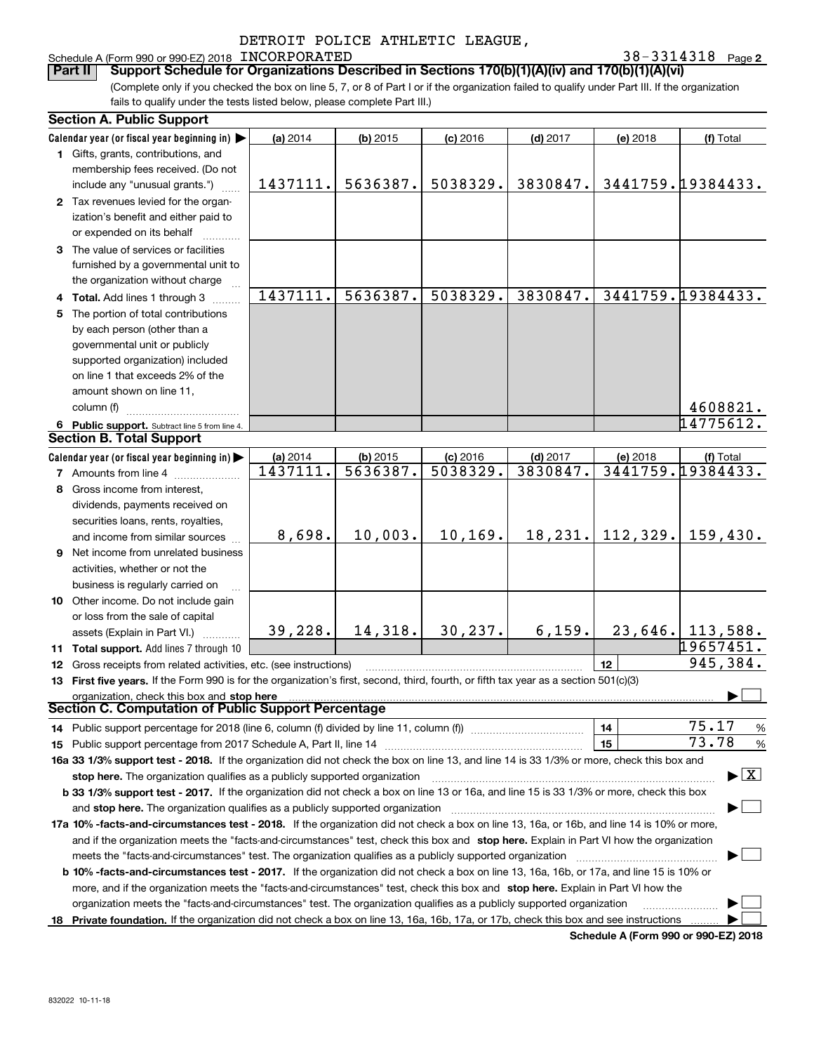DETROIT POLICE ATHLETIC LEAGUE, INCORPORATED

Schedule A (Form 990 or 990-EZ) 2018 — 38-3314318 Page **2**

**Part II — Support Schedule for Organizations Described in Sections 170(b)(1)(A)(iv) and 170(b)(1)(A)(vi)**

(Complete only if you checked the box on line 5, 7, or 8 of Part I or if the organization failed to qualify under Part III. If the organization fails to qualify under the tests listed below, please complete Part III.)

## Section A. Public Support

| Calendar year (or fiscal year beginning in) ▶ | (a) 2014 | (b) 2015 | (c) 2016 | (d) 2017 | (e) 2018 | (f) Total |
|---|---|---|---|---|---|---|
| **1** Gifts, grants, contributions, and membership fees received. (Do not include any "unusual grants.") | 1437111. | 5636387. | 5038329. | 3830847. | 3441759. | 19384433. |
| **2** Tax revenues levied for the organization's benefit and either paid to or expended on its behalf | | | | | | |
| **3** The value of services or facilities furnished by a governmental unit to the organization without charge | | | | | | |
| **4 Total.** Add lines 1 through 3 | 1437111. | 5636387. | 5038329. | 3830847. | 3441759. | 19384433. |
| **5** The portion of total contributions by each person (other than a governmental unit or publicly supported organization) included on line 1 that exceeds 2% of the amount shown on line 11, column (f) | | | | | | 4608821. |
| **6 Public support.** Subtract line 5 from line 4. | | | | | | 14775612. |

## Section B. Total Support

| Calendar year (or fiscal year beginning in) ▶ | (a) 2014 | (b) 2015 | (c) 2016 | (d) 2017 | (e) 2018 | (f) Total |
|---|---|---|---|---|---|---|
| **7** Amounts from line 4 | 1437111. | 5636387. | 5038329. | 3830847. | 3441759. | 19384433. |
| **8** Gross income from interest, dividends, payments received on securities loans, rents, royalties, and income from similar sources | 8,698. | 10,003. | 10,169. | 18,231. | 112,329. | 159,430. |
| **9** Net income from unrelated business activities, whether or not the business is regularly carried on | | | | | | |
| **10** Other income. Do not include gain or loss from the sale of capital assets (Explain in Part VI.) | 39,228. | 14,318. | 30,237. | 6,159. | 23,646. | 113,588. |
| **11 Total support.** Add lines 7 through 10 | | | | | | 19657451. |

**12** Gross receipts from related activities, etc. (see instructions) — **12** — 945,384.

**13 First five years.** If the Form 990 is for the organization's first, second, third, fourth, or fifth tax year as a section 501(c)(3) organization, check this box and **stop here** ▶ ☐

## Section C. Computation of Public Support Percentage

**14** Public support percentage for 2018 (line 6, column (f) divided by line 11, column (f)) — **14** — 75.17 %

**15** Public support percentage from 2017 Schedule A, Part II, line 14 — **15** — 73.78 %

**16a 33 1/3% support test - 2018.** If the organization did not check the box on line 13, and line 14 is 33 1/3% or more, check this box and **stop here.** The organization qualifies as a publicly supported organization ▶ ☒

**b 33 1/3% support test - 2017.** If the organization did not check a box on line 13 or 16a, and line 15 is 33 1/3% or more, check this box and **stop here.** The organization qualifies as a publicly supported organization ▶ ☐

**17a 10% -facts-and-circumstances test - 2018.** If the organization did not check a box on line 13, 16a, or 16b, and line 14 is 10% or more, and if the organization meets the "facts-and-circumstances" test, check this box and **stop here.** Explain in Part VI how the organization meets the "facts-and-circumstances" test. The organization qualifies as a publicly supported organization ▶ ☐

**b 10% -facts-and-circumstances test - 2017.** If the organization did not check a box on line 13, 16a, 16b, or 17a, and line 15 is 10% or more, and if the organization meets the "facts-and-circumstances" test, check this box and **stop here.** Explain in Part VI how the organization meets the "facts-and-circumstances" test. The organization qualifies as a publicly supported organization ▶ ☐

**18 Private foundation.** If the organization did not check a box on line 13, 16a, 16b, 17a, or 17b, check this box and see instructions ▶ ☐

**Schedule A (Form 990 or 990-EZ) 2018**

832022 10-11-18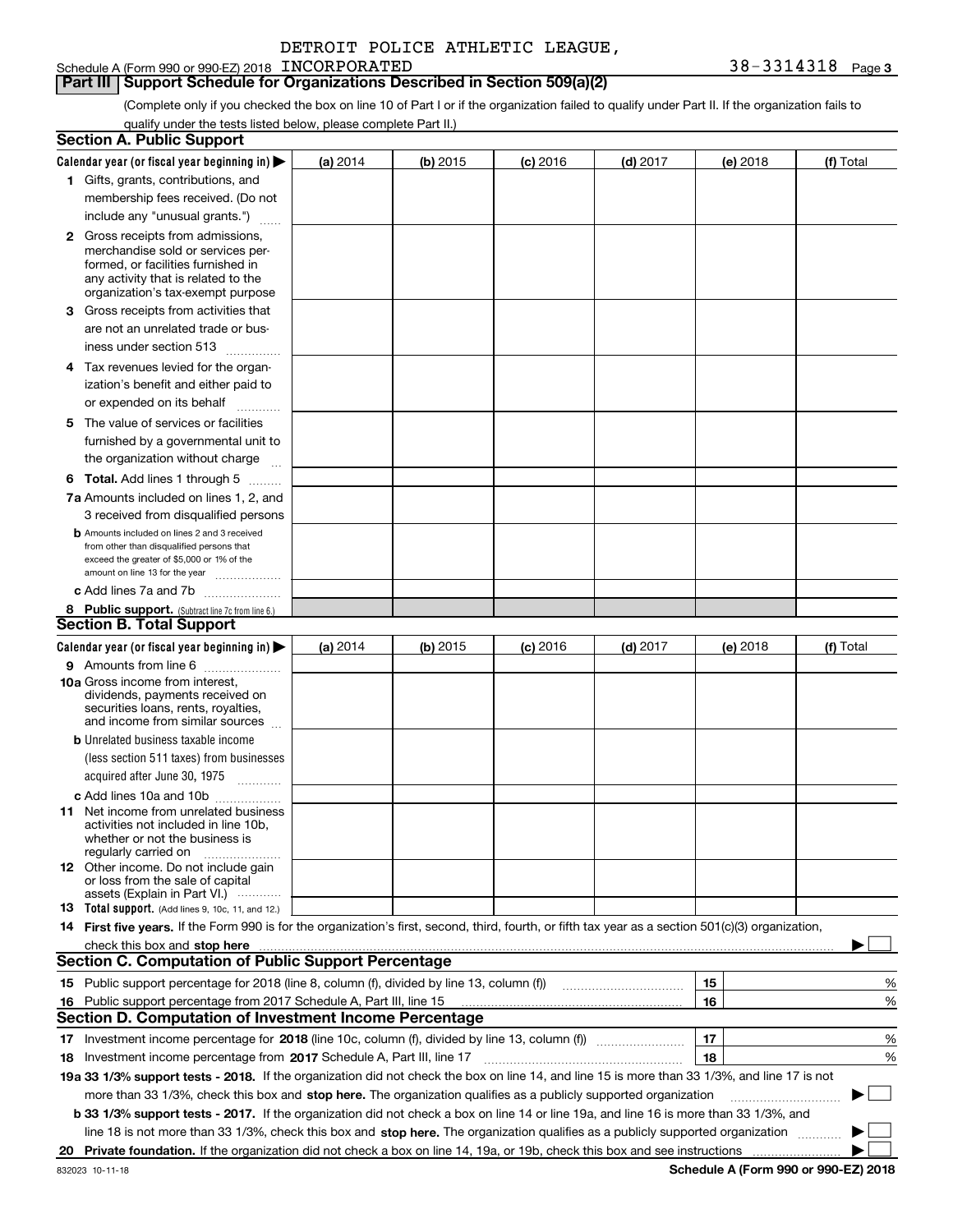DETROIT POLICE ATHLETIC LEAGUE,

Schedule A (Form 990 or 990-EZ) 2018 INCORPORATED 38-3314318 Page 3

## Part III Support Schedule for Organizations Described in Section 509(a)(2)

(Complete only if you checked the box on line 10 of Part I or if the organization failed to qualify under Part II. If the organization fails to qualify under the tests listed below, please complete Part II.)

### Section A. Public Support

| Calendar year (or fiscal year beginning in) | (a) 2014 | (b) 2015 | (c) 2016 | (d) 2017 | (e) 2018 | (f) Total |
|---|---|---|---|---|---|---|
| 1 Gifts, grants, contributions, and membership fees received. (Do not include any "unusual grants.") | | | | | | |
| 2 Gross receipts from admissions, merchandise sold or services performed, or facilities furnished in any activity that is related to the organization's tax-exempt purpose | | | | | | |
| 3 Gross receipts from activities that are not an unrelated trade or business under section 513 | | | | | | |
| 4 Tax revenues levied for the organization's benefit and either paid to or expended on its behalf | | | | | | |
| 5 The value of services or facilities furnished by a governmental unit to the organization without charge | | | | | | |
| 6 Total. Add lines 1 through 5 | | | | | | |
| 7a Amounts included on lines 1, 2, and 3 received from disqualified persons | | | | | | |
| b Amounts included on lines 2 and 3 received from other than disqualified persons that exceed the greater of $5,000 or 1% of the amount on line 13 for the year | | | | | | |
| c Add lines 7a and 7b | | | | | | |
| 8 Public support. (Subtract line 7c from line 6.) | | | | | | |

### Section B. Total Support

| Calendar year (or fiscal year beginning in) | (a) 2014 | (b) 2015 | (c) 2016 | (d) 2017 | (e) 2018 | (f) Total |
|---|---|---|---|---|---|---|
| 9 Amounts from line 6 | | | | | | |
| 10a Gross income from interest, dividends, payments received on securities loans, rents, royalties, and income from similar sources | | | | | | |
| b Unrelated business taxable income (less section 511 taxes) from businesses acquired after June 30, 1975 | | | | | | |
| c Add lines 10a and 10b | | | | | | |
| 11 Net income from unrelated business activities not included in line 10b, whether or not the business is regularly carried on | | | | | | |
| 12 Other income. Do not include gain or loss from the sale of capital assets (Explain in Part VI.) | | | | | | |
| 13 Total support. (Add lines 9, 10c, 11, and 12.) | | | | | | |

14 **First five years.** If the Form 990 is for the organization's first, second, third, fourth, or fifth tax year as a section 501(c)(3) organization, check this box and **stop here** ☐

### Section C. Computation of Public Support Percentage

| | | | |
|---|---|---|---|
| 15 | Public support percentage for 2018 (line 8, column (f), divided by line 13, column (f)) | 15 | % |
| 16 | Public support percentage from 2017 Schedule A, Part III, line 15 | 16 | % |

### Section D. Computation of Investment Income Percentage

| | | | |
|---|---|---|---|
| 17 | Investment income percentage for **2018** (line 10c, column (f), divided by line 13, column (f)) | 17 | % |
| 18 | Investment income percentage from **2017** Schedule A, Part III, line 17 | 18 | % |

**19a 33 1/3% support tests - 2018.** If the organization did not check the box on line 14, and line 15 is more than 33 1/3%, and line 17 is not more than 33 1/3%, check this box and **stop here.** The organization qualifies as a publicly supported organization ☐

**b 33 1/3% support tests - 2017.** If the organization did not check a box on line 14 or line 19a, and line 16 is more than 33 1/3%, and line 18 is not more than 33 1/3%, check this box and **stop here.** The organization qualifies as a publicly supported organization ☐

**20 Private foundation.** If the organization did not check a box on line 14, 19a, or 19b, check this box and see instructions ☐

832023 10-11-18

**Schedule A (Form 990 or 990-EZ) 2018**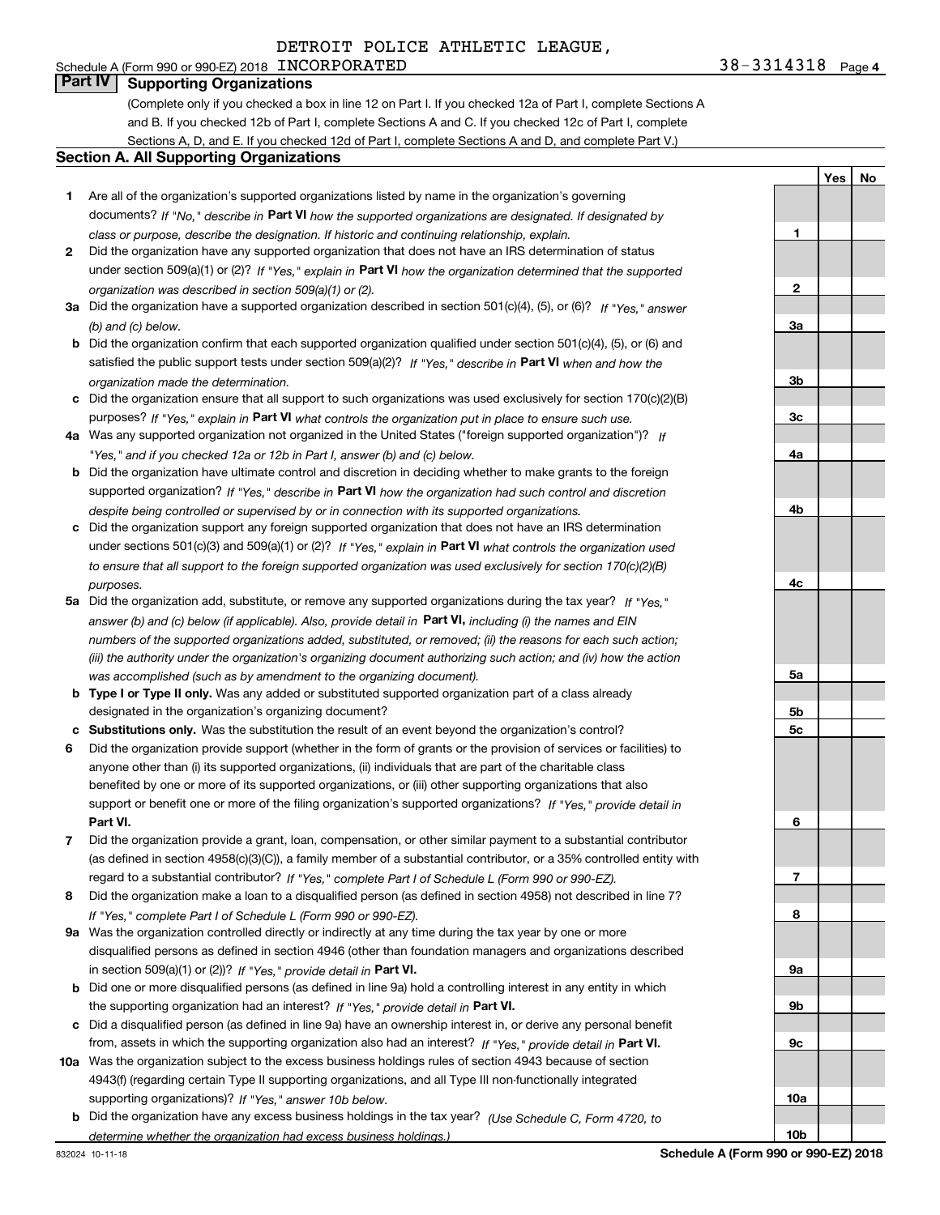DETROIT POLICE ATHLETIC LEAGUE,

Schedule A (Form 990 or 990-EZ) 2018 INCORPORATED 38-3314318 Page 4

## Part IV Supporting Organizations

(Complete only if you checked a box in line 12 on Part I. If you checked 12a of Part I, complete Sections A and B. If you checked 12b of Part I, complete Sections A and C. If you checked 12c of Part I, complete Sections A, D, and E. If you checked 12d of Part I, complete Sections A and D, and complete Part V.)

### Section A. All Supporting Organizations

| | | | Yes | No |
|---|---|---|---|---|
| **1** | Are all of the organization's supported organizations listed by name in the organization's governing documents? *If "No," describe in* **Part VI** *how the supported organizations are designated. If designated by class or purpose, describe the designation. If historic and continuing relationship, explain.* | **1** | | |
| **2** | Did the organization have any supported organization that does not have an IRS determination of status under section 509(a)(1) or (2)? *If "Yes," explain in* **Part VI** *how the organization determined that the supported organization was described in section 509(a)(1) or (2).* | **2** | | |
| **3a** | Did the organization have a supported organization described in section 501(c)(4), (5), or (6)? *If "Yes," answer (b) and (c) below.* | **3a** | | |
| **b** | Did the organization confirm that each supported organization qualified under section 501(c)(4), (5), or (6) and satisfied the public support tests under section 509(a)(2)? *If "Yes," describe in* **Part VI** *when and how the organization made the determination.* | **3b** | | |
| **c** | Did the organization ensure that all support to such organizations was used exclusively for section 170(c)(2)(B) purposes? *If "Yes," explain in* **Part VI** *what controls the organization put in place to ensure such use.* | **3c** | | |
| **4a** | Was any supported organization not organized in the United States ("foreign supported organization")? *If "Yes," and if you checked 12a or 12b in Part I, answer (b) and (c) below.* | **4a** | | |
| **b** | Did the organization have ultimate control and discretion in deciding whether to make grants to the foreign supported organization? *If "Yes," describe in* **Part VI** *how the organization had such control and discretion despite being controlled or supervised by or in connection with its supported organizations.* | **4b** | | |
| **c** | Did the organization support any foreign supported organization that does not have an IRS determination under sections 501(c)(3) and 509(a)(1) or (2)? *If "Yes," explain in* **Part VI** *what controls the organization used to ensure that all support to the foreign supported organization was used exclusively for section 170(c)(2)(B) purposes.* | **4c** | | |
| **5a** | Did the organization add, substitute, or remove any supported organizations during the tax year? *If "Yes," answer (b) and (c) below (if applicable). Also, provide detail in* **Part VI,** *including (i) the names and EIN numbers of the supported organizations added, substituted, or removed; (ii) the reasons for each such action; (iii) the authority under the organization's organizing document authorizing such action; and (iv) how the action was accomplished (such as by amendment to the organizing document).* | **5a** | | |
| **b** | **Type I or Type II only.** Was any added or substituted supported organization part of a class already designated in the organization's organizing document? | **5b** | | |
| **c** | **Substitutions only.** Was the substitution the result of an event beyond the organization's control? | **5c** | | |
| **6** | Did the organization provide support (whether in the form of grants or the provision of services or facilities) to anyone other than (i) its supported organizations, (ii) individuals that are part of the charitable class benefited by one or more of its supported organizations, or (iii) other supporting organizations that also support or benefit one or more of the filing organization's supported organizations? *If "Yes," provide detail in* **Part VI.** | **6** | | |
| **7** | Did the organization provide a grant, loan, compensation, or other similar payment to a substantial contributor (as defined in section 4958(c)(3)(C)), a family member of a substantial contributor, or a 35% controlled entity with regard to a substantial contributor? *If "Yes," complete Part I of Schedule L (Form 990 or 990-EZ).* | **7** | | |
| **8** | Did the organization make a loan to a disqualified person (as defined in section 4958) not described in line 7? *If "Yes," complete Part I of Schedule L (Form 990 or 990-EZ).* | **8** | | |
| **9a** | Was the organization controlled directly or indirectly at any time during the tax year by one or more disqualified persons as defined in section 4946 (other than foundation managers and organizations described in section 509(a)(1) or (2))? *If "Yes," provide detail in* **Part VI.** | **9a** | | |
| **b** | Did one or more disqualified persons (as defined in line 9a) hold a controlling interest in any entity in which the supporting organization had an interest? *If "Yes," provide detail in* **Part VI.** | **9b** | | |
| **c** | Did a disqualified person (as defined in line 9a) have an ownership interest in, or derive any personal benefit from, assets in which the supporting organization also had an interest? *If "Yes," provide detail in* **Part VI.** | **9c** | | |
| **10a** | Was the organization subject to the excess business holdings rules of section 4943 because of section 4943(f) (regarding certain Type II supporting organizations, and all Type III non-functionally integrated supporting organizations)? *If "Yes," answer 10b below.* | **10a** | | |
| **b** | Did the organization have any excess business holdings in the tax year? *(Use Schedule C, Form 4720, to determine whether the organization had excess business holdings.)* | **10b** | | |

832024 10-11-18 **Schedule A (Form 990 or 990-EZ) 2018**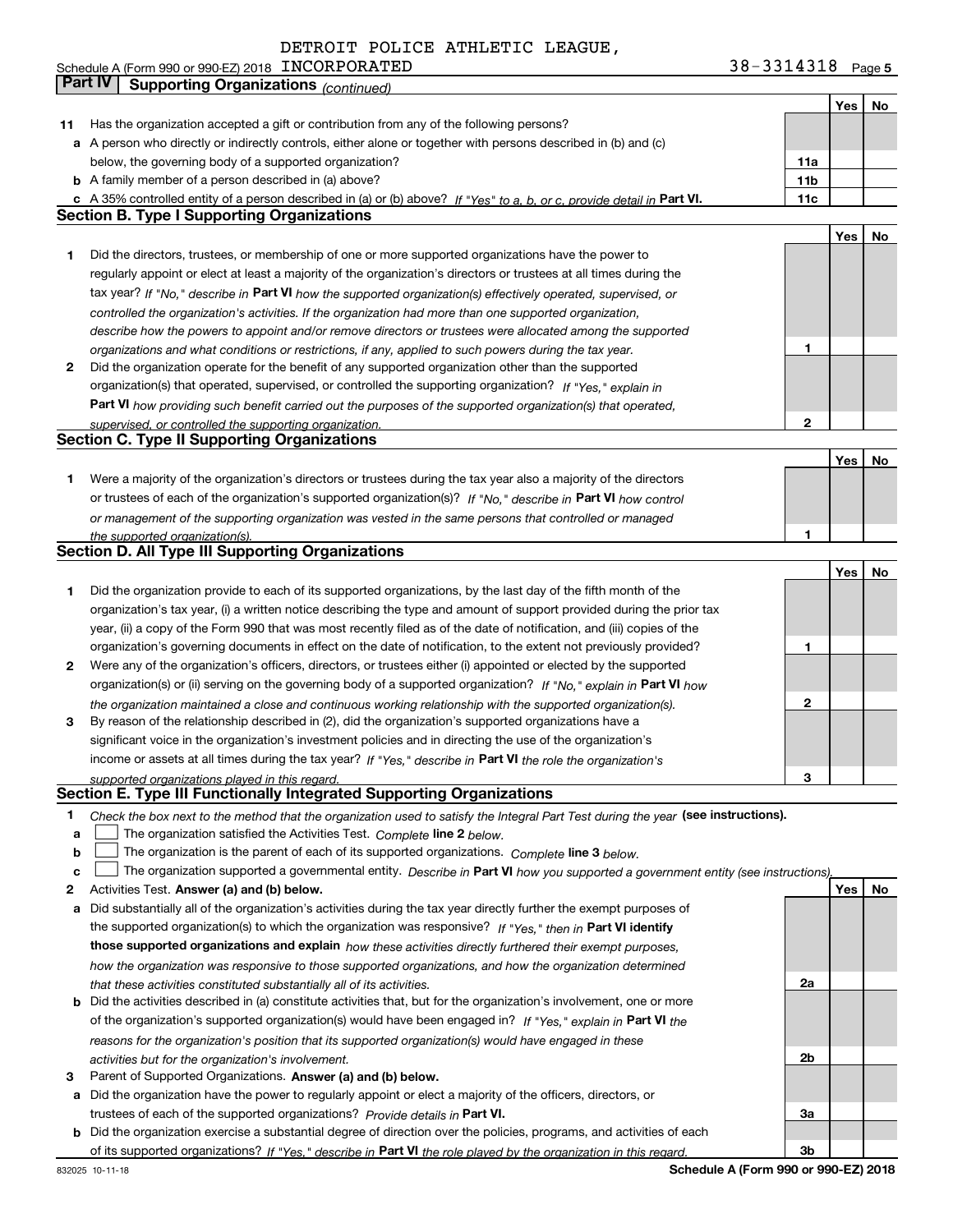DETROIT POLICE ATHLETIC LEAGUE,

Schedule A (Form 990 or 990-EZ) 2018 INCORPORATED 38-3314318 Page 5

## Part IV Supporting Organizations *(continued)*

| | | | Yes | No |
|---|---|---|---|---|
| **11** | Has the organization accepted a gift or contribution from any of the following persons? | | | |
| **a** | A person who directly or indirectly controls, either alone or together with persons described in (b) and (c) below, the governing body of a supported organization? | **11a** | | |
| **b** | A family member of a person described in (a) above? | **11b** | | |
| **c** | A 35% controlled entity of a person described in (a) or (b) above? *If "Yes" to a, b, or c, provide detail in* **Part VI.** | **11c** | | |

### Section B. Type I Supporting Organizations

| | | | Yes | No |
|---|---|---|---|---|
| **1** | Did the directors, trustees, or membership of one or more supported organizations have the power to regularly appoint or elect at least a majority of the organization's directors or trustees at all times during the tax year? *If "No," describe in* **Part VI** *how the supported organization(s) effectively operated, supervised, or controlled the organization's activities. If the organization had more than one supported organization, describe how the powers to appoint and/or remove directors or trustees were allocated among the supported organizations and what conditions or restrictions, if any, applied to such powers during the tax year.* | **1** | | |
| **2** | Did the organization operate for the benefit of any supported organization other than the supported organization(s) that operated, supervised, or controlled the supporting organization? *If "Yes," explain in* **Part VI** *how providing such benefit carried out the purposes of the supported organization(s) that operated, supervised, or controlled the supporting organization.* | **2** | | |

### Section C. Type II Supporting Organizations

| | | | Yes | No |
|---|---|---|---|---|
| **1** | Were a majority of the organization's directors or trustees during the tax year also a majority of the directors or trustees of each of the organization's supported organization(s)? *If "No," describe in* **Part VI** *how control or management of the supporting organization was vested in the same persons that controlled or managed the supported organization(s).* | **1** | | |

### Section D. All Type III Supporting Organizations

| | | | Yes | No |
|---|---|---|---|---|
| **1** | Did the organization provide to each of its supported organizations, by the last day of the fifth month of the organization's tax year, (i) a written notice describing the type and amount of support provided during the prior tax year, (ii) a copy of the Form 990 that was most recently filed as of the date of notification, and (iii) copies of the organization's governing documents in effect on the date of notification, to the extent not previously provided? | **1** | | |
| **2** | Were any of the organization's officers, directors, or trustees either (i) appointed or elected by the supported organization(s) or (ii) serving on the governing body of a supported organization? *If "No," explain in* **Part VI** *how the organization maintained a close and continuous working relationship with the supported organization(s).* | **2** | | |
| **3** | By reason of the relationship described in (2), did the organization's supported organizations have a significant voice in the organization's investment policies and in directing the use of the organization's income or assets at all times during the tax year? *If "Yes," describe in* **Part VI** *the role the organization's supported organizations played in this regard.* | **3** | | |

### Section E. Type III Functionally Integrated Supporting Organizations

**1** *Check the box next to the method that the organization used to satisfy the Integral Part Test during the year* **(see instructions).**

- **a** ☐ The organization satisfied the Activities Test. *Complete* **line 2** *below.*
- **b** ☐ The organization is the parent of each of its supported organizations. *Complete* **line 3** *below.*
- **c** ☐ The organization supported a governmental entity. *Describe in* **Part VI** *how you supported a government entity (see instructions).*

| | | | Yes | No |
|---|---|---|---|---|
| **2** | Activities Test. **Answer (a) and (b) below.** | | | |
| **a** | Did substantially all of the organization's activities during the tax year directly further the exempt purposes of the supported organization(s) to which the organization was responsive? *If "Yes," then in* **Part VI identify those supported organizations and explain** *how these activities directly furthered their exempt purposes, how the organization was responsive to those supported organizations, and how the organization determined that these activities constituted substantially all of its activities.* | **2a** | | |
| **b** | Did the activities described in (a) constitute activities that, but for the organization's involvement, one or more of the organization's supported organization(s) would have been engaged in? *If "Yes," explain in* **Part VI** *the reasons for the organization's position that its supported organization(s) would have engaged in these activities but for the organization's involvement.* | **2b** | | |
| **3** | Parent of Supported Organizations. **Answer (a) and (b) below.** | | | |
| **a** | Did the organization have the power to regularly appoint or elect a majority of the officers, directors, or trustees of each of the supported organizations? *Provide details in* **Part VI.** | **3a** | | |
| **b** | Did the organization exercise a substantial degree of direction over the policies, programs, and activities of each of its supported organizations? *If "Yes," describe in* **Part VI** *the role played by the organization in this regard.* | **3b** | | |

832025 10-11-18 **Schedule A (Form 990 or 990-EZ) 2018**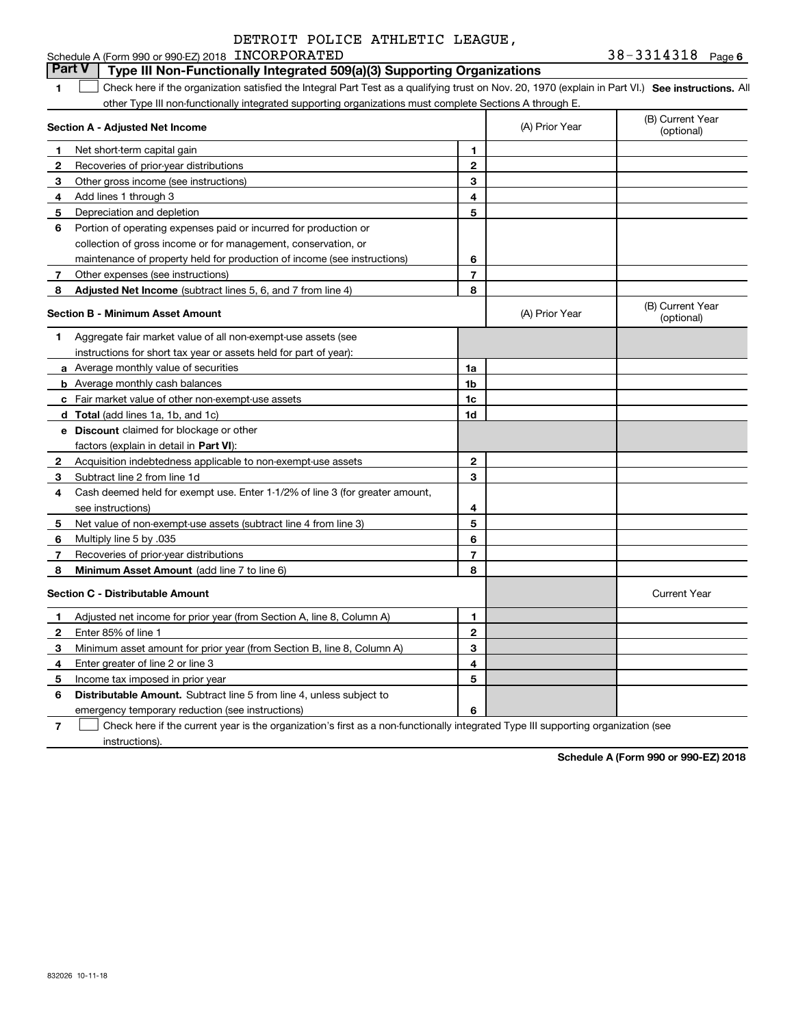DETROIT POLICE ATHLETIC LEAGUE,

Schedule A (Form 990 or 990-EZ) 2018 INCORPORATED 38-3314318 Page 6

## Part V Type III Non-Functionally Integrated 509(a)(3) Supporting Organizations

1 ☐ Check here if the organization satisfied the Integral Part Test as a qualifying trust on Nov. 20, 1970 (explain in Part VI.) **See instructions.** All other Type III non-functionally integrated supporting organizations must complete Sections A through E.

| Section A - Adjusted Net Income | | | (A) Prior Year | (B) Current Year (optional) |
|---|---|---|---|---|
| 1 | Net short-term capital gain | 1 | | |
| 2 | Recoveries of prior-year distributions | 2 | | |
| 3 | Other gross income (see instructions) | 3 | | |
| 4 | Add lines 1 through 3 | 4 | | |
| 5 | Depreciation and depletion | 5 | | |
| 6 | Portion of operating expenses paid or incurred for production or collection of gross income or for management, conservation, or maintenance of property held for production of income (see instructions) | 6 | | |
| 7 | Other expenses (see instructions) | 7 | | |
| 8 | **Adjusted Net Income** (subtract lines 5, 6, and 7 from line 4) | 8 | | |

| Section B - Minimum Asset Amount | | | (A) Prior Year | (B) Current Year (optional) |
|---|---|---|---|---|
| 1 | Aggregate fair market value of all non-exempt-use assets (see instructions for short tax year or assets held for part of year): | | | |
| a | Average monthly value of securities | 1a | | |
| b | Average monthly cash balances | 1b | | |
| c | Fair market value of other non-exempt-use assets | 1c | | |
| d | **Total** (add lines 1a, 1b, and 1c) | 1d | | |
| e | **Discount** claimed for blockage or other factors (explain in detail in **Part VI**): | | | |
| 2 | Acquisition indebtedness applicable to non-exempt-use assets | 2 | | |
| 3 | Subtract line 2 from line 1d | 3 | | |
| 4 | Cash deemed held for exempt use. Enter 1-1/2% of line 3 (for greater amount, see instructions) | 4 | | |
| 5 | Net value of non-exempt-use assets (subtract line 4 from line 3) | 5 | | |
| 6 | Multiply line 5 by .035 | 6 | | |
| 7 | Recoveries of prior-year distributions | 7 | | |
| 8 | **Minimum Asset Amount** (add line 7 to line 6) | 8 | | |

| Section C - Distributable Amount | | | | Current Year |
|---|---|---|---|---|
| 1 | Adjusted net income for prior year (from Section A, line 8, Column A) | 1 | | |
| 2 | Enter 85% of line 1 | 2 | | |
| 3 | Minimum asset amount for prior year (from Section B, line 8, Column A) | 3 | | |
| 4 | Enter greater of line 2 or line 3 | 4 | | |
| 5 | Income tax imposed in prior year | 5 | | |
| 6 | **Distributable Amount.** Subtract line 5 from line 4, unless subject to emergency temporary reduction (see instructions) | 6 | | |

7 ☐ Check here if the current year is the organization's first as a non-functionally integrated Type III supporting organization (see instructions).

**Schedule A (Form 990 or 990-EZ) 2018**

832026 10-11-18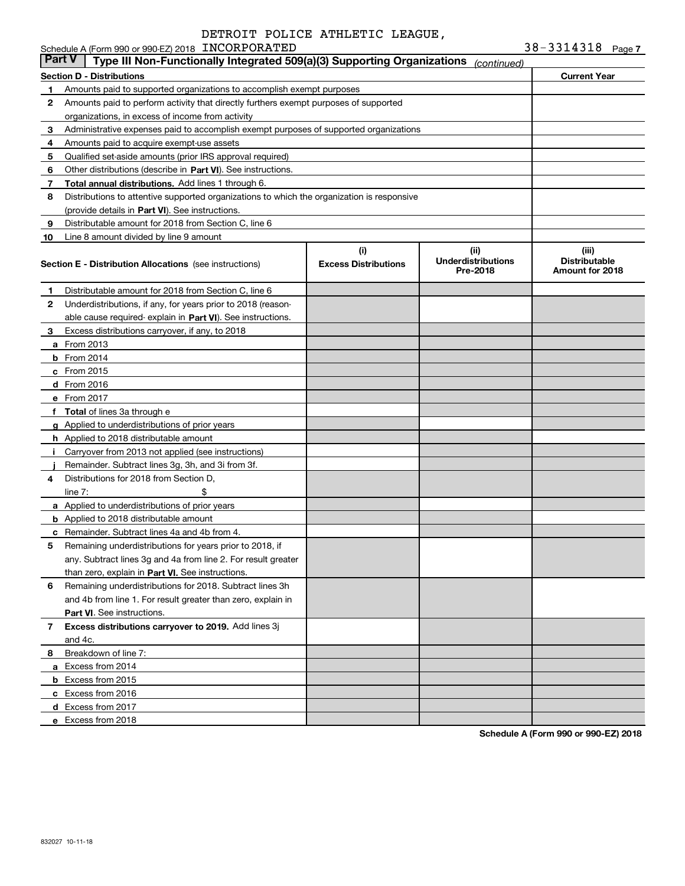DETROIT POLICE ATHLETIC LEAGUE,

Schedule A (Form 990 or 990-EZ) 2018 INCORPORATED 38-3314318 Page 7

## Part V Type III Non-Functionally Integrated 509(a)(3) Supporting Organizations *(continued)*

| Section D - Distributions | | Current Year |
|---|---|---|
| 1 | Amounts paid to supported organizations to accomplish exempt purposes | |
| 2 | Amounts paid to perform activity that directly furthers exempt purposes of supported organizations, in excess of income from activity | |
| 3 | Administrative expenses paid to accomplish exempt purposes of supported organizations | |
| 4 | Amounts paid to acquire exempt-use assets | |
| 5 | Qualified set-aside amounts (prior IRS approval required) | |
| 6 | Other distributions (describe in **Part VI**). See instructions. | |
| 7 | **Total annual distributions.** Add lines 1 through 6. | |
| 8 | Distributions to attentive supported organizations to which the organization is responsive (provide details in **Part VI**). See instructions. | |
| 9 | Distributable amount for 2018 from Section C, line 6 | |
| 10 | Line 8 amount divided by line 9 amount | |

| **Section E - Distribution Allocations** (see instructions) | (i) Excess Distributions | (ii) Underdistributions Pre-2018 | (iii) Distributable Amount for 2018 |
|---|---|---|---|
| 1 Distributable amount for 2018 from Section C, line 6 | | | |
| 2 Underdistributions, if any, for years prior to 2018 (reasonable cause required- explain in **Part VI**). See instructions. | | | |
| 3 Excess distributions carryover, if any, to 2018 | | | |
| a From 2013 | | | |
| b From 2014 | | | |
| c From 2015 | | | |
| d From 2016 | | | |
| e From 2017 | | | |
| f **Total** of lines 3a through e | | | |
| g Applied to underdistributions of prior years | | | |
| h Applied to 2018 distributable amount | | | |
| i Carryover from 2013 not applied (see instructions) | | | |
| j Remainder. Subtract lines 3g, 3h, and 3i from 3f. | | | |
| 4 Distributions for 2018 from Section D, line 7: $ | | | |
| a Applied to underdistributions of prior years | | | |
| b Applied to 2018 distributable amount | | | |
| c Remainder. Subtract lines 4a and 4b from 4. | | | |
| 5 Remaining underdistributions for years prior to 2018, if any. Subtract lines 3g and 4a from line 2. For result greater than zero, explain in **Part VI**. See instructions. | | | |
| 6 Remaining underdistributions for 2018. Subtract lines 3h and 4b from line 1. For result greater than zero, explain in **Part VI**. See instructions. | | | |
| 7 **Excess distributions carryover to 2019.** Add lines 3j and 4c. | | | |
| 8 Breakdown of line 7: | | | |
| a Excess from 2014 | | | |
| b Excess from 2015 | | | |
| c Excess from 2016 | | | |
| d Excess from 2017 | | | |
| e Excess from 2018 | | | |

**Schedule A (Form 990 or 990-EZ) 2018**

832027 10-11-18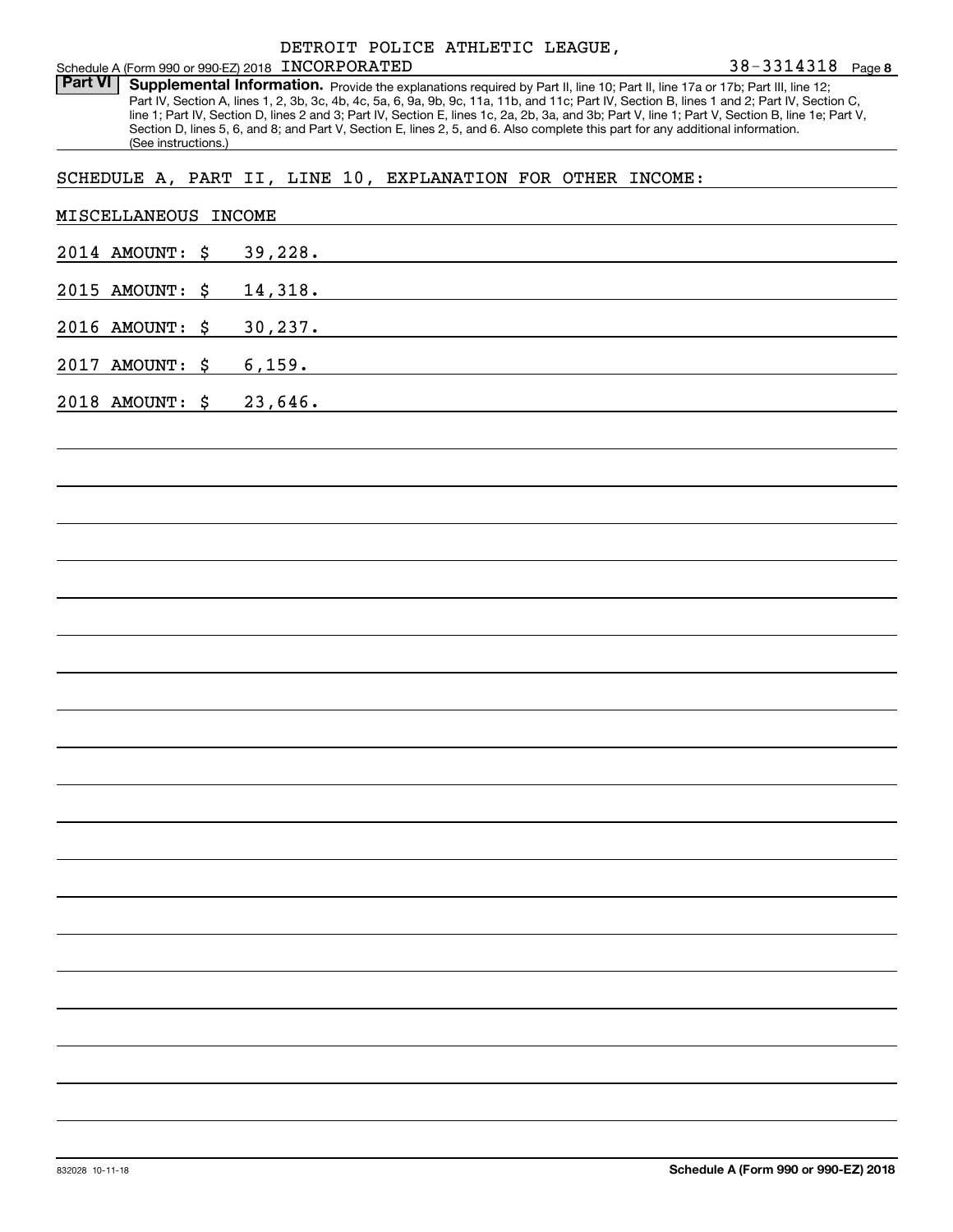DETROIT POLICE ATHLETIC LEAGUE, INCORPORATED

Schedule A (Form 990 or 990-EZ) 2018 — 38-3314318 — Page 8

**Part VI** **Supplemental Information.** Provide the explanations required by Part II, line 10; Part II, line 17a or 17b; Part III, line 12; Part IV, Section A, lines 1, 2, 3b, 3c, 4b, 4c, 5a, 6, 9a, 9b, 9c, 11a, 11b, and 11c; Part IV, Section B, lines 1 and 2; Part IV, Section C, line 1; Part IV, Section D, lines 2 and 3; Part IV, Section E, lines 1c, 2a, 2b, 3a, and 3b; Part V, line 1; Part V, Section B, line 1e; Part V, Section D, lines 5, 6, and 8; and Part V, Section E, lines 2, 5, and 6. Also complete this part for any additional information. (See instructions.)

SCHEDULE A, PART II, LINE 10, EXPLANATION FOR OTHER INCOME:

MISCELLANEOUS INCOME

2014 AMOUNT: $ 39,228.

2015 AMOUNT: $ 14,318.

2016 AMOUNT: $ 30,237.

2017 AMOUNT: $ 6,159.

2018 AMOUNT: $ 23,646.

832028 10-11-18 **Schedule A (Form 990 or 990-EZ) 2018**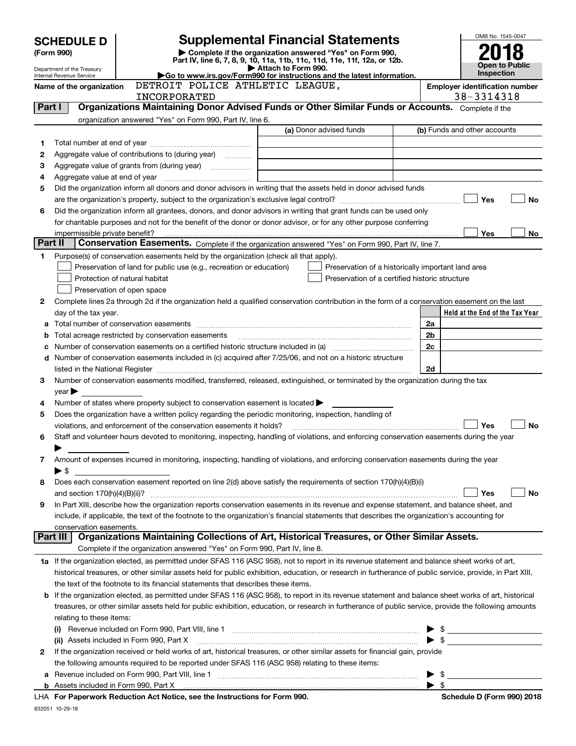# SCHEDULE D (Form 990)

Department of the Treasury
Internal Revenue Service

## Supplemental Financial Statements

▶ Complete if the organization answered "Yes" on Form 990, Part IV, line 6, 7, 8, 9, 10, 11a, 11b, 11c, 11d, 11e, 11f, 12a, or 12b.
▶ Attach to Form 990.
▶Go to www.irs.gov/Form990 for instructions and the latest information.

OMB No. 1545-0047

**2018**

**Open to Public Inspection**

Name of the organization: DETROIT POLICE ATHLETIC LEAGUE, INCORPORATED

Employer identification number: 38-3314318

## Part I Organizations Maintaining Donor Advised Funds or Other Similar Funds or Accounts.

Complete if the organization answered "Yes" on Form 990, Part IV, line 6.

| | | (a) Donor advised funds | (b) Funds and other accounts |
|---|---|---|---|
| 1 | Total number at end of year | | |
| 2 | Aggregate value of contributions to (during year) | | |
| 3 | Aggregate value of grants from (during year) | | |
| 4 | Aggregate value at end of year | | |

5 Did the organization inform all donors and donor advisors in writing that the assets held in donor advised funds are the organization's property, subject to the organization's exclusive legal control? ☐ Yes ☐ No

6 Did the organization inform all grantees, donors, and donor advisors in writing that grant funds can be used only for charitable purposes and not for the benefit of the donor or donor advisor, or for any other purpose conferring impermissible private benefit? ☐ Yes ☐ No

## Part II Conservation Easements.

Complete if the organization answered "Yes" on Form 990, Part IV, line 7.

1 Purpose(s) of conservation easements held by the organization (check all that apply).

- ☐ Preservation of land for public use (e.g., recreation or education)
- ☐ Protection of natural habitat
- ☐ Preservation of open space
- ☐ Preservation of a historically important land area
- ☐ Preservation of a certified historic structure

2 Complete lines 2a through 2d if the organization held a qualified conservation contribution in the form of a conservation easement on the last day of the tax year.

| | | | Held at the End of the Tax Year |
|---|---|---|---|
| a | Total number of conservation easements | 2a | |
| b | Total acreage restricted by conservation easements | 2b | |
| c | Number of conservation easements on a certified historic structure included in (a) | 2c | |
| d | Number of conservation easements included in (c) acquired after 7/25/06, and not on a historic structure listed in the National Register | 2d | |

3 Number of conservation easements modified, transferred, released, extinguished, or terminated by the organization during the tax year ▶

4 Number of states where property subject to conservation easement is located ▶

5 Does the organization have a written policy regarding the periodic monitoring, inspection, handling of violations, and enforcement of the conservation easements it holds? ☐ Yes ☐ No

6 Staff and volunteer hours devoted to monitoring, inspecting, handling of violations, and enforcing conservation easements during the year ▶

7 Amount of expenses incurred in monitoring, inspecting, handling of violations, and enforcing conservation easements during the year ▶ $

8 Does each conservation easement reported on line 2(d) above satisfy the requirements of section 170(h)(4)(B)(i) and section 170(h)(4)(B)(ii)? ☐ Yes ☐ No

9 In Part XIII, describe how the organization reports conservation easements in its revenue and expense statement, and balance sheet, and include, if applicable, the text of the footnote to the organization's financial statements that describes the organization's accounting for conservation easements.

## Part III Organizations Maintaining Collections of Art, Historical Treasures, or Other Similar Assets.

Complete if the organization answered "Yes" on Form 990, Part IV, line 8.

1a If the organization elected, as permitted under SFAS 116 (ASC 958), not to report in its revenue statement and balance sheet works of art, historical treasures, or other similar assets held for public exhibition, education, or research in furtherance of public service, provide, in Part XIII, the text of the footnote to its financial statements that describes these items.

b If the organization elected, as permitted under SFAS 116 (ASC 958), to report in its revenue statement and balance sheet works of art, historical treasures, or other similar assets held for public exhibition, education, or research in furtherance of public service, provide the following amounts relating to these items:

(i) Revenue included on Form 990, Part VIII, line 1 ▶ $

(ii) Assets included in Form 990, Part X ▶ $

2 If the organization received or held works of art, historical treasures, or other similar assets for financial gain, provide the following amounts required to be reported under SFAS 116 (ASC 958) relating to these items:

a Revenue included on Form 990, Part VIII, line 1 ▶ $

b Assets included in Form 990, Part X ▶ $

LHA For Paperwork Reduction Act Notice, see the Instructions for Form 990. Schedule D (Form 990) 2018

832051 10-29-18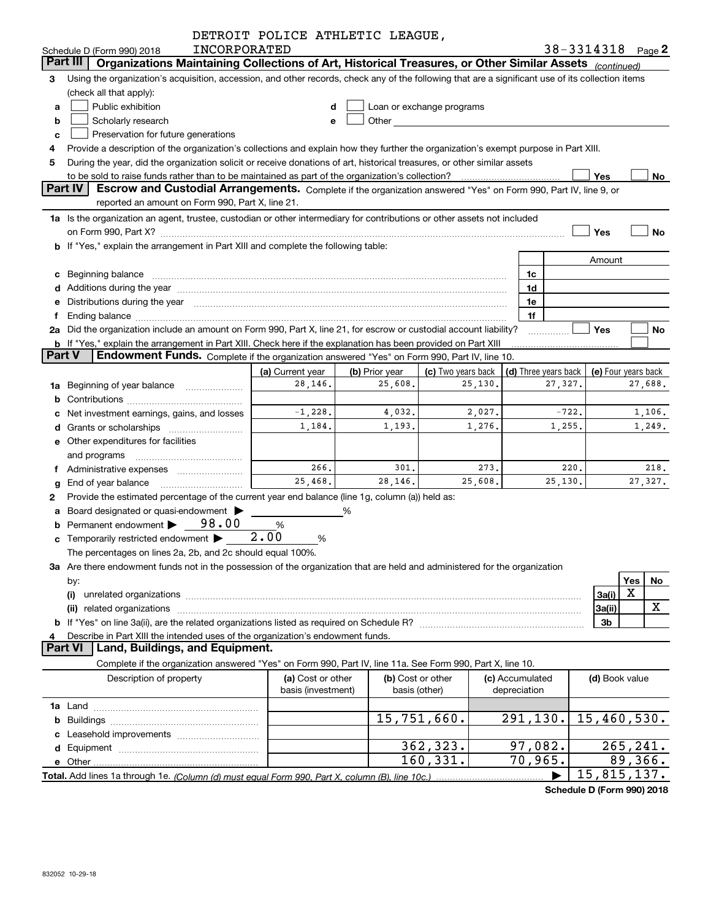DETROIT POLICE ATHLETIC LEAGUE, INCORPORATED

Schedule D (Form 990) 2018 — 38-3314318 Page 2

## Part III Organizations Maintaining Collections of Art, Historical Treasures, or Other Similar Assets *(continued)*

3 Using the organization's acquisition, accession, and other records, check any of the following that are a significant use of its collection items (check all that apply):

- a ☐ Public exhibition
- b ☐ Scholarly research
- c ☐ Preservation for future generations
- d ☐ Loan or exchange programs
- e ☐ Other

4 Provide a description of the organization's collections and explain how they further the organization's exempt purpose in Part XIII.

5 During the year, did the organization solicit or receive donations of art, historical treasures, or other similar assets to be sold to raise funds rather than to be maintained as part of the organization's collection? ☐ Yes ☐ No

## Part IV Escrow and Custodial Arrangements.

Complete if the organization answered "Yes" on Form 990, Part IV, line 9, or reported an amount on Form 990, Part X, line 21.

1a Is the organization an agent, trustee, custodian or other intermediary for contributions or other assets not included on Form 990, Part X? ☐ Yes ☐ No

b If "Yes," explain the arrangement in Part XIII and complete the following table:

| | | Amount |
|---|---|---|
| c Beginning balance | 1c | |
| d Additions during the year | 1d | |
| e Distributions during the year | 1e | |
| f Ending balance | 1f | |

2a Did the organization include an amount on Form 990, Part X, line 21, for escrow or custodial account liability? ☐ Yes ☐ No

b If "Yes," explain the arrangement in Part XIII. Check here if the explanation has been provided on Part XIII ☐

## Part V Endowment Funds.

Complete if the organization answered "Yes" on Form 990, Part IV, line 10.

| | (a) Current year | (b) Prior year | (c) Two years back | (d) Three years back | (e) Four years back |
|---|---|---|---|---|---|
| 1a Beginning of year balance | 28,146. | 25,608. | 25,130. | 27,327. | 27,688. |
| b Contributions | | | | | |
| c Net investment earnings, gains, and losses | -1,228. | 4,032. | 2,027. | -722. | 1,106. |
| d Grants or scholarships | 1,184. | 1,193. | 1,276. | 1,255. | 1,249. |
| e Other expenditures for facilities and programs | | | | | |
| f Administrative expenses | 266. | 301. | 273. | 220. | 218. |
| g End of year balance | 25,468. | 28,146. | 25,608. | 25,130. | 27,327. |

2 Provide the estimated percentage of the current year end balance (line 1g, column (a)) held as:

- a Board designated or quasi-endowment ▶ _____ %
- b Permanent endowment ▶ 98.00 %
- c Temporarily restricted endowment ▶ 2.00 %

The percentages on lines 2a, 2b, and 2c should equal 100%.

3a Are there endowment funds not in the possession of the organization that are held and administered for the organization by:

| | | Yes | No |
|---|---|---|---|
| (i) unrelated organizations | 3a(i) | X | |
| (ii) related organizations | 3a(ii) | | X |
| b If "Yes" on line 3a(ii), are the related organizations listed as required on Schedule R? | 3b | | |

4 Describe in Part XIII the intended uses of the organization's endowment funds.

## Part VI Land, Buildings, and Equipment.

Complete if the organization answered "Yes" on Form 990, Part IV, line 11a. See Form 990, Part X, line 10.

| Description of property | (a) Cost or other basis (investment) | (b) Cost or other basis (other) | (c) Accumulated depreciation | (d) Book value |
|---|---|---|---|---|
| 1a Land | | | | |
| b Buildings | | 15,751,660. | 291,130. | 15,460,530. |
| c Leasehold improvements | | | | |
| d Equipment | | 362,323. | 97,082. | 265,241. |
| e Other | | 160,331. | 70,965. | 89,366. |
| Total. Add lines 1a through 1e. *(Column (d) must equal Form 990, Part X, column (B), line 10c.)* | | | ▶ | 15,815,137. |

Schedule D (Form 990) 2018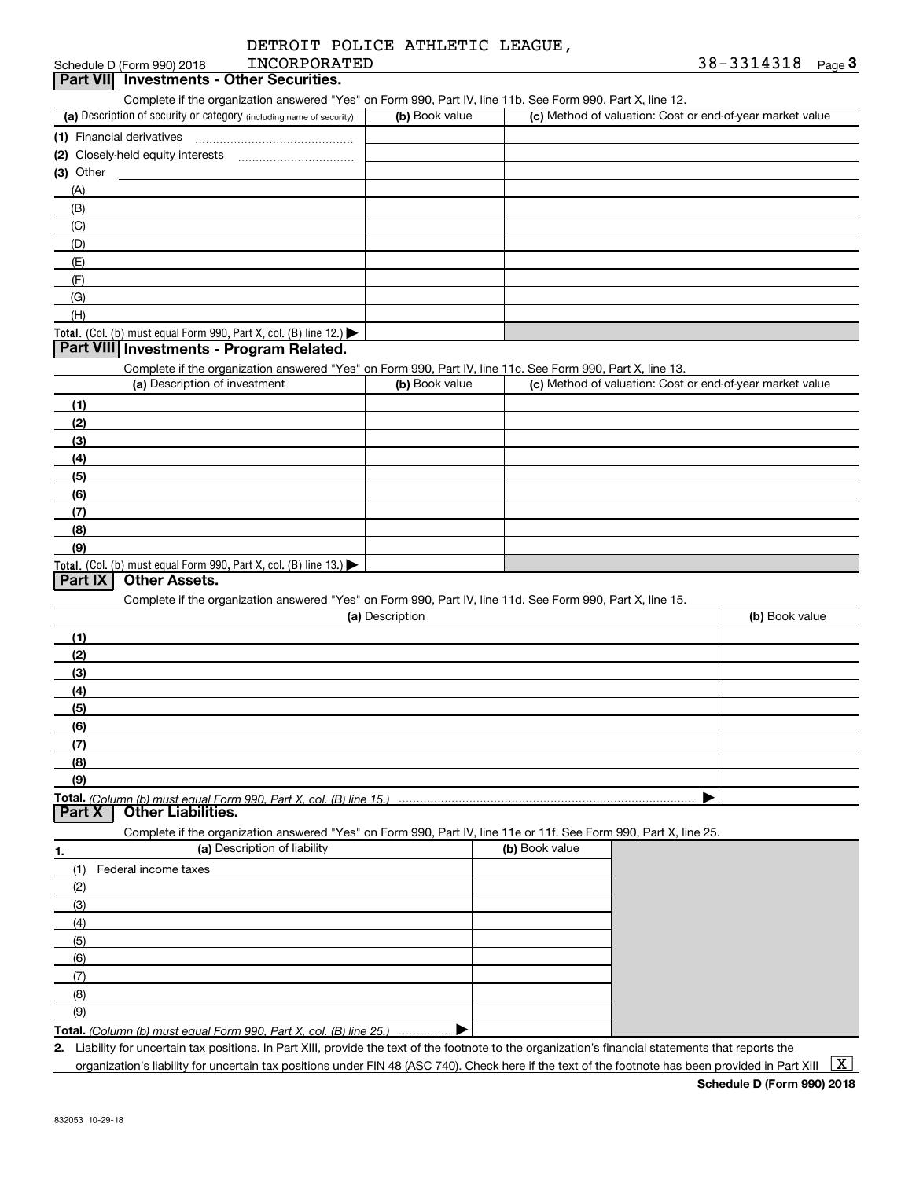DETROIT POLICE ATHLETIC LEAGUE, INCORPORATED

Schedule D (Form 990) 2018 38-3314318 Page 3

## Part VII Investments - Other Securities.

Complete if the organization answered "Yes" on Form 990, Part IV, line 11b. See Form 990, Part X, line 12.

| (a) Description of security or category (including name of security) | (b) Book value | (c) Method of valuation: Cost or end-of-year market value |
|---|---|---|
| (1) Financial derivatives | | |
| (2) Closely-held equity interests | | |
| (3) Other | | |
| (A) | | |
| (B) | | |
| (C) | | |
| (D) | | |
| (E) | | |
| (F) | | |
| (G) | | |
| (H) | | |
| **Total.** (Col. (b) must equal Form 990, Part X, col. (B) line 12.) ▶ | | |

## Part VIII Investments - Program Related.

Complete if the organization answered "Yes" on Form 990, Part IV, line 11c. See Form 990, Part X, line 13.

| (a) Description of investment | (b) Book value | (c) Method of valuation: Cost or end-of-year market value |
|---|---|---|
| (1) | | |
| (2) | | |
| (3) | | |
| (4) | | |
| (5) | | |
| (6) | | |
| (7) | | |
| (8) | | |
| (9) | | |
| **Total.** (Col. (b) must equal Form 990, Part X, col. (B) line 13.) ▶ | | |

## Part IX Other Assets.

Complete if the organization answered "Yes" on Form 990, Part IV, line 11d. See Form 990, Part X, line 15.

| (a) Description | (b) Book value |
|---|---|
| (1) | |
| (2) | |
| (3) | |
| (4) | |
| (5) | |
| (6) | |
| (7) | |
| (8) | |
| (9) | |
| **Total.** *(Column (b) must equal Form 990, Part X, col. (B) line 15.)* ▶ | |

## Part X Other Liabilities.

Complete if the organization answered "Yes" on Form 990, Part IV, line 11e or 11f. See Form 990, Part X, line 25.

| 1. (a) Description of liability | (b) Book value |
|---|---|
| (1) Federal income taxes | |
| (2) | |
| (3) | |
| (4) | |
| (5) | |
| (6) | |
| (7) | |
| (8) | |
| (9) | |
| **Total.** *(Column (b) must equal Form 990, Part X, col. (B) line 25.)* ▶ | |

**2.** Liability for uncertain tax positions. In Part XIII, provide the text of the footnote to the organization's financial statements that reports the organization's liability for uncertain tax positions under FIN 48 (ASC 740). Check here if the text of the footnote has been provided in Part XIII [X]

**Schedule D (Form 990) 2018**

832053 10-29-18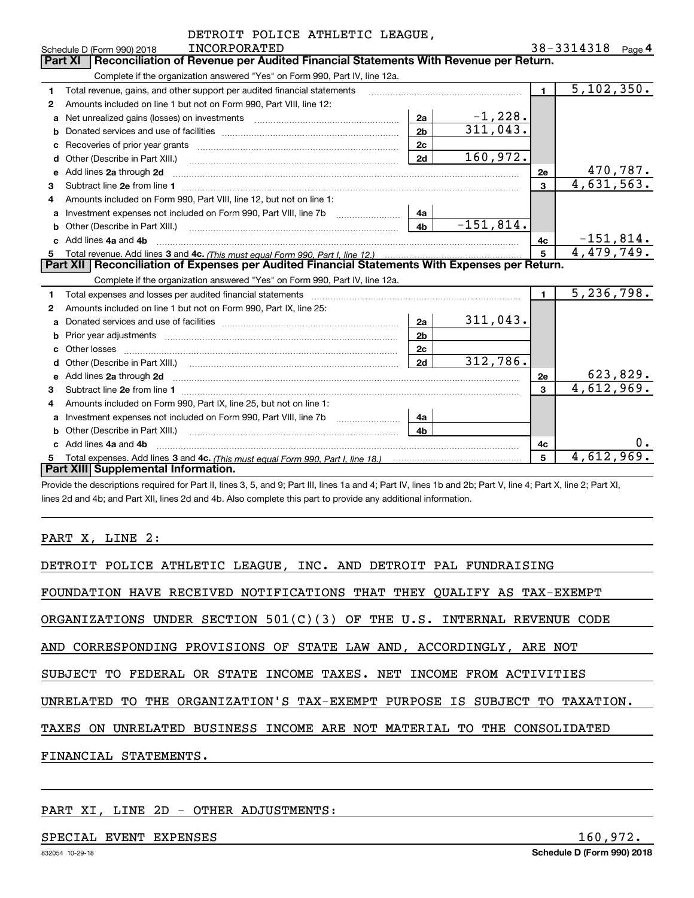DETROIT POLICE ATHLETIC LEAGUE, INCORPORATED

Schedule D (Form 990) 2018 — 38-3314318 Page 4

## Part XI Reconciliation of Revenue per Audited Financial Statements With Revenue per Return.

Complete if the organization answered "Yes" on Form 990, Part IV, line 12a.

| Line | Description | Ref | Amount | Ref | Total |
|---|---|---|---|---|---|
| 1 | Total revenue, gains, and other support per audited financial statements | | | 1 | 5,102,350. |
| 2 | Amounts included on line 1 but not on Form 990, Part VIII, line 12: | | | | |
| a | Net unrealized gains (losses) on investments | 2a | -1,228. | | |
| b | Donated services and use of facilities | 2b | 311,043. | | |
| c | Recoveries of prior year grants | 2c | | | |
| d | Other (Describe in Part XIII.) | 2d | 160,972. | | |
| e | Add lines 2a through 2d | | | 2e | 470,787. |
| 3 | Subtract line 2e from line 1 | | | 3 | 4,631,563. |
| 4 | Amounts included on Form 990, Part VIII, line 12, but not on line 1: | | | | |
| a | Investment expenses not included on Form 990, Part VIII, line 7b | 4a | | | |
| b | Other (Describe in Part XIII.) | 4b | -151,814. | | |
| c | Add lines 4a and 4b | | | 4c | -151,814. |
| 5 | Total revenue. Add lines 3 and 4c. *(This must equal Form 990, Part I, line 12.)* | | | 5 | 4,479,749. |

## Part XII Reconciliation of Expenses per Audited Financial Statements With Expenses per Return.

Complete if the organization answered "Yes" on Form 990, Part IV, line 12a.

| Line | Description | Ref | Amount | Ref | Total |
|---|---|---|---|---|---|
| 1 | Total expenses and losses per audited financial statements | | | 1 | 5,236,798. |
| 2 | Amounts included on line 1 but not on Form 990, Part IX, line 25: | | | | |
| a | Donated services and use of facilities | 2a | 311,043. | | |
| b | Prior year adjustments | 2b | | | |
| c | Other losses | 2c | | | |
| d | Other (Describe in Part XIII.) | 2d | 312,786. | | |
| e | Add lines 2a through 2d | | | 2e | 623,829. |
| 3 | Subtract line 2e from line 1 | | | 3 | 4,612,969. |
| 4 | Amounts included on Form 990, Part IX, line 25, but not on line 1: | | | | |
| a | Investment expenses not included on Form 990, Part VIII, line 7b | 4a | | | |
| b | Other (Describe in Part XIII.) | 4b | | | |
| c | Add lines 4a and 4b | | | 4c | 0. |
| 5 | Total expenses. Add lines 3 and 4c. *(This must equal Form 990, Part I, line 18.)* | | | 5 | 4,612,969. |

## Part XIII Supplemental Information.

Provide the descriptions required for Part II, lines 3, 5, and 9; Part III, lines 1a and 4; Part IV, lines 1b and 2b; Part V, line 4; Part X, line 2; Part XI, lines 2d and 4b; and Part XII, lines 2d and 4b. Also complete this part to provide any additional information.

PART X, LINE 2:

DETROIT POLICE ATHLETIC LEAGUE, INC. AND DETROIT PAL FUNDRAISING FOUNDATION HAVE RECEIVED NOTIFICATIONS THAT THEY QUALIFY AS TAX-EXEMPT ORGANIZATIONS UNDER SECTION 501(C)(3) OF THE U.S. INTERNAL REVENUE CODE AND CORRESPONDING PROVISIONS OF STATE LAW AND, ACCORDINGLY, ARE NOT SUBJECT TO FEDERAL OR STATE INCOME TAXES. NET INCOME FROM ACTIVITIES UNRELATED TO THE ORGANIZATION'S TAX-EXEMPT PURPOSE IS SUBJECT TO TAXATION. TAXES ON UNRELATED BUSINESS INCOME ARE NOT MATERIAL TO THE CONSOLIDATED FINANCIAL STATEMENTS.

PART XI, LINE 2D - OTHER ADJUSTMENTS:

SPECIAL EVENT EXPENSES 160,972.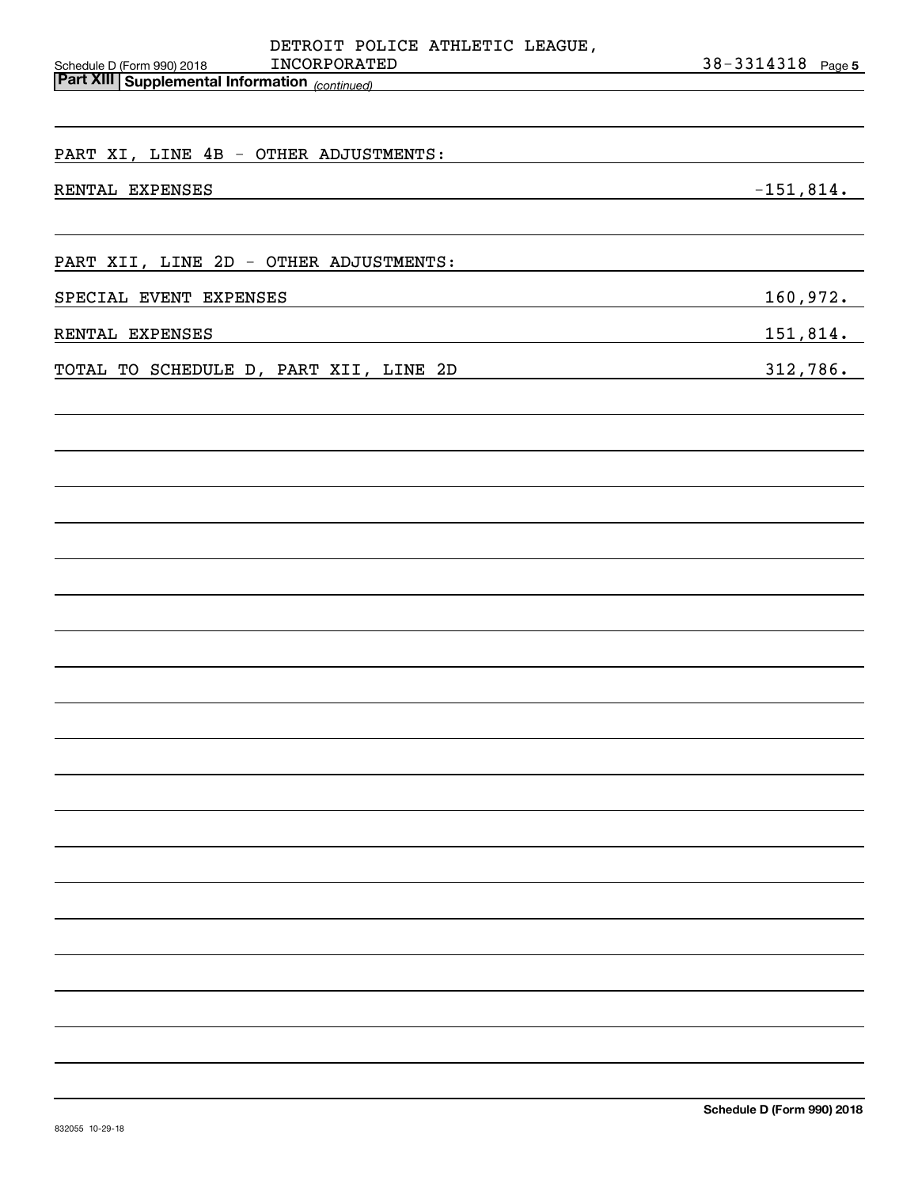DETROIT POLICE ATHLETIC LEAGUE, INCORPORATED — 38-3314318

## Part XIII Supplemental Information *(continued)*

PART XI, LINE 4B - OTHER ADJUSTMENTS:

| | |
|---|---|
| RENTAL EXPENSES | -151,814. |

PART XII, LINE 2D - OTHER ADJUSTMENTS:

| | |
|---|---|
| SPECIAL EVENT EXPENSES | 160,972. |
| RENTAL EXPENSES | 151,814. |
| TOTAL TO SCHEDULE D, PART XII, LINE 2D | 312,786. |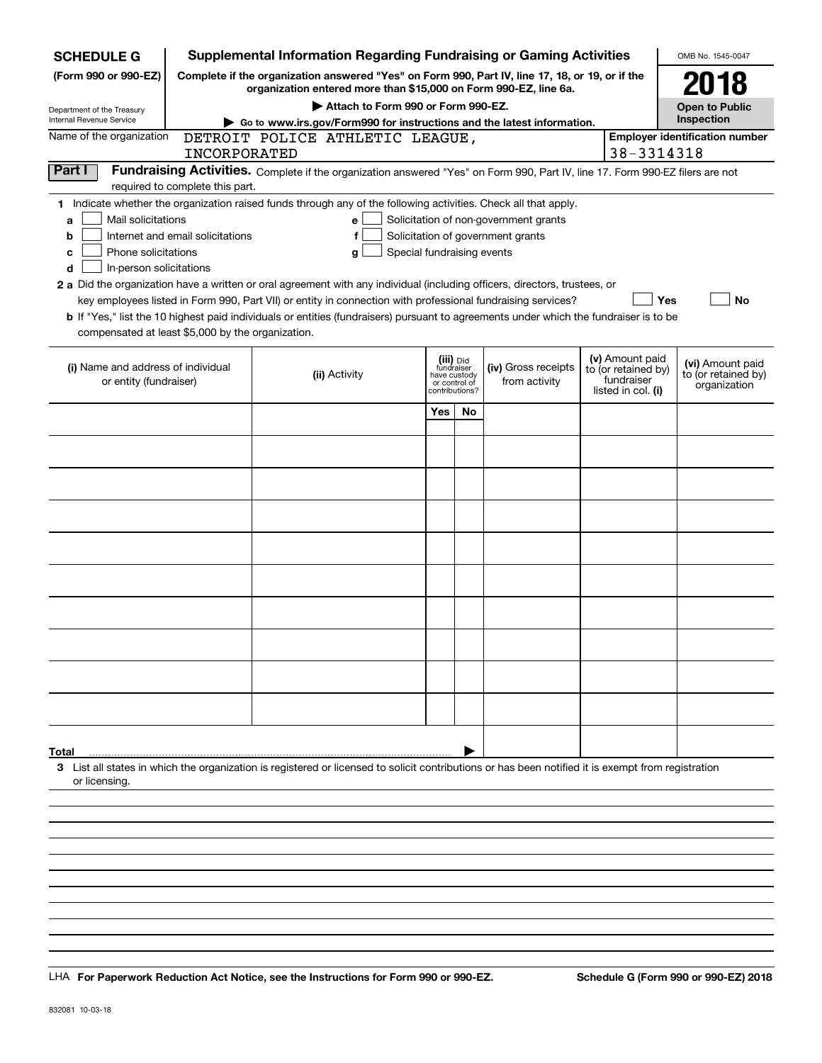**SCHEDULE G**
**(Form 990 or 990-EZ)**

Department of the Treasury
Internal Revenue Service

# Supplemental Information Regarding Fundraising or Gaming Activities

**Complete if the organization answered "Yes" on Form 990, Part IV, line 17, 18, or 19, or if the organization entered more than $15,000 on Form 990-EZ, line 6a.**

▶ **Attach to Form 990 or Form 990-EZ.**

▶ **Go to www.irs.gov/Form990 for instructions and the latest information.**

OMB No. 1545-0047

**2018**

**Open to Public Inspection**

Name of the organization: DETROIT POLICE ATHLETIC LEAGUE, INCORPORATED

**Employer identification number:** 38-3314318

**Part I** **Fundraising Activities.** Complete if the organization answered "Yes" on Form 990, Part IV, line 17. Form 990-EZ filers are not required to complete this part.

**1** Indicate whether the organization raised funds through any of the following activities. Check all that apply.

- **a** ☐ Mail solicitations
- **b** ☐ Internet and email solicitations
- **c** ☐ Phone solicitations
- **d** ☐ In-person solicitations
- **e** ☐ Solicitation of non-government grants
- **f** ☐ Solicitation of government grants
- **g** ☐ Special fundraising events

**2 a** Did the organization have a written or oral agreement with any individual (including officers, directors, trustees, or key employees listed in Form 990, Part VII) or entity in connection with professional fundraising services? ☐ **Yes** ☐ **No**

**b** If "Yes," list the 10 highest paid individuals or entities (fundraisers) pursuant to agreements under which the fundraiser is to be compensated at least $5,000 by the organization.

| (i) Name and address of individual or entity (fundraiser) | (ii) Activity | (iii) Did fundraiser have custody or control of contributions? Yes | No | (iv) Gross receipts from activity | (v) Amount paid to (or retained by) fundraiser listed in col. (i) | (vi) Amount paid to (or retained by) organization |
|---|---|---|---|---|---|---|
| | | | | | | |
| | | | | | | |
| | | | | | | |
| | | | | | | |
| | | | | | | |
| | | | | | | |
| | | | | | | |
| | | | | | | |
| | | | | | | |
| | | | | | | |
| **Total** ▶ | | | | | | |

**3** List all states in which the organization is registered or licensed to solicit contributions or has been notified it is exempt from registration or licensing.

LHA **For Paperwork Reduction Act Notice, see the Instructions for Form 990 or 990-EZ.** **Schedule G (Form 990 or 990-EZ) 2018**

832081 10-03-18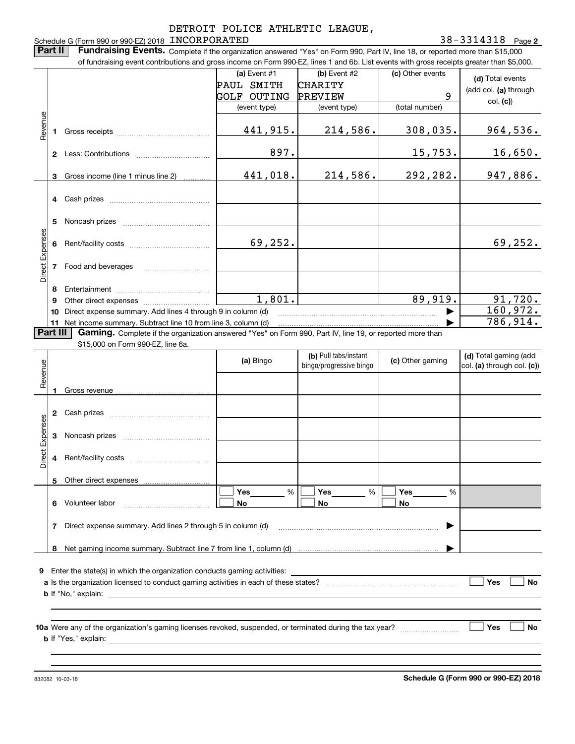DETROIT POLICE ATHLETIC LEAGUE,

Schedule G (Form 990 or 990-EZ) 2018 INCORPORATED 38-3314318 Page **2**

**Part II** **Fundraising Events.** Complete if the organization answered "Yes" on Form 990, Part IV, line 18, or reported more than $15,000 of fundraising event contributions and gross income on Form 990-EZ, lines 1 and 6b. List events with gross receipts greater than $5,000.

| | | (a) Event #1 PAUL SMITH GOLF OUTING (event type) | (b) Event #2 CHARITY PREVIEW (event type) | (c) Other events 9 (total number) | (d) Total events (add col. (a) through col. (c)) |
|---|---|---|---|---|---|
| Revenue | 1 Gross receipts | 441,915. | 214,586. | 308,035. | 964,536. |
| | 2 Less: Contributions | 897. | | 15,753. | 16,650. |
| | 3 Gross income (line 1 minus line 2) | 441,018. | 214,586. | 292,282. | 947,886. |
| Direct Expenses | 4 Cash prizes | | | | |
| | 5 Noncash prizes | | | | |
| | 6 Rent/facility costs | 69,252. | | | 69,252. |
| | 7 Food and beverages | | | | |
| | 8 Entertainment | | | | |
| | 9 Other direct expenses | 1,801. | | 89,919. | 91,720. |
| | 10 Direct expense summary. Add lines 4 through 9 in column (d) | | | ▶ | 160,972. |
| | 11 Net income summary. Subtract line 10 from line 3, column (d) | | | ▶ | 786,914. |

**Part III** **Gaming.** Complete if the organization answered "Yes" on Form 990, Part IV, line 19, or reported more than $15,000 on Form 990-EZ, line 6a.

| | | (a) Bingo | (b) Pull tabs/instant bingo/progressive bingo | (c) Other gaming | (d) Total gaming (add col. (a) through col. (c)) |
|---|---|---|---|---|---|
| Revenue | 1 Gross revenue | | | | |
| Direct Expenses | 2 Cash prizes | | | | |
| | 3 Noncash prizes | | | | |
| | 4 Rent/facility costs | | | | |
| | 5 Other direct expenses | | | | |
| | 6 Volunteer labor | ☐ Yes ___ % ☐ No | ☐ Yes ___ % ☐ No | ☐ Yes ___ % ☐ No | |
| | 7 Direct expense summary. Add lines 2 through 5 in column (d) | | | ▶ | |
| | 8 Net gaming income summary. Subtract line 7 from line 1, column (d) | | | ▶ | |

**9** Enter the state(s) in which the organization conducts gaming activities: ____________

**a** Is the organization licensed to conduct gaming activities in each of these states? ☐ Yes ☐ No

**b** If "No," explain: ____________

**10a** Were any of the organization's gaming licenses revoked, suspended, or terminated during the tax year? ☐ Yes ☐ No

**b** If "Yes," explain: ____________

832082 10-03-18 **Schedule G (Form 990 or 990-EZ) 2018**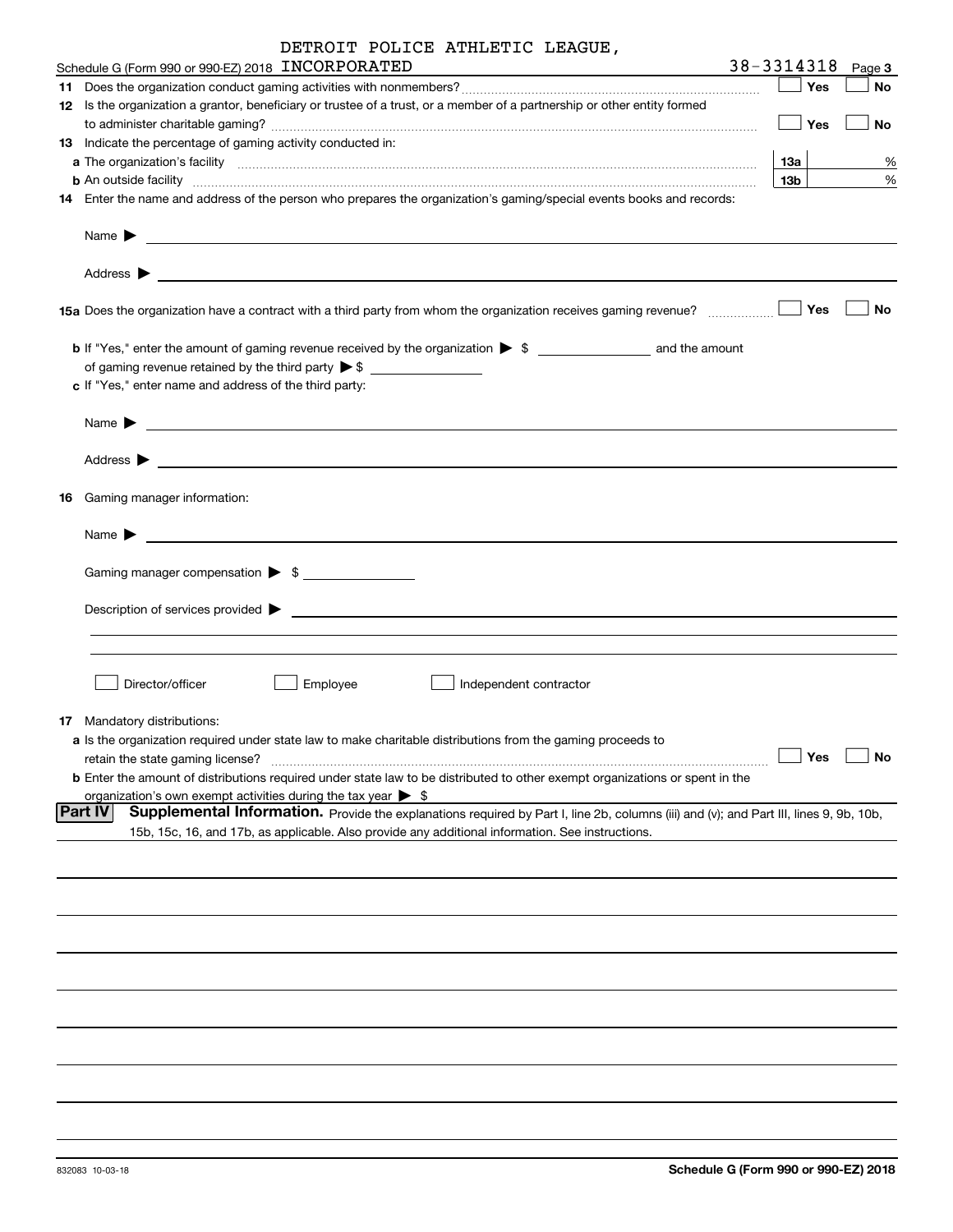DETROIT POLICE ATHLETIC LEAGUE,

Schedule G (Form 990 or 990-EZ) 2018 INCORPORATED 38-3314318 Page **3**

**11** Does the organization conduct gaming activities with nonmembers? ☐ Yes ☐ No

**12** Is the organization a grantor, beneficiary or trustee of a trust, or a member of a partnership or other entity formed to administer charitable gaming? ☐ Yes ☐ No

**13** Indicate the percentage of gaming activity conducted in:

**a** The organization's facility **13a** %

**b** An outside facility **13b** %

**14** Enter the name and address of the person who prepares the organization's gaming/special events books and records:

Name ▶

Address ▶

**15a** Does the organization have a contract with a third party from whom the organization receives gaming revenue? ☐ Yes ☐ No

**b** If "Yes," enter the amount of gaming revenue received by the organization ▶ $ ______ and the amount of gaming revenue retained by the third party ▶ $ ______

**c** If "Yes," enter name and address of the third party:

Name ▶

Address ▶

**16** Gaming manager information:

Name ▶

Gaming manager compensation ▶ $

Description of services provided ▶

☐ Director/officer ☐ Employee ☐ Independent contractor

**17** Mandatory distributions:

**a** Is the organization required under state law to make charitable distributions from the gaming proceeds to retain the state gaming license? ☐ Yes ☐ No

**b** Enter the amount of distributions required under state law to be distributed to other exempt organizations or spent in the organization's own exempt activities during the tax year ▶ $

**Part IV** **Supplemental Information.** Provide the explanations required by Part I, line 2b, columns (iii) and (v); and Part III, lines 9, 9b, 10b, 15b, 15c, 16, and 17b, as applicable. Also provide any additional information. See instructions.

832083 10-03-18 **Schedule G (Form 990 or 990-EZ) 2018**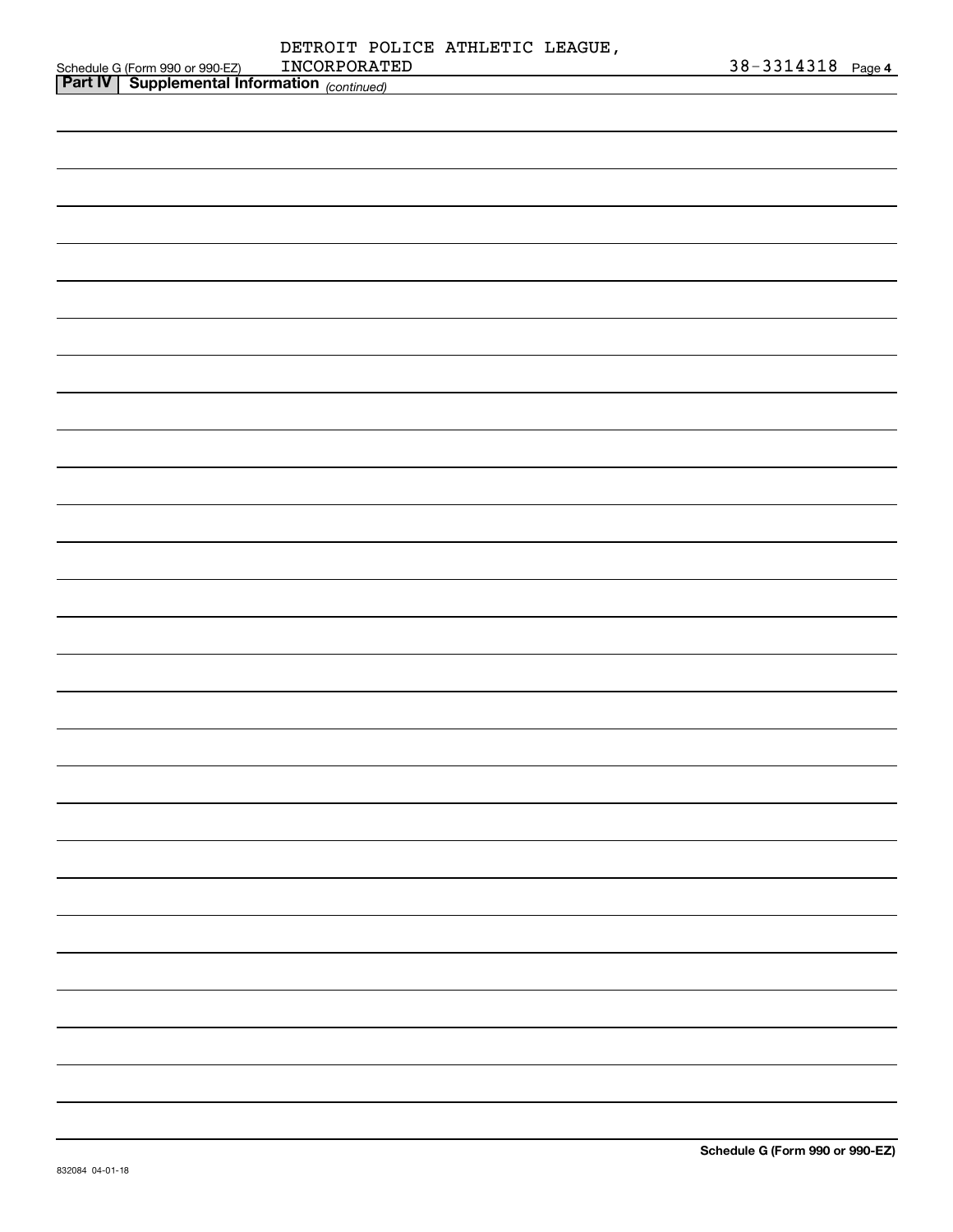DETROIT POLICE ATHLETIC LEAGUE, INCORPORATED

Schedule G (Form 990 or 990-EZ) 38-3314318 Page **4**

**Part IV | Supplemental Information** *(continued)*

**Schedule G (Form 990 or 990-EZ)**

832084 04-01-18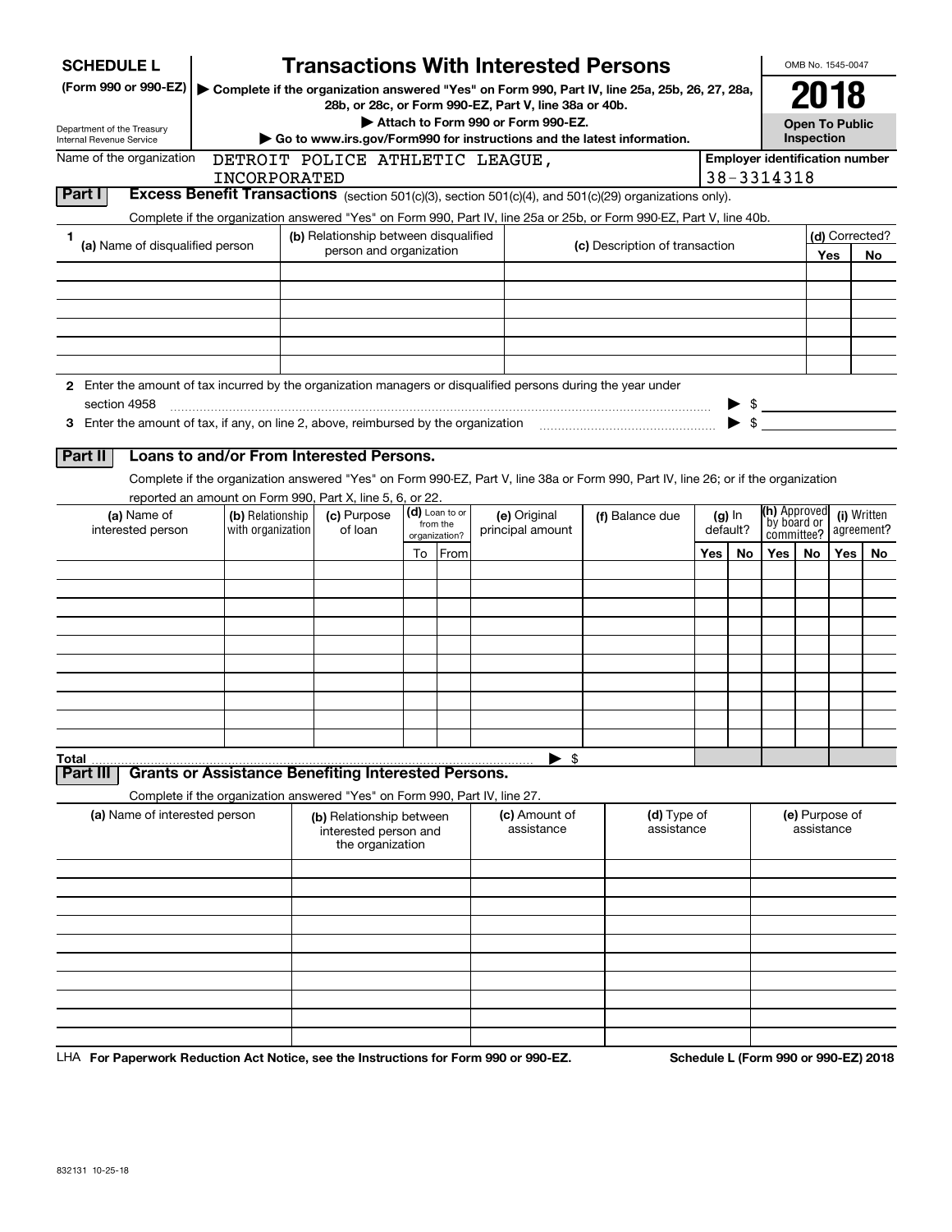**SCHEDULE L**
**(Form 990 or 990-EZ)**

Department of the Treasury
Internal Revenue Service

# Transactions With Interested Persons

▶ **Complete if the organization answered "Yes" on Form 990, Part IV, line 25a, 25b, 26, 27, 28a, 28b, or 28c, or Form 990-EZ, Part V, line 38a or 40b.**
▶ **Attach to Form 990 or Form 990-EZ.**
▶ **Go to www.irs.gov/Form990 for instructions and the latest information.**

OMB No. 1545-0047

**2018**

**Open To Public Inspection**

Name of the organization: DETROIT POLICE ATHLETIC LEAGUE, INCORPORATED

**Employer identification number** 38-3314318

## Part I Excess Benefit Transactions (section 501(c)(3), section 501(c)(4), and 501(c)(29) organizations only).

Complete if the organization answered "Yes" on Form 990, Part IV, line 25a or 25b, or Form 990-EZ, Part V, line 40b.

| 1 (a) Name of disqualified person | (b) Relationship between disqualified person and organization | (c) Description of transaction | (d) Corrected? Yes | No |
|---|---|---|---|---|
| | | | | |
| | | | | |
| | | | | |
| | | | | |
| | | | | |
| | | | | |

**2** Enter the amount of tax incurred by the organization managers or disqualified persons during the year under section 4958 ▶ $

**3** Enter the amount of tax, if any, on line 2, above, reimbursed by the organization ▶ $

## Part II Loans to and/or From Interested Persons.

Complete if the organization answered "Yes" on Form 990-EZ, Part V, line 38a or Form 990, Part IV, line 26; or if the organization reported an amount on Form 990, Part X, line 5, 6, or 22.

| (a) Name of interested person | (b) Relationship with organization | (c) Purpose of loan | (d) Loan to or from the organization? To | From | (e) Original principal amount | (f) Balance due | (g) In default? Yes | No | (h) Approved by board or committee? Yes | No | (i) Written agreement? Yes | No |
|---|---|---|---|---|---|---|---|---|---|---|---|---|
| | | | | | | | | | | | | |
| | | | | | | | | | | | | |
| | | | | | | | | | | | | |
| | | | | | | | | | | | | |
| | | | | | | | | | | | | |
| | | | | | | | | | | | | |
| | | | | | | | | | | | | |
| | | | | | | | | | | | | |
| | | | | | | | | | | | | |
| | | | | | | | | | | | | |
| **Total** | | | | | ▶ $ | | | | | | | |

## Part III Grants or Assistance Benefiting Interested Persons.

Complete if the organization answered "Yes" on Form 990, Part IV, line 27.

| (a) Name of interested person | (b) Relationship between interested person and the organization | (c) Amount of assistance | (d) Type of assistance | (e) Purpose of assistance |
|---|---|---|---|---|
| | | | | |
| | | | | |
| | | | | |
| | | | | |
| | | | | |
| | | | | |
| | | | | |
| | | | | |
| | | | | |

LHA **For Paperwork Reduction Act Notice, see the Instructions for Form 990 or 990-EZ.** **Schedule L (Form 990 or 990-EZ) 2018**

832131 10-25-18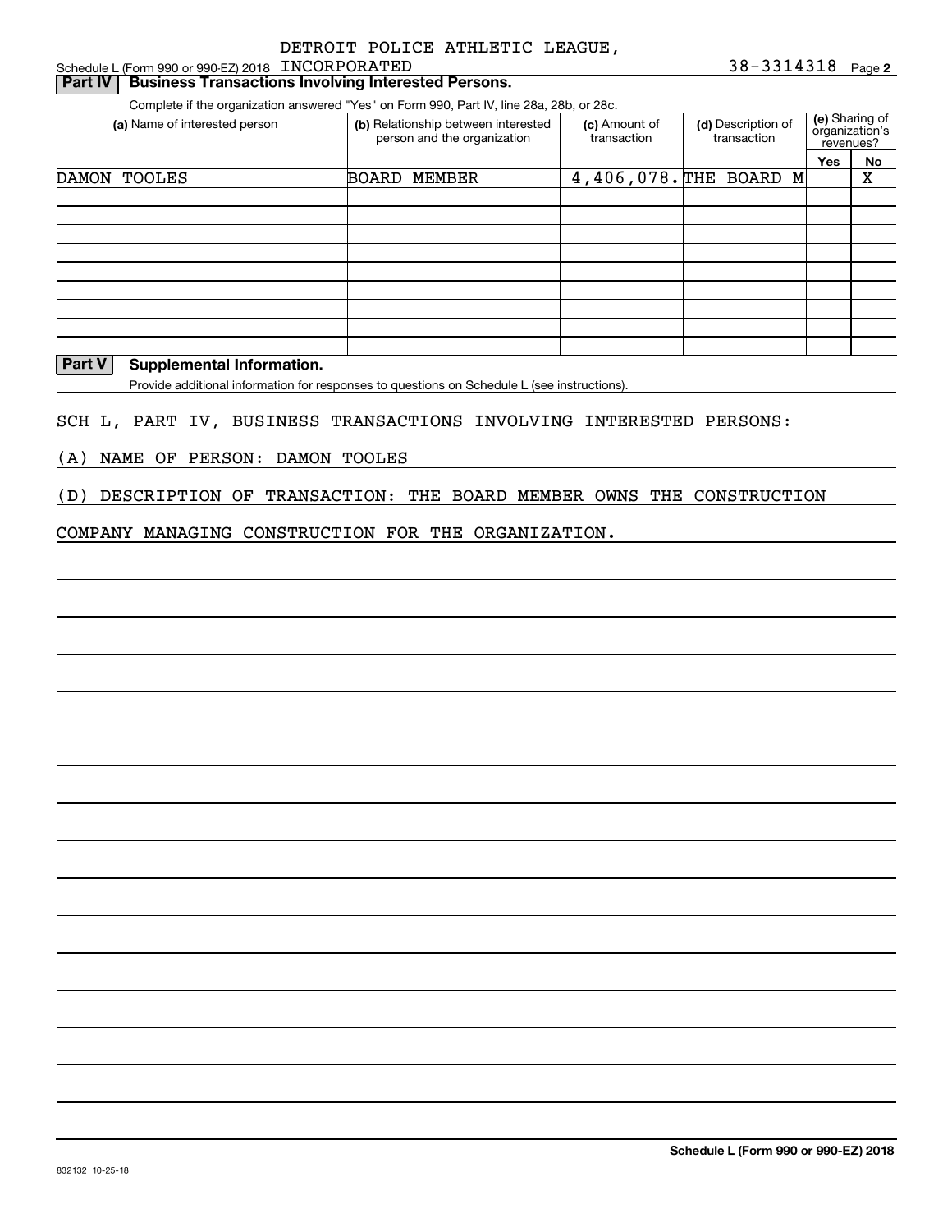DETROIT POLICE ATHLETIC LEAGUE,

Schedule L (Form 990 or 990-EZ) 2018 INCORPORATED 38-3314318 Page **2**

## Part IV Business Transactions Involving Interested Persons.

Complete if the organization answered "Yes" on Form 990, Part IV, line 28a, 28b, or 28c.

| (a) Name of interested person | (b) Relationship between interested person and the organization | (c) Amount of transaction | (d) Description of transaction | (e) Sharing of organization's revenues? | |
|---|---|---|---|---|---|
| | | | | Yes | No |
| DAMON TOOLES | BOARD MEMBER | 4,406,078. | THE BOARD M | | X |
| | | | | | |
| | | | | | |
| | | | | | |
| | | | | | |
| | | | | | |
| | | | | | |
| | | | | | |
| | | | | | |

## Part V Supplemental Information.

Provide additional information for responses to questions on Schedule L (see instructions).

SCH L, PART IV, BUSINESS TRANSACTIONS INVOLVING INTERESTED PERSONS:

(A) NAME OF PERSON: DAMON TOOLES

(D) DESCRIPTION OF TRANSACTION: THE BOARD MEMBER OWNS THE CONSTRUCTION COMPANY MANAGING CONSTRUCTION FOR THE ORGANIZATION.

**Schedule L (Form 990 or 990-EZ) 2018**

832132 10-25-18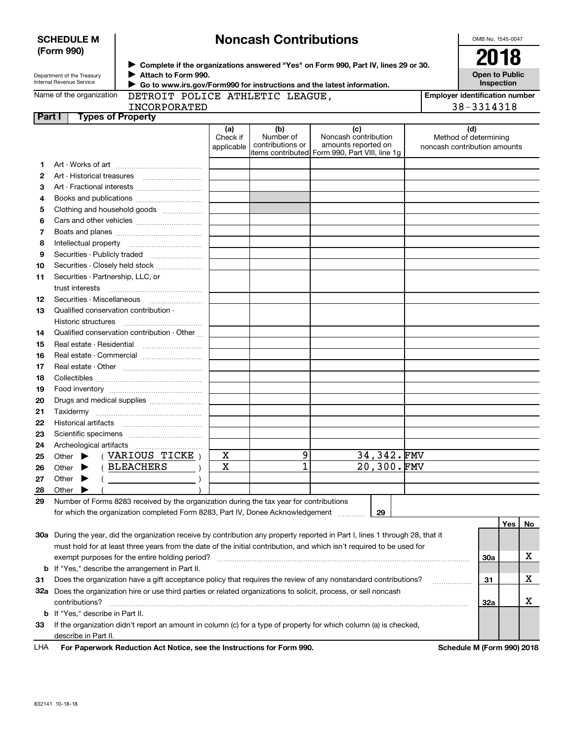**SCHEDULE M (Form 990)**

# Noncash Contributions

Department of the Treasury
Internal Revenue Service

▶ Complete if the organizations answered "Yes" on Form 990, Part IV, lines 29 or 30.
▶ Attach to Form 990.
▶ Go to www.irs.gov/Form990 for instructions and the latest information.

OMB No. 1545-0047

**2018**

**Open to Public Inspection**

Name of the organization: DETROIT POLICE ATHLETIC LEAGUE, INCORPORATED

Employer identification number: 38-3314318

## Part I Types of Property

| | | (a) Check if applicable | (b) Number of contributions or items contributed | (c) Noncash contribution amounts reported on Form 990, Part VIII, line 1g | (d) Method of determining noncash contribution amounts |
|---|---|---|---|---|---|
| 1 | Art - Works of art | | | | |
| 2 | Art - Historical treasures | | | | |
| 3 | Art - Fractional interests | | | | |
| 4 | Books and publications | | | | |
| 5 | Clothing and household goods | | | | |
| 6 | Cars and other vehicles | | | | |
| 7 | Boats and planes | | | | |
| 8 | Intellectual property | | | | |
| 9 | Securities - Publicly traded | | | | |
| 10 | Securities - Closely held stock | | | | |
| 11 | Securities - Partnership, LLC, or trust interests | | | | |
| 12 | Securities - Miscellaneous | | | | |
| 13 | Qualified conservation contribution - Historic structures | | | | |
| 14 | Qualified conservation contribution - Other | | | | |
| 15 | Real estate - Residential | | | | |
| 16 | Real estate - Commercial | | | | |
| 17 | Real estate - Other | | | | |
| 18 | Collectibles | | | | |
| 19 | Food inventory | | | | |
| 20 | Drugs and medical supplies | | | | |
| 21 | Taxidermy | | | | |
| 22 | Historical artifacts | | | | |
| 23 | Scientific specimens | | | | |
| 24 | Archeological artifacts | | | | |
| 25 | Other ▶ ( VARIOUS TICKE ) | X | 9 | 34,342. | FMV |
| 26 | Other ▶ ( BLEACHERS ) | X | 1 | 20,300. | FMV |
| 27 | Other ▶ ( ) | | | | |
| 28 | Other ▶ ( ) | | | | |

**29** Number of Forms 8283 received by the organization during the tax year for contributions for which the organization completed Form 8283, Part IV, Donee Acknowledgement ........ **29**

| | | | Yes | No |
|---|---|---|---|---|
| **30a** | During the year, did the organization receive by contribution any property reported in Part I, lines 1 through 28, that it must hold for at least three years from the date of the initial contribution, and which isn't required to be used for exempt purposes for the entire holding period? | 30a | | X |
| **b** | If "Yes," describe the arrangement in Part II. | | | |
| **31** | Does the organization have a gift acceptance policy that requires the review of any nonstandard contributions? | 31 | | X |
| **32a** | Does the organization hire or use third parties or related organizations to solicit, process, or sell noncash contributions? | 32a | | X |
| **b** | If "Yes," describe in Part II. | | | |
| **33** | If the organization didn't report an amount in column (c) for a type of property for which column (a) is checked, describe in Part II. | | | |

LHA **For Paperwork Reduction Act Notice, see the Instructions for Form 990.** **Schedule M (Form 990) 2018**

832141 10-18-18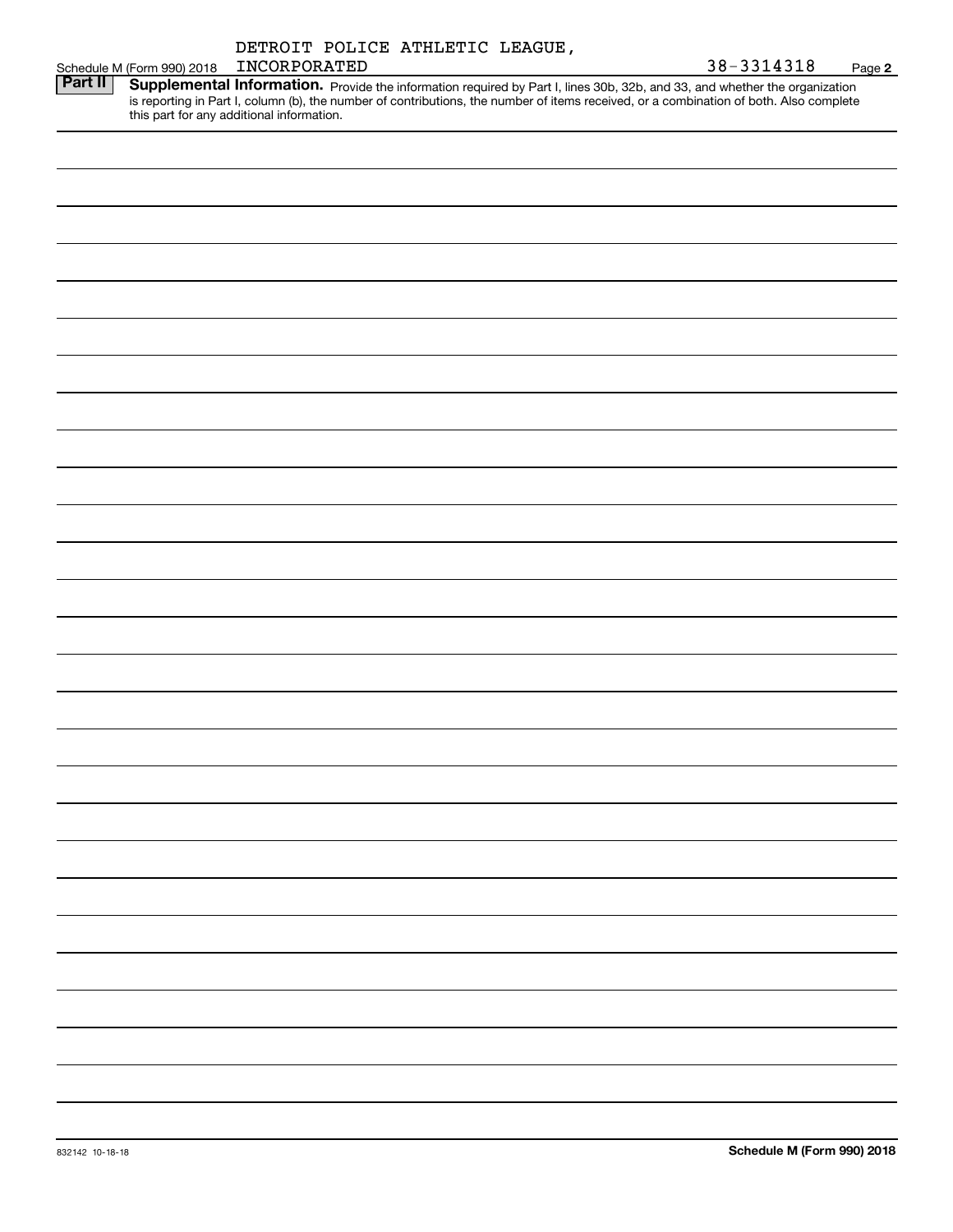Schedule M (Form 990) 2018 DETROIT POLICE ATHLETIC LEAGUE, INCORPORATED 38-3314318 Page **2**

**Part II** **Supplemental Information.** Provide the information required by Part I, lines 30b, 32b, and 33, and whether the organization is reporting in Part I, column (b), the number of contributions, the number of items received, or a combination of both. Also complete this part for any additional information.

832142 10-18-18 **Schedule M (Form 990) 2018**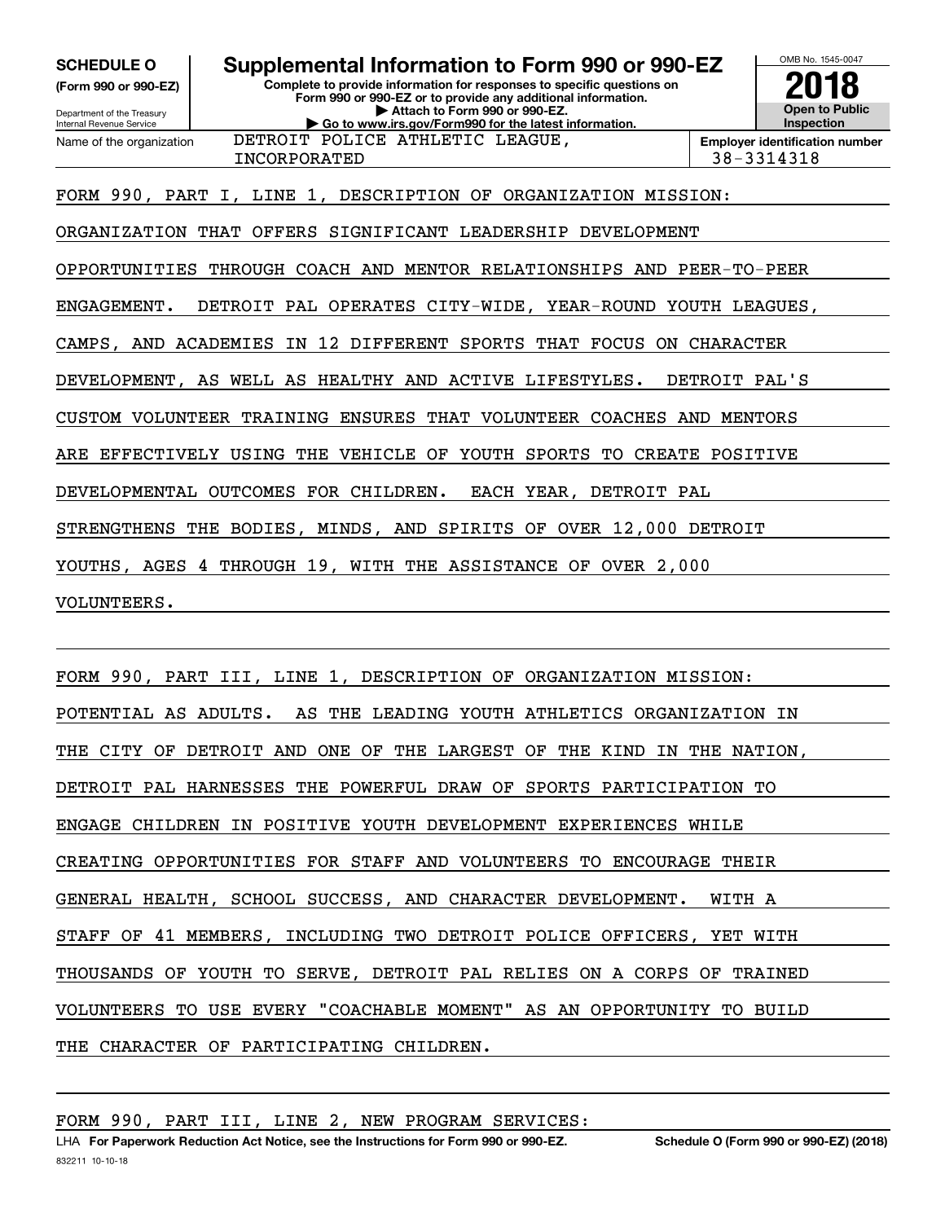**SCHEDULE O**
**(Form 990 or 990-EZ)**

Department of the Treasury
Internal Revenue Service

# Supplemental Information to Form 990 or 990-EZ

**Complete to provide information for responses to specific questions on Form 990 or 990-EZ or to provide any additional information.**
**▶ Attach to Form 990 or 990-EZ.**
**▶ Go to www.irs.gov/Form990 for the latest information.**

OMB No. 1545-0047

**2018**

**Open to Public Inspection**

| Name of the organization | Employer identification number |
|---|---|
| DETROIT POLICE ATHLETIC LEAGUE, INCORPORATED | 38-3314318 |

FORM 990, PART I, LINE 1, DESCRIPTION OF ORGANIZATION MISSION:

ORGANIZATION THAT OFFERS SIGNIFICANT LEADERSHIP DEVELOPMENT OPPORTUNITIES THROUGH COACH AND MENTOR RELATIONSHIPS AND PEER-TO-PEER ENGAGEMENT. DETROIT PAL OPERATES CITY-WIDE, YEAR-ROUND YOUTH LEAGUES, CAMPS, AND ACADEMIES IN 12 DIFFERENT SPORTS THAT FOCUS ON CHARACTER DEVELOPMENT, AS WELL AS HEALTHY AND ACTIVE LIFESTYLES. DETROIT PAL'S CUSTOM VOLUNTEER TRAINING ENSURES THAT VOLUNTEER COACHES AND MENTORS ARE EFFECTIVELY USING THE VEHICLE OF YOUTH SPORTS TO CREATE POSITIVE DEVELOPMENTAL OUTCOMES FOR CHILDREN. EACH YEAR, DETROIT PAL STRENGTHENS THE BODIES, MINDS, AND SPIRITS OF OVER 12,000 DETROIT YOUTHS, AGES 4 THROUGH 19, WITH THE ASSISTANCE OF OVER 2,000 VOLUNTEERS.

FORM 990, PART III, LINE 1, DESCRIPTION OF ORGANIZATION MISSION:

POTENTIAL AS ADULTS. AS THE LEADING YOUTH ATHLETICS ORGANIZATION IN THE CITY OF DETROIT AND ONE OF THE LARGEST OF THE KIND IN THE NATION, DETROIT PAL HARNESSES THE POWERFUL DRAW OF SPORTS PARTICIPATION TO ENGAGE CHILDREN IN POSITIVE YOUTH DEVELOPMENT EXPERIENCES WHILE CREATING OPPORTUNITIES FOR STAFF AND VOLUNTEERS TO ENCOURAGE THEIR GENERAL HEALTH, SCHOOL SUCCESS, AND CHARACTER DEVELOPMENT. WITH A STAFF OF 41 MEMBERS, INCLUDING TWO DETROIT POLICE OFFICERS, YET WITH THOUSANDS OF YOUTH TO SERVE, DETROIT PAL RELIES ON A CORPS OF TRAINED VOLUNTEERS TO USE EVERY "COACHABLE MOMENT" AS AN OPPORTUNITY TO BUILD THE CHARACTER OF PARTICIPATING CHILDREN.

FORM 990, PART III, LINE 2, NEW PROGRAM SERVICES:

LHA **For Paperwork Reduction Act Notice, see the Instructions for Form 990 or 990-EZ.** **Schedule O (Form 990 or 990-EZ) (2018)**
832211 10-10-18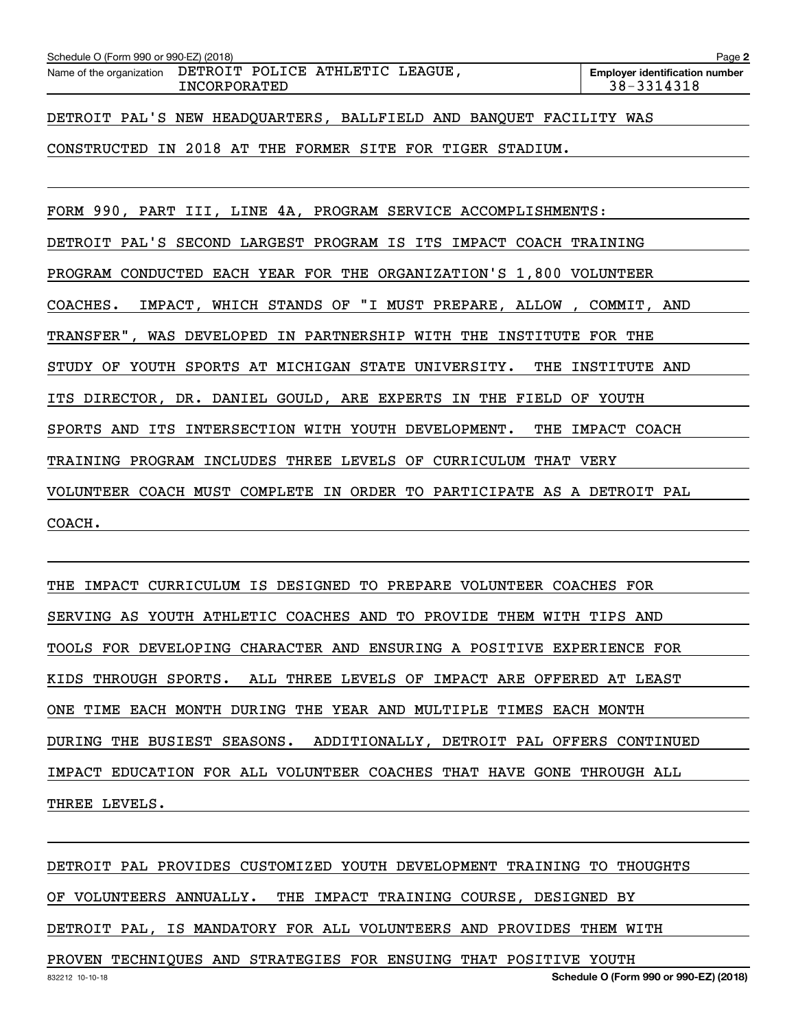Schedule O (Form 990 or 990-EZ) (2018)

Name of the organization: DETROIT POLICE ATHLETIC LEAGUE, INCORPORATED

Employer identification number: 38-3314318

DETROIT PAL'S NEW HEADQUARTERS, BALLFIELD AND BANQUET FACILITY WAS CONSTRUCTED IN 2018 AT THE FORMER SITE FOR TIGER STADIUM.

FORM 990, PART III, LINE 4A, PROGRAM SERVICE ACCOMPLISHMENTS:

DETROIT PAL'S SECOND LARGEST PROGRAM IS ITS IMPACT COACH TRAINING PROGRAM CONDUCTED EACH YEAR FOR THE ORGANIZATION'S 1,800 VOLUNTEER COACHES. IMPACT, WHICH STANDS OF "I MUST PREPARE, ALLOW , COMMIT, AND TRANSFER", WAS DEVELOPED IN PARTNERSHIP WITH THE INSTITUTE FOR THE STUDY OF YOUTH SPORTS AT MICHIGAN STATE UNIVERSITY. THE INSTITUTE AND ITS DIRECTOR, DR. DANIEL GOULD, ARE EXPERTS IN THE FIELD OF YOUTH SPORTS AND ITS INTERSECTION WITH YOUTH DEVELOPMENT. THE IMPACT COACH TRAINING PROGRAM INCLUDES THREE LEVELS OF CURRICULUM THAT VERY VOLUNTEER COACH MUST COMPLETE IN ORDER TO PARTICIPATE AS A DETROIT PAL COACH.

THE IMPACT CURRICULUM IS DESIGNED TO PREPARE VOLUNTEER COACHES FOR SERVING AS YOUTH ATHLETIC COACHES AND TO PROVIDE THEM WITH TIPS AND TOOLS FOR DEVELOPING CHARACTER AND ENSURING A POSITIVE EXPERIENCE FOR KIDS THROUGH SPORTS. ALL THREE LEVELS OF IMPACT ARE OFFERED AT LEAST ONE TIME EACH MONTH DURING THE YEAR AND MULTIPLE TIMES EACH MONTH DURING THE BUSIEST SEASONS. ADDITIONALLY, DETROIT PAL OFFERS CONTINUED IMPACT EDUCATION FOR ALL VOLUNTEER COACHES THAT HAVE GONE THROUGH ALL THREE LEVELS.

DETROIT PAL PROVIDES CUSTOMIZED YOUTH DEVELOPMENT TRAINING TO THOUGHTS OF VOLUNTEERS ANNUALLY. THE IMPACT TRAINING COURSE, DESIGNED BY DETROIT PAL, IS MANDATORY FOR ALL VOLUNTEERS AND PROVIDES THEM WITH PROVEN TECHNIQUES AND STRATEGIES FOR ENSUING THAT POSITIVE YOUTH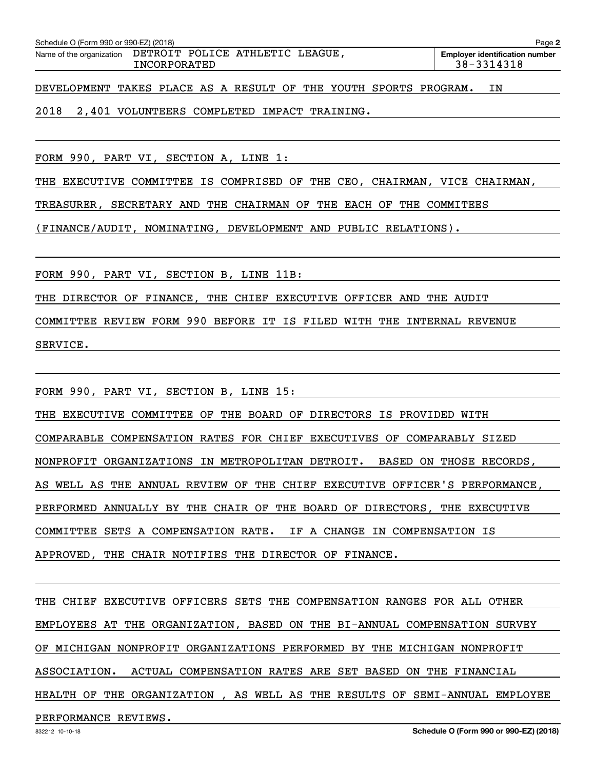Name of the organization: DETROIT POLICE ATHLETIC LEAGUE, INCORPORATED

Employer identification number: 38-3314318

DEVELOPMENT TAKES PLACE AS A RESULT OF THE YOUTH SPORTS PROGRAM. IN 2018 2,401 VOLUNTEERS COMPLETED IMPACT TRAINING.

FORM 990, PART VI, SECTION A, LINE 1:

THE EXECUTIVE COMMITTEE IS COMPRISED OF THE CEO, CHAIRMAN, VICE CHAIRMAN, TREASURER, SECRETARY AND THE CHAIRMAN OF THE EACH OF THE COMMITEES (FINANCE/AUDIT, NOMINATING, DEVELOPMENT AND PUBLIC RELATIONS).

FORM 990, PART VI, SECTION B, LINE 11B:

THE DIRECTOR OF FINANCE, THE CHIEF EXECUTIVE OFFICER AND THE AUDIT COMMITTEE REVIEW FORM 990 BEFORE IT IS FILED WITH THE INTERNAL REVENUE SERVICE.

FORM 990, PART VI, SECTION B, LINE 15:

THE EXECUTIVE COMMITTEE OF THE BOARD OF DIRECTORS IS PROVIDED WITH COMPARABLE COMPENSATION RATES FOR CHIEF EXECUTIVES OF COMPARABLY SIZED NONPROFIT ORGANIZATIONS IN METROPOLITAN DETROIT. BASED ON THOSE RECORDS, AS WELL AS THE ANNUAL REVIEW OF THE CHIEF EXECUTIVE OFFICER'S PERFORMANCE, PERFORMED ANNUALLY BY THE CHAIR OF THE BOARD OF DIRECTORS, THE EXECUTIVE COMMITTEE SETS A COMPENSATION RATE. IF A CHANGE IN COMPENSATION IS APPROVED, THE CHAIR NOTIFIES THE DIRECTOR OF FINANCE.

THE CHIEF EXECUTIVE OFFICERS SETS THE COMPENSATION RANGES FOR ALL OTHER EMPLOYEES AT THE ORGANIZATION, BASED ON THE BI-ANNUAL COMPENSATION SURVEY OF MICHIGAN NONPROFIT ORGANIZATIONS PERFORMED BY THE MICHIGAN NONPROFIT ASSOCIATION. ACTUAL COMPENSATION RATES ARE SET BASED ON THE FINANCIAL HEALTH OF THE ORGANIZATION , AS WELL AS THE RESULTS OF SEMI-ANNUAL EMPLOYEE PERFORMANCE REVIEWS.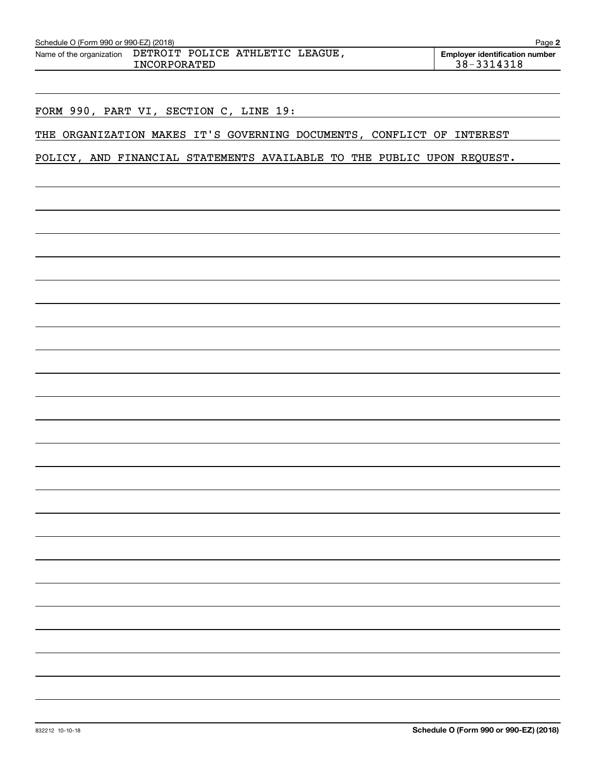Schedule O (Form 990 or 990-EZ) (2018)

Name of the organization: DETROIT POLICE ATHLETIC LEAGUE, INCORPORATED

Employer identification number: 38-3314318

FORM 990, PART VI, SECTION C, LINE 19:

THE ORGANIZATION MAKES IT'S GOVERNING DOCUMENTS, CONFLICT OF INTEREST POLICY, AND FINANCIAL STATEMENTS AVAILABLE TO THE PUBLIC UPON REQUEST.

832212 10-10-18

Schedule O (Form 990 or 990-EZ) (2018)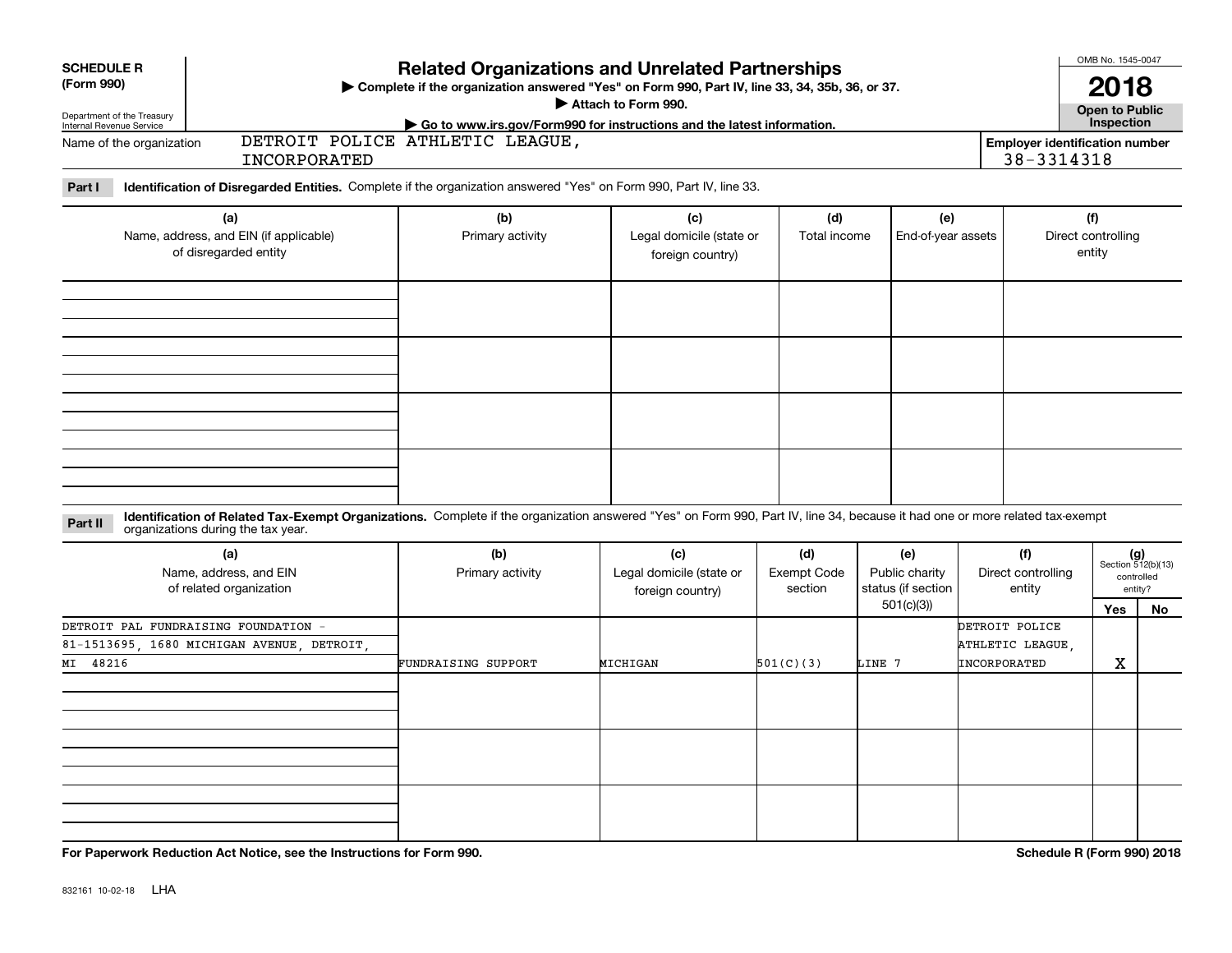**SCHEDULE R (Form 990)**

Department of the Treasury
Internal Revenue Service

# Related Organizations and Unrelated Partnerships

▶ Complete if the organization answered "Yes" on Form 990, Part IV, line 33, 34, 35b, 36, or 37.
▶ Attach to Form 990.
▶ Go to www.irs.gov/Form990 for instructions and the latest information.

OMB No. 1545-0047

**2018**

**Open to Public Inspection**

Name of the organization: DETROIT POLICE ATHLETIC LEAGUE, INCORPORATED

Employer identification number: 38-3314318

**Part I** **Identification of Disregarded Entities.** Complete if the organization answered "Yes" on Form 990, Part IV, line 33.

| (a) Name, address, and EIN (if applicable) of disregarded entity | (b) Primary activity | (c) Legal domicile (state or foreign country) | (d) Total income | (e) End-of-year assets | (f) Direct controlling entity |
|---|---|---|---|---|---|
| | | | | | |
| | | | | | |
| | | | | | |
| | | | | | |

**Part II** **Identification of Related Tax-Exempt Organizations.** Complete if the organization answered "Yes" on Form 990, Part IV, line 34, because it had one or more related tax-exempt organizations during the tax year.

| (a) Name, address, and EIN of related organization | (b) Primary activity | (c) Legal domicile (state or foreign country) | (d) Exempt Code section | (e) Public charity status (if section 501(c)(3)) | (f) Direct controlling entity | (g) Section 512(b)(13) controlled entity? Yes | No |
|---|---|---|---|---|---|---|---|
| DETROIT PAL FUNDRAISING FOUNDATION - 81-1513695, 1680 MICHIGAN AVENUE, DETROIT, MI 48216 | FUNDRAISING SUPPORT | MICHIGAN | 501(C)(3) | LINE 7 | DETROIT POLICE ATHLETIC LEAGUE, INCORPORATED | X | |
| | | | | | | | |
| | | | | | | | |
| | | | | | | | |

**For Paperwork Reduction Act Notice, see the Instructions for Form 990.**

**Schedule R (Form 990) 2018**

832161 10-02-18 LHA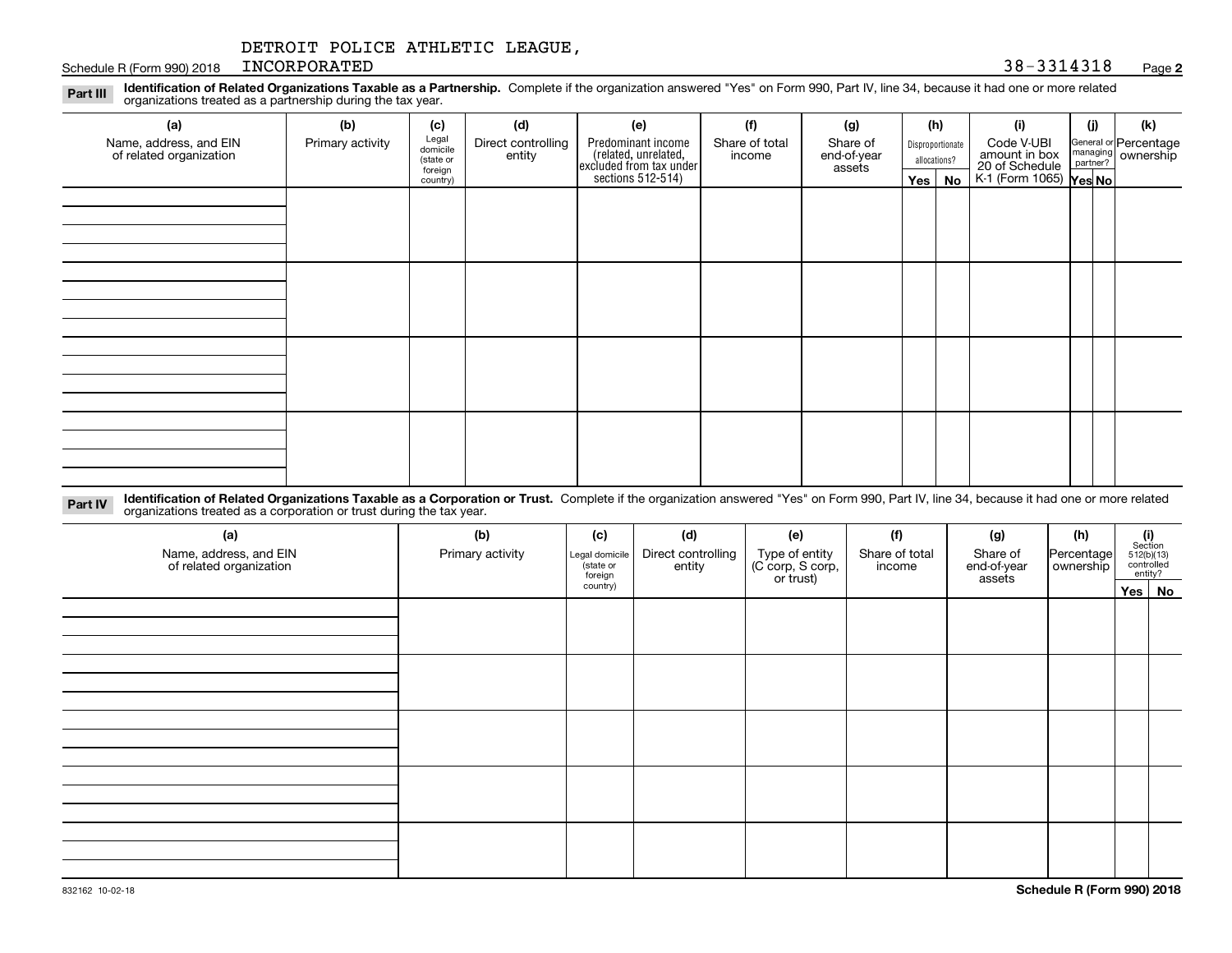DETROIT POLICE ATHLETIC LEAGUE, INCORPORATED

Schedule R (Form 990) 2018 38-3314318 Page **2**

**Part III** **Identification of Related Organizations Taxable as a Partnership.** Complete if the organization answered "Yes" on Form 990, Part IV, line 34, because it had one or more related organizations treated as a partnership during the tax year.

| (a) Name, address, and EIN of related organization | (b) Primary activity | (c) Legal domicile (state or foreign country) | (d) Direct controlling entity | (e) Predominant income (related, unrelated, excluded from tax under sections 512-514) | (f) Share of total income | (g) Share of end-of-year assets | (h) Disproportionate allocations? Yes | No | (i) Code V-UBI amount in box 20 of Schedule K-1 (Form 1065) | (j) General or managing partner? Yes | No | (k) Percentage ownership |
|---|---|---|---|---|---|---|---|---|---|---|---|---|
| | | | | | | | | | | | | |
| | | | | | | | | | | | | |
| | | | | | | | | | | | | |
| | | | | | | | | | | | | |

**Part IV** **Identification of Related Organizations Taxable as a Corporation or Trust.** Complete if the organization answered "Yes" on Form 990, Part IV, line 34, because it had one or more related organizations treated as a corporation or trust during the tax year.

| (a) Name, address, and EIN of related organization | (b) Primary activity | (c) Legal domicile (state or foreign country) | (d) Direct controlling entity | (e) Type of entity (C corp, S corp, or trust) | (f) Share of total income | (g) Share of end-of-year assets | (h) Percentage ownership | (i) Section 512(b)(13) controlled entity? Yes | No |
|---|---|---|---|---|---|---|---|---|---|
| | | | | | | | | | |
| | | | | | | | | | |
| | | | | | | | | | |
| | | | | | | | | | |
| | | | | | | | | | |

832162 10-02-18 **Schedule R (Form 990) 2018**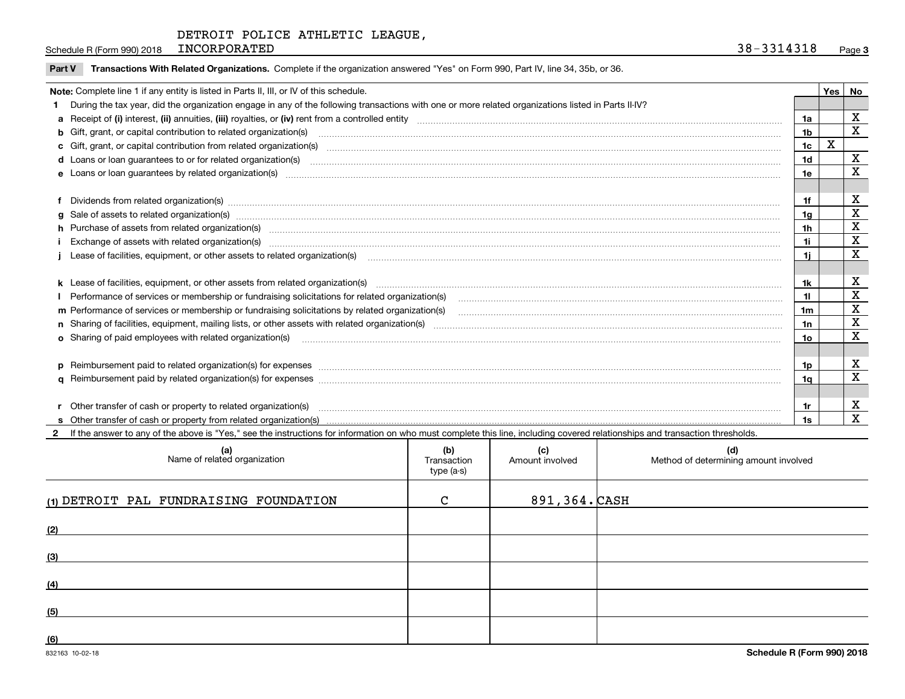DETROIT POLICE ATHLETIC LEAGUE, INCORPORATED 38-3314318

**Part V Transactions With Related Organizations.** Complete if the organization answered "Yes" on Form 990, Part IV, line 34, 35b, or 36.

| **Note:** Complete line 1 if any entity is listed in Parts II, III, or IV of this schedule. | | Yes | No |
|---|---|---|---|
| **1** During the tax year, did the organization engage in any of the following transactions with one or more related organizations listed in Parts II-IV? | | | |
| **a** Receipt of **(i)** interest, **(ii)** annuities, **(iii)** royalties, or **(iv)** rent from a controlled entity | 1a | | X |
| **b** Gift, grant, or capital contribution to related organization(s) | 1b | | X |
| **c** Gift, grant, or capital contribution from related organization(s) | 1c | X | |
| **d** Loans or loan guarantees to or for related organization(s) | 1d | | X |
| **e** Loans or loan guarantees by related organization(s) | 1e | | X |
| **f** Dividends from related organization(s) | 1f | | X |
| **g** Sale of assets to related organization(s) | 1g | | X |
| **h** Purchase of assets from related organization(s) | 1h | | X |
| **i** Exchange of assets with related organization(s) | 1i | | X |
| **j** Lease of facilities, equipment, or other assets to related organization(s) | 1j | | X |
| **k** Lease of facilities, equipment, or other assets from related organization(s) | 1k | | X |
| **l** Performance of services or membership or fundraising solicitations for related organization(s) | 1l | | X |
| **m** Performance of services or membership or fundraising solicitations by related organization(s) | 1m | | X |
| **n** Sharing of facilities, equipment, mailing lists, or other assets with related organization(s) | 1n | | X |
| **o** Sharing of paid employees with related organization(s) | 1o | | X |
| **p** Reimbursement paid to related organization(s) for expenses | 1p | | X |
| **q** Reimbursement paid by related organization(s) for expenses | 1q | | X |
| **r** Other transfer of cash or property to related organization(s) | 1r | | X |
| **s** Other transfer of cash or property from related organization(s) | 1s | | X |

**2** If the answer to any of the above is "Yes," see the instructions for information on who must complete this line, including covered relationships and transaction thresholds.

| (a) Name of related organization | (b) Transaction type (a-s) | (c) Amount involved | (d) Method of determining amount involved |
|---|---|---|---|
| (1) DETROIT PAL FUNDRAISING FOUNDATION | C | 891,364. | CASH |
| (2) | | | |
| (3) | | | |
| (4) | | | |
| (5) | | | |
| (6) | | | |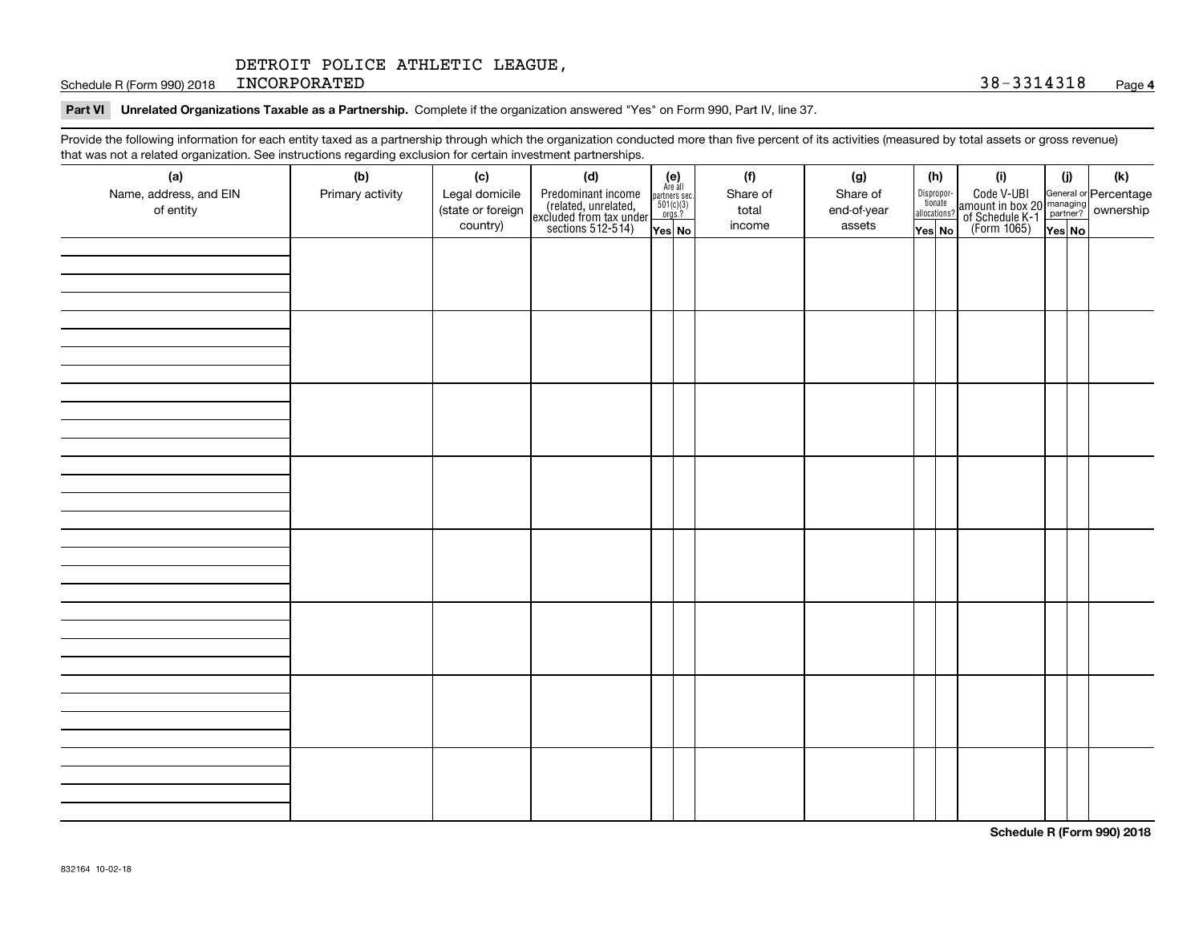DETROIT POLICE ATHLETIC LEAGUE, INCORPORATED — 38-3314318

Schedule R (Form 990) 2018

**Part VI Unrelated Organizations Taxable as a Partnership.** Complete if the organization answered "Yes" on Form 990, Part IV, line 37.

Provide the following information for each entity taxed as a partnership through which the organization conducted more than five percent of its activities (measured by total assets or gross revenue) that was not a related organization. See instructions regarding exclusion for certain investment partnerships.

| (a) Name, address, and EIN of entity | (b) Primary activity | (c) Legal domicile (state or foreign country) | (d) Predominant income (related, unrelated, excluded from tax under sections 512-514) | (e) Are all partners sec. 501(c)(3) orgs.? | | (f) Share of total income | (g) Share of end-of-year assets | (h) Disproportionate allocations? | | (i) Code V-UBI amount in box 20 of Schedule K-1 (Form 1065) | (j) General or managing partner? | | (k) Percentage ownership |
|---|---|---|---|---|---|---|---|---|---|---|---|---|---|
| | | | | Yes | No | | | Yes | No | | Yes | No | |
| | | | | | | | | | | | | | |
| | | | | | | | | | | | | | |
| | | | | | | | | | | | | | |
| | | | | | | | | | | | | | |
| | | | | | | | | | | | | | |
| | | | | | | | | | | | | | |
| | | | | | | | | | | | | | |
| | | | | | | | | | | | | | |

Schedule R (Form 990) 2018

832164 10-02-18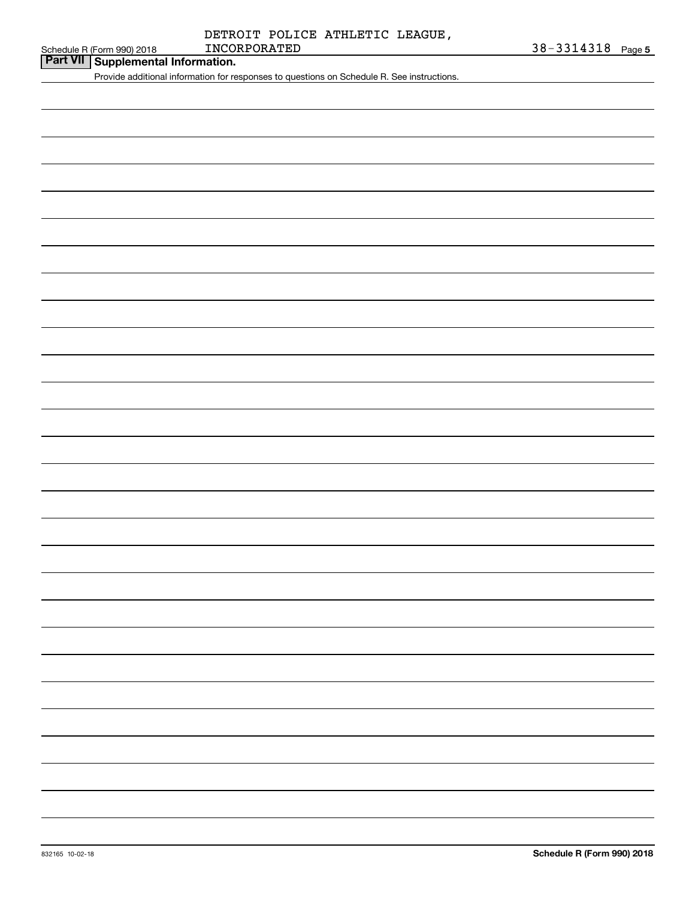DETROIT POLICE ATHLETIC LEAGUE, INCORPORATED 38-3314318

## Part VII Supplemental Information.

Provide additional information for responses to questions on Schedule R. See instructions.

832165 10-02-18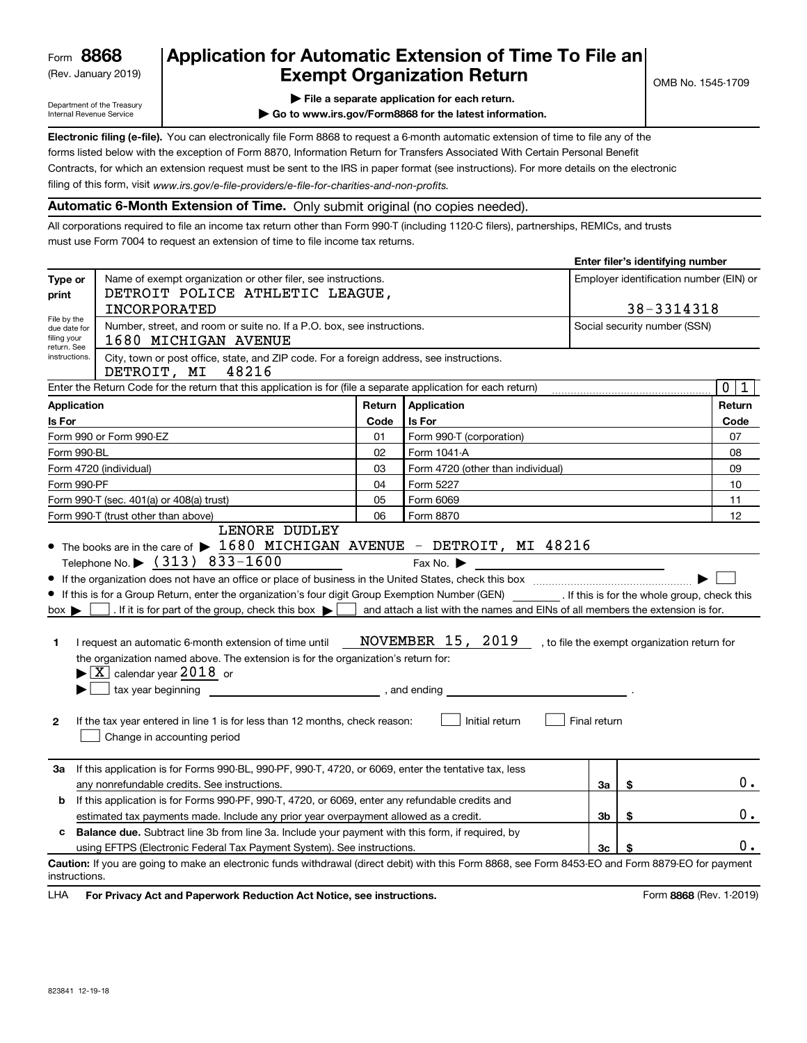Form **8868**
(Rev. January 2019)

Department of the Treasury
Internal Revenue Service

# Application for Automatic Extension of Time To File an Exempt Organization Return

OMB No. 1545-1709

▶ **File a separate application for each return.**
▶ **Go to www.irs.gov/Form8868 for the latest information.**

**Electronic filing (e-file).** You can electronically file Form 8868 to request a 6-month automatic extension of time to file any of the forms listed below with the exception of Form 8870, Information Return for Transfers Associated With Certain Personal Benefit Contracts, for which an extension request must be sent to the IRS in paper format (see instructions). For more details on the electronic filing of this form, visit *www.irs.gov/e-file-providers/e-file-for-charities-and-non-profits.*

## Automatic 6-Month Extension of Time. Only submit original (no copies needed).

All corporations required to file an income tax return other than Form 990-T (including 1120-C filers), partnerships, REMICs, and trusts must use Form 7004 to request an extension of time to file income tax returns.

| | | Enter filer's identifying number |
|---|---|---|
| **Type or print** | Name of exempt organization or other filer, see instructions. DETROIT POLICE ATHLETIC LEAGUE, INCORPORATED | Employer identification number (EIN) or 38-3314318 |
| File by the due date for filing your return. See instructions. | Number, street, and room or suite no. If a P.O. box, see instructions. 1680 MICHIGAN AVENUE | Social security number (SSN) |
| | City, town or post office, state, and ZIP code. For a foreign address, see instructions. DETROIT, MI 48216 | |

Enter the Return Code for the return that this application is for (file a separate application for each return) ........ 0 1

| Application Is For | Return Code | Application Is For | Return Code |
|---|---|---|---|
| Form 990 or Form 990-EZ | 01 | Form 990-T (corporation) | 07 |
| Form 990-BL | 02 | Form 1041-A | 08 |
| Form 4720 (individual) | 03 | Form 4720 (other than individual) | 09 |
| Form 990-PF | 04 | Form 5227 | 10 |
| Form 990-T (sec. 401(a) or 408(a) trust) | 05 | Form 6069 | 11 |
| Form 990-T (trust other than above) | 06 | Form 8870 | 12 |

- The books are in the care of ▶ LENORE DUDLEY 1680 MICHIGAN AVENUE - DETROIT, MI 48216
  Telephone No. ▶ (313) 833-1600   Fax No. ▶
- If the organization does not have an office or place of business in the United States, check this box ........ ▶ ☐
- If this is for a Group Return, enter the organization's four digit Group Exemption Number (GEN) ________ . If this is for the whole group, check this box ▶ ☐ . If it is for part of the group, check this box ▶ ☐ and attach a list with the names and EINs of all members the extension is for.

**1** I request an automatic 6-month extension of time until NOVEMBER 15, 2019 , to file the exempt organization return for the organization named above. The extension is for the organization's return for:
▶ ☒ calendar year 2018 or
▶ ☐ tax year beginning ________________ , and ending ________________ .

**2** If the tax year entered in line 1 is for less than 12 months, check reason: ☐ Initial return ☐ Final return
☐ Change in accounting period

| | | | |
|---|---|---|---|
| **3a** | If this application is for Forms 990-BL, 990-PF, 990-T, 4720, or 6069, enter the tentative tax, less any nonrefundable credits. See instructions. | **3a** | $ 0. |
| **b** | If this application is for Forms 990-PF, 990-T, 4720, or 6069, enter any refundable credits and estimated tax payments made. Include any prior year overpayment allowed as a credit. | **3b** | $ 0. |
| **c** | **Balance due.** Subtract line 3b from line 3a. Include your payment with this form, if required, by using EFTPS (Electronic Federal Tax Payment System). See instructions. | **3c** | $ 0. |

**Caution:** If you are going to make an electronic funds withdrawal (direct debit) with this Form 8868, see Form 8453-EO and Form 8879-EO for payment instructions.

LHA **For Privacy Act and Paperwork Reduction Act Notice, see instructions.** Form **8868** (Rev. 1-2019)

823841 12-19-18